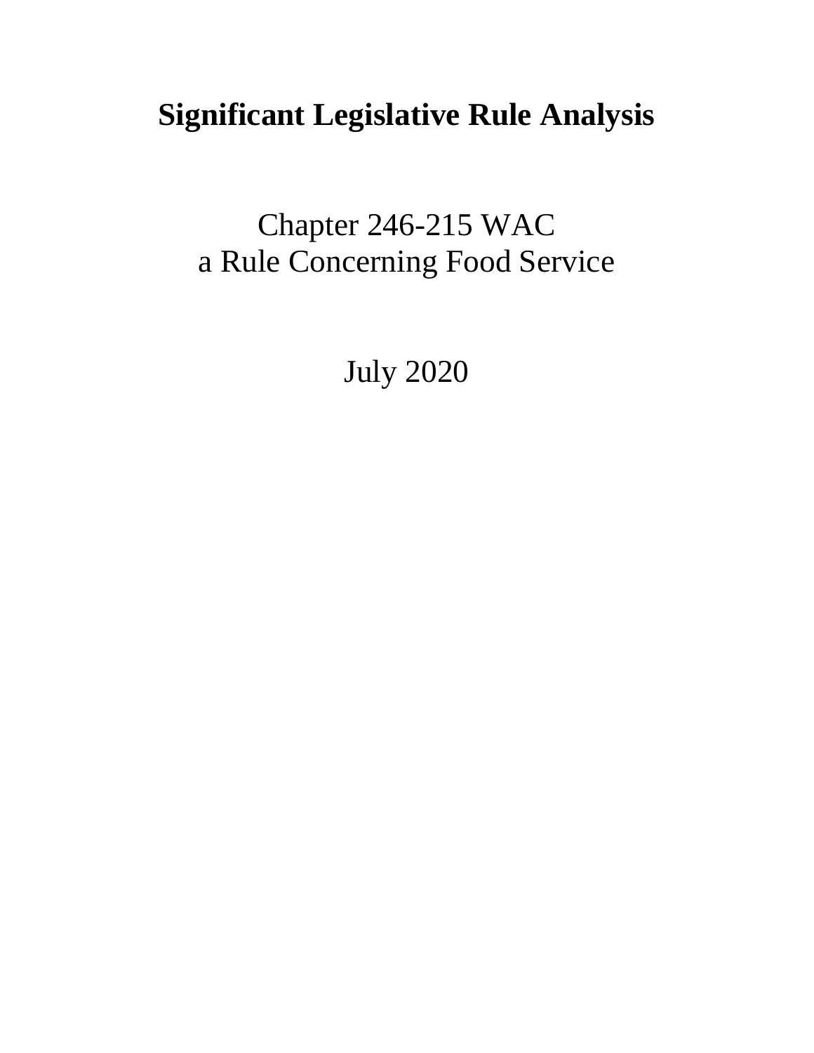# Significant Legislative Rule Analysis

Chapter 246-215 WAC
a Rule Concerning Food Service

July 2020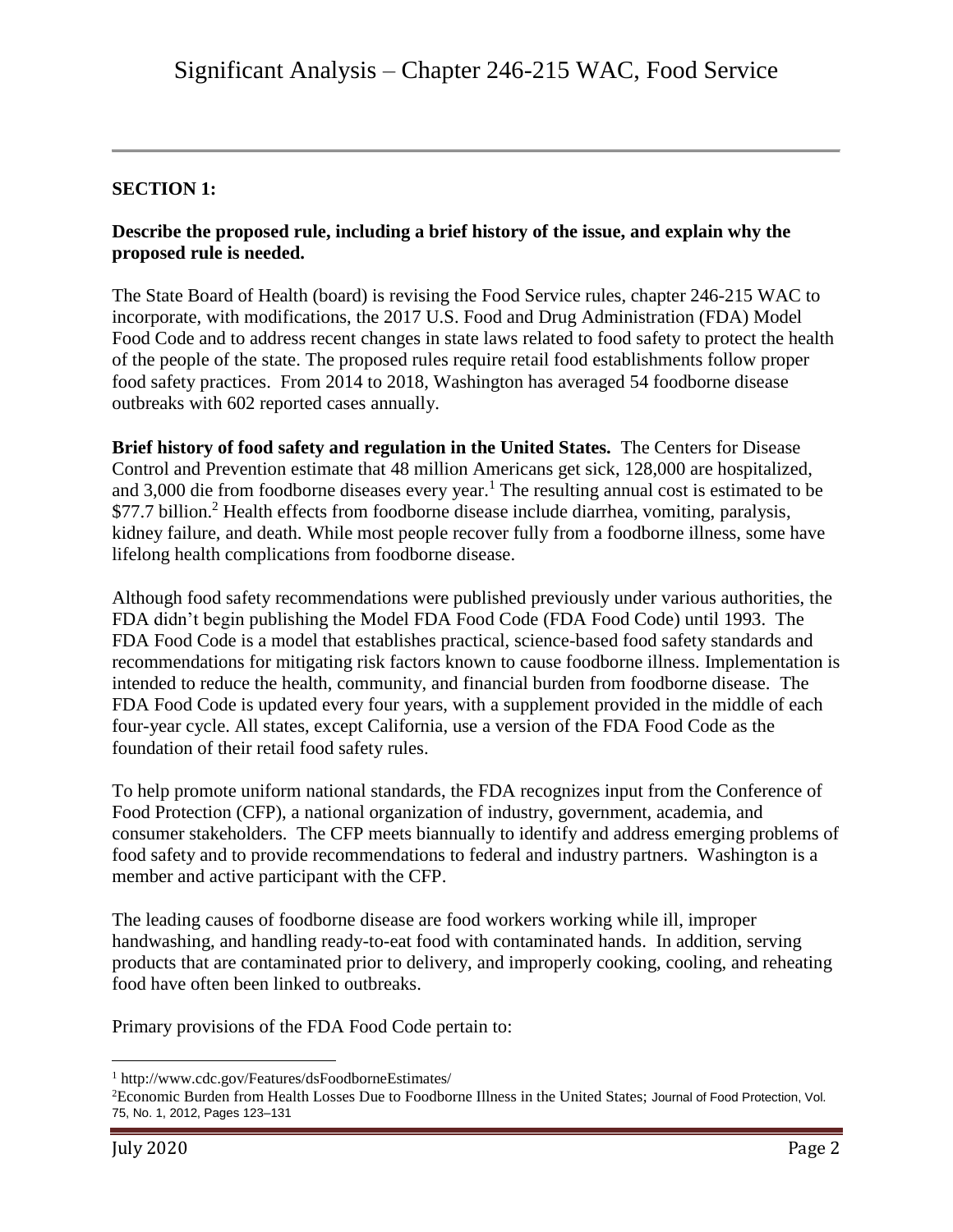**SECTION 1:**

**Describe the proposed rule, including a brief history of the issue, and explain why the proposed rule is needed.**

The State Board of Health (board) is revising the Food Service rules, chapter 246-215 WAC to incorporate, with modifications, the 2017 U.S. Food and Drug Administration (FDA) Model Food Code and to address recent changes in state laws related to food safety to protect the health of the people of the state. The proposed rules require retail food establishments follow proper food safety practices. From 2014 to 2018, Washington has averaged 54 foodborne disease outbreaks with 602 reported cases annually.

**Brief history of food safety and regulation in the United States.** The Centers for Disease Control and Prevention estimate that 48 million Americans get sick, 128,000 are hospitalized, and 3,000 die from foodborne diseases every year.[1] The resulting annual cost is estimated to be \$77.7 billion.[2] Health effects from foodborne disease include diarrhea, vomiting, paralysis, kidney failure, and death. While most people recover fully from a foodborne illness, some have lifelong health complications from foodborne disease.

Although food safety recommendations were published previously under various authorities, the FDA didn't begin publishing the Model FDA Food Code (FDA Food Code) until 1993. The FDA Food Code is a model that establishes practical, science-based food safety standards and recommendations for mitigating risk factors known to cause foodborne illness. Implementation is intended to reduce the health, community, and financial burden from foodborne disease. The FDA Food Code is updated every four years, with a supplement provided in the middle of each four-year cycle. All states, except California, use a version of the FDA Food Code as the foundation of their retail food safety rules.

To help promote uniform national standards, the FDA recognizes input from the Conference of Food Protection (CFP), a national organization of industry, government, academia, and consumer stakeholders. The CFP meets biannually to identify and address emerging problems of food safety and to provide recommendations to federal and industry partners. Washington is a member and active participant with the CFP.

The leading causes of foodborne disease are food workers working while ill, improper handwashing, and handling ready-to-eat food with contaminated hands. In addition, serving products that are contaminated prior to delivery, and improperly cooking, cooling, and reheating food have often been linked to outbreaks.

Primary provisions of the FDA Food Code pertain to:

---

[1] http://www.cdc.gov/Features/dsFoodborneEstimates/

[2] Economic Burden from Health Losses Due to Foodborne Illness in the United States; Journal of Food Protection, Vol. 75, No. 1, 2012, Pages 123–131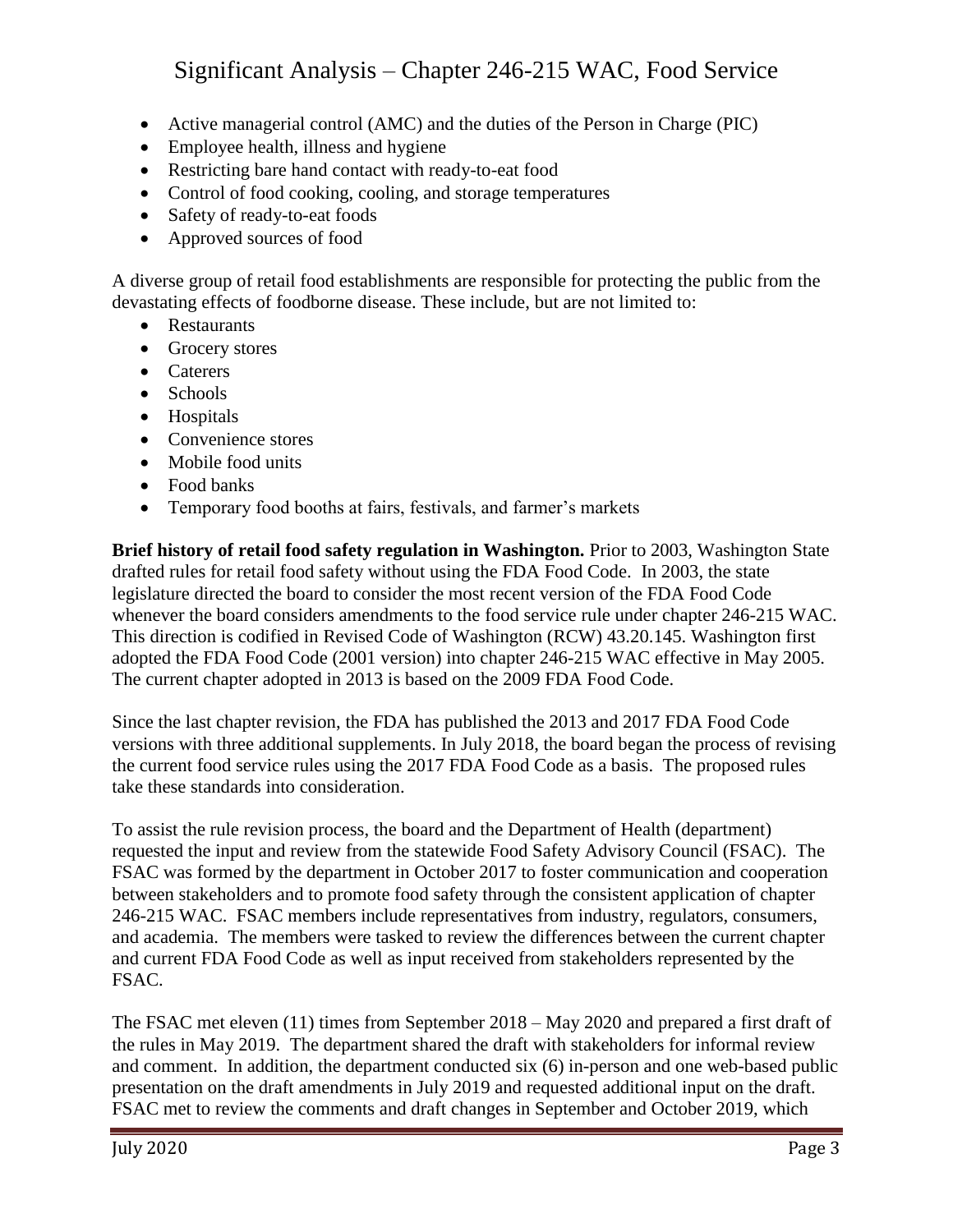- Active managerial control (AMC) and the duties of the Person in Charge (PIC)
- Employee health, illness and hygiene
- Restricting bare hand contact with ready-to-eat food
- Control of food cooking, cooling, and storage temperatures
- Safety of ready-to-eat foods
- Approved sources of food

A diverse group of retail food establishments are responsible for protecting the public from the devastating effects of foodborne disease. These include, but are not limited to:

- Restaurants
- Grocery stores
- Caterers
- Schools
- Hospitals
- Convenience stores
- Mobile food units
- Food banks
- Temporary food booths at fairs, festivals, and farmer's markets

**Brief history of retail food safety regulation in Washington.** Prior to 2003, Washington State drafted rules for retail food safety without using the FDA Food Code. In 2003, the state legislature directed the board to consider the most recent version of the FDA Food Code whenever the board considers amendments to the food service rule under chapter 246-215 WAC. This direction is codified in Revised Code of Washington (RCW) 43.20.145. Washington first adopted the FDA Food Code (2001 version) into chapter 246-215 WAC effective in May 2005. The current chapter adopted in 2013 is based on the 2009 FDA Food Code.

Since the last chapter revision, the FDA has published the 2013 and 2017 FDA Food Code versions with three additional supplements. In July 2018, the board began the process of revising the current food service rules using the 2017 FDA Food Code as a basis. The proposed rules take these standards into consideration.

To assist the rule revision process, the board and the Department of Health (department) requested the input and review from the statewide Food Safety Advisory Council (FSAC). The FSAC was formed by the department in October 2017 to foster communication and cooperation between stakeholders and to promote food safety through the consistent application of chapter 246-215 WAC. FSAC members include representatives from industry, regulators, consumers, and academia. The members were tasked to review the differences between the current chapter and current FDA Food Code as well as input received from stakeholders represented by the FSAC.

The FSAC met eleven (11) times from September 2018 – May 2020 and prepared a first draft of the rules in May 2019. The department shared the draft with stakeholders for informal review and comment. In addition, the department conducted six (6) in-person and one web-based public presentation on the draft amendments in July 2019 and requested additional input on the draft. FSAC met to review the comments and draft changes in September and October 2019, which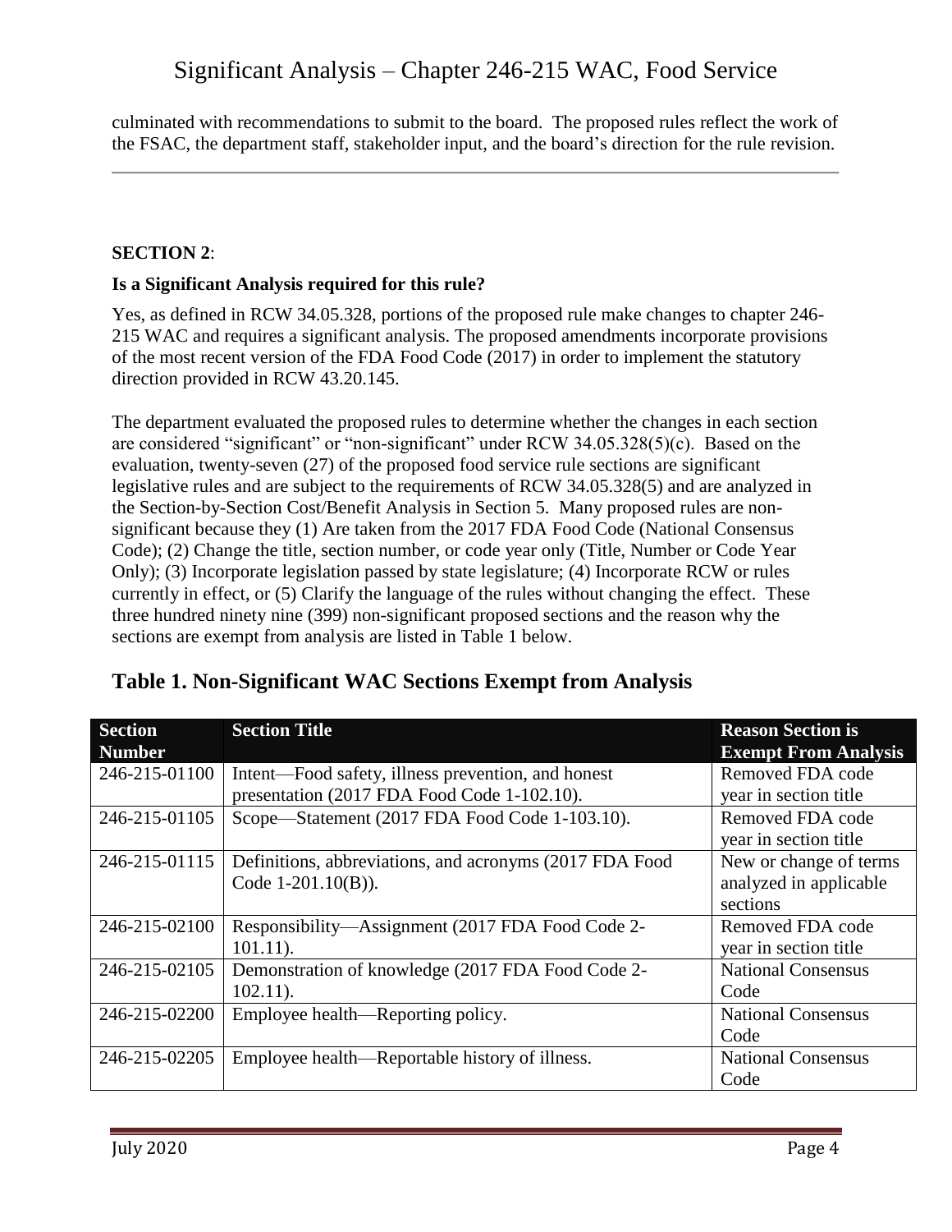culminated with recommendations to submit to the board. The proposed rules reflect the work of the FSAC, the department staff, stakeholder input, and the board's direction for the rule revision.

**SECTION 2**:

**Is a Significant Analysis required for this rule?**

Yes, as defined in RCW 34.05.328, portions of the proposed rule make changes to chapter 246-215 WAC and requires a significant analysis. The proposed amendments incorporate provisions of the most recent version of the FDA Food Code (2017) in order to implement the statutory direction provided in RCW 43.20.145.

The department evaluated the proposed rules to determine whether the changes in each section are considered "significant" or "non-significant" under RCW 34.05.328(5)(c). Based on the evaluation, twenty-seven (27) of the proposed food service rule sections are significant legislative rules and are subject to the requirements of RCW 34.05.328(5) and are analyzed in the Section-by-Section Cost/Benefit Analysis in Section 5. Many proposed rules are non-significant because they (1) Are taken from the 2017 FDA Food Code (National Consensus Code); (2) Change the title, section number, or code year only (Title, Number or Code Year Only); (3) Incorporate legislation passed by state legislature; (4) Incorporate RCW or rules currently in effect, or (5) Clarify the language of the rules without changing the effect. These three hundred ninety nine (399) non-significant proposed sections and the reason why the sections are exempt from analysis are listed in Table 1 below.

## Table 1. Non-Significant WAC Sections Exempt from Analysis

| Section Number | Section Title | Reason Section is Exempt From Analysis |
|---|---|---|
| 246-215-01100 | Intent—Food safety, illness prevention, and honest presentation (2017 FDA Food Code 1-102.10). | Removed FDA code year in section title |
| 246-215-01105 | Scope—Statement (2017 FDA Food Code 1-103.10). | Removed FDA code year in section title |
| 246-215-01115 | Definitions, abbreviations, and acronyms (2017 FDA Food Code 1-201.10(B)). | New or change of terms analyzed in applicable sections |
| 246-215-02100 | Responsibility—Assignment (2017 FDA Food Code 2-101.11). | Removed FDA code year in section title |
| 246-215-02105 | Demonstration of knowledge (2017 FDA Food Code 2-102.11). | National Consensus Code |
| 246-215-02200 | Employee health—Reporting policy. | National Consensus Code |
| 246-215-02205 | Employee health—Reportable history of illness. | National Consensus Code |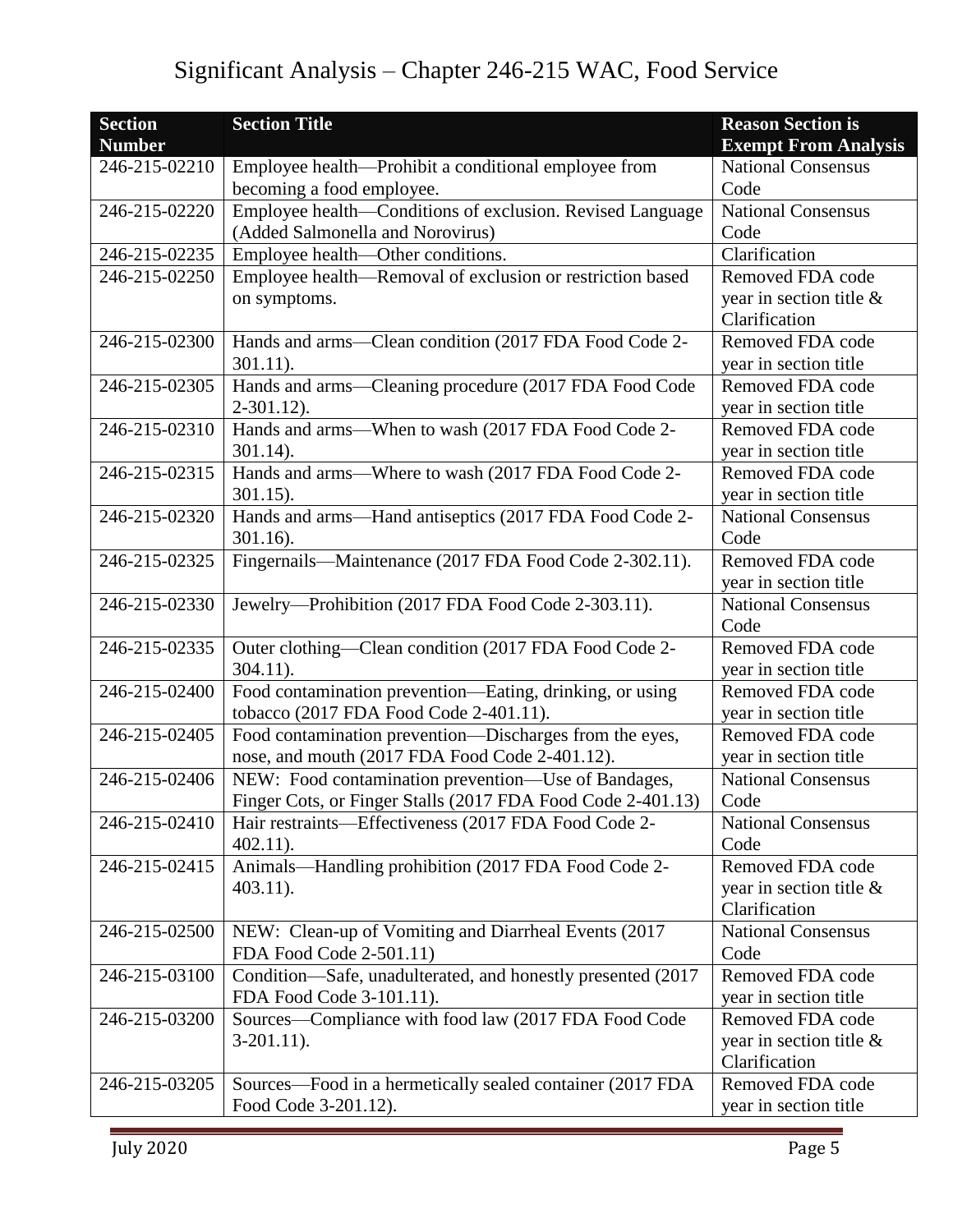# Significant Analysis – Chapter 246-215 WAC, Food Service

| Section Number | Section Title | Reason Section is Exempt From Analysis |
|---|---|---|
| 246-215-02210 | Employee health—Prohibit a conditional employee from becoming a food employee. | National Consensus Code |
| 246-215-02220 | Employee health—Conditions of exclusion. Revised Language (Added Salmonella and Norovirus) | National Consensus Code |
| 246-215-02235 | Employee health—Other conditions. | Clarification |
| 246-215-02250 | Employee health—Removal of exclusion or restriction based on symptoms. | Removed FDA code year in section title & Clarification |
| 246-215-02300 | Hands and arms—Clean condition (2017 FDA Food Code 2-301.11). | Removed FDA code year in section title |
| 246-215-02305 | Hands and arms—Cleaning procedure (2017 FDA Food Code 2-301.12). | Removed FDA code year in section title |
| 246-215-02310 | Hands and arms—When to wash (2017 FDA Food Code 2-301.14). | Removed FDA code year in section title |
| 246-215-02315 | Hands and arms—Where to wash (2017 FDA Food Code 2-301.15). | Removed FDA code year in section title |
| 246-215-02320 | Hands and arms—Hand antiseptics (2017 FDA Food Code 2-301.16). | National Consensus Code |
| 246-215-02325 | Fingernails—Maintenance (2017 FDA Food Code 2-302.11). | Removed FDA code year in section title |
| 246-215-02330 | Jewelry—Prohibition (2017 FDA Food Code 2-303.11). | National Consensus Code |
| 246-215-02335 | Outer clothing—Clean condition (2017 FDA Food Code 2-304.11). | Removed FDA code year in section title |
| 246-215-02400 | Food contamination prevention—Eating, drinking, or using tobacco (2017 FDA Food Code 2-401.11). | Removed FDA code year in section title |
| 246-215-02405 | Food contamination prevention—Discharges from the eyes, nose, and mouth (2017 FDA Food Code 2-401.12). | Removed FDA code year in section title |
| 246-215-02406 | NEW: Food contamination prevention—Use of Bandages, Finger Cots, or Finger Stalls (2017 FDA Food Code 2-401.13) | National Consensus Code |
| 246-215-02410 | Hair restraints—Effectiveness (2017 FDA Food Code 2-402.11). | National Consensus Code |
| 246-215-02415 | Animals—Handling prohibition (2017 FDA Food Code 2-403.11). | Removed FDA code year in section title & Clarification |
| 246-215-02500 | NEW: Clean-up of Vomiting and Diarrheal Events (2017 FDA Food Code 2-501.11) | National Consensus Code |
| 246-215-03100 | Condition—Safe, unadulterated, and honestly presented (2017 FDA Food Code 3-101.11). | Removed FDA code year in section title |
| 246-215-03200 | Sources—Compliance with food law (2017 FDA Food Code 3-201.11). | Removed FDA code year in section title & Clarification |
| 246-215-03205 | Sources—Food in a hermetically sealed container (2017 FDA Food Code 3-201.12). | Removed FDA code year in section title |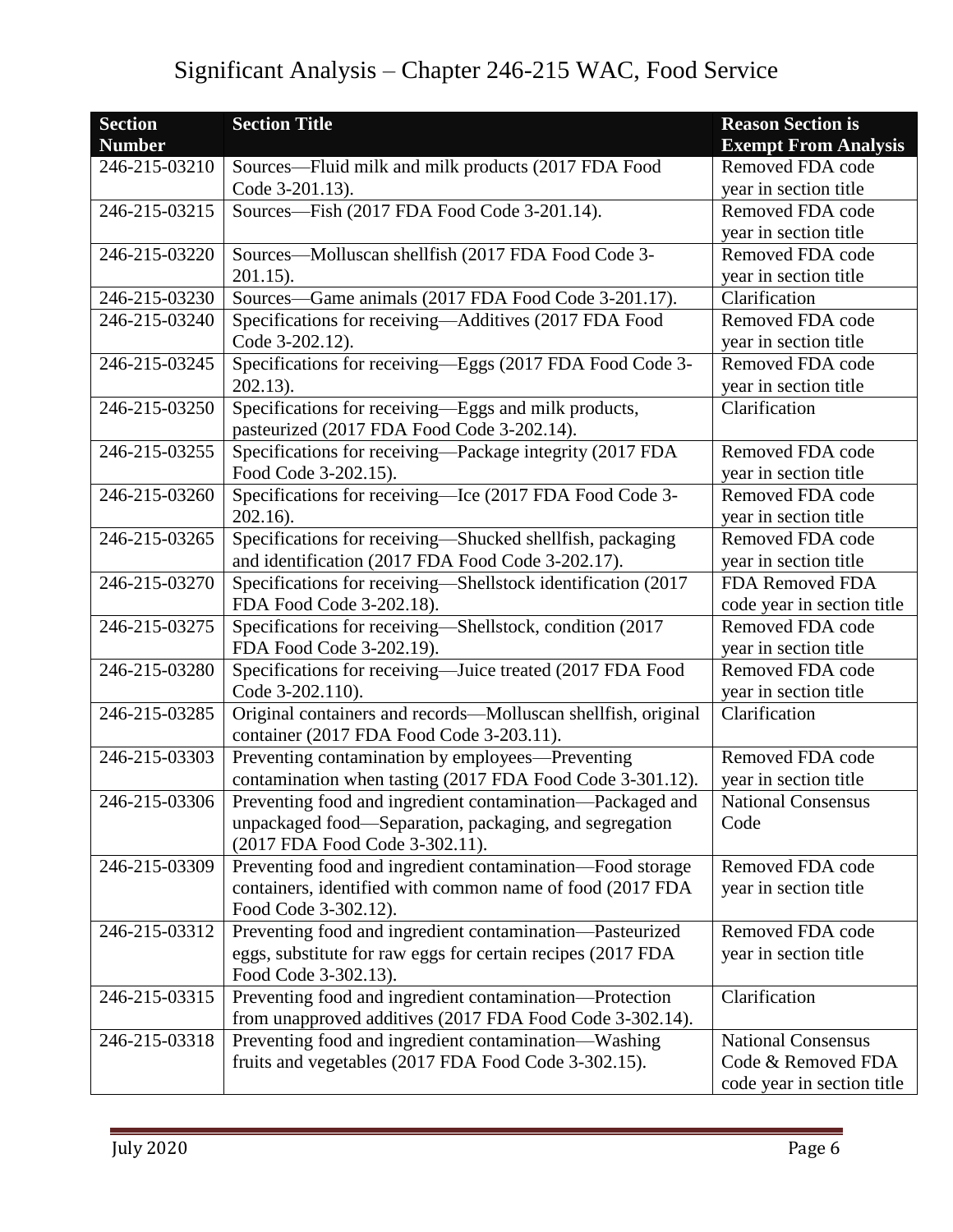# Significant Analysis – Chapter 246-215 WAC, Food Service

| Section Number | Section Title | Reason Section is Exempt From Analysis |
|---|---|---|
| 246-215-03210 | Sources—Fluid milk and milk products (2017 FDA Food Code 3-201.13). | Removed FDA code year in section title |
| 246-215-03215 | Sources—Fish (2017 FDA Food Code 3-201.14). | Removed FDA code year in section title |
| 246-215-03220 | Sources—Molluscan shellfish (2017 FDA Food Code 3-201.15). | Removed FDA code year in section title |
| 246-215-03230 | Sources—Game animals (2017 FDA Food Code 3-201.17). | Clarification |
| 246-215-03240 | Specifications for receiving—Additives (2017 FDA Food Code 3-202.12). | Removed FDA code year in section title |
| 246-215-03245 | Specifications for receiving—Eggs (2017 FDA Food Code 3-202.13). | Removed FDA code year in section title |
| 246-215-03250 | Specifications for receiving—Eggs and milk products, pasteurized (2017 FDA Food Code 3-202.14). | Clarification |
| 246-215-03255 | Specifications for receiving—Package integrity (2017 FDA Food Code 3-202.15). | Removed FDA code year in section title |
| 246-215-03260 | Specifications for receiving—Ice (2017 FDA Food Code 3-202.16). | Removed FDA code year in section title |
| 246-215-03265 | Specifications for receiving—Shucked shellfish, packaging and identification (2017 FDA Food Code 3-202.17). | Removed FDA code year in section title |
| 246-215-03270 | Specifications for receiving—Shellstock identification (2017 FDA Food Code 3-202.18). | FDA Removed FDA code year in section title |
| 246-215-03275 | Specifications for receiving—Shellstock, condition (2017 FDA Food Code 3-202.19). | Removed FDA code year in section title |
| 246-215-03280 | Specifications for receiving—Juice treated (2017 FDA Food Code 3-202.110). | Removed FDA code year in section title |
| 246-215-03285 | Original containers and records—Molluscan shellfish, original container (2017 FDA Food Code 3-203.11). | Clarification |
| 246-215-03303 | Preventing contamination by employees—Preventing contamination when tasting (2017 FDA Food Code 3-301.12). | Removed FDA code year in section title |
| 246-215-03306 | Preventing food and ingredient contamination—Packaged and unpackaged food—Separation, packaging, and segregation (2017 FDA Food Code 3-302.11). | National Consensus Code |
| 246-215-03309 | Preventing food and ingredient contamination—Food storage containers, identified with common name of food (2017 FDA Food Code 3-302.12). | Removed FDA code year in section title |
| 246-215-03312 | Preventing food and ingredient contamination—Pasteurized eggs, substitute for raw eggs for certain recipes (2017 FDA Food Code 3-302.13). | Removed FDA code year in section title |
| 246-215-03315 | Preventing food and ingredient contamination—Protection from unapproved additives (2017 FDA Food Code 3-302.14). | Clarification |
| 246-215-03318 | Preventing food and ingredient contamination—Washing fruits and vegetables (2017 FDA Food Code 3-302.15). | National Consensus Code & Removed FDA code year in section title |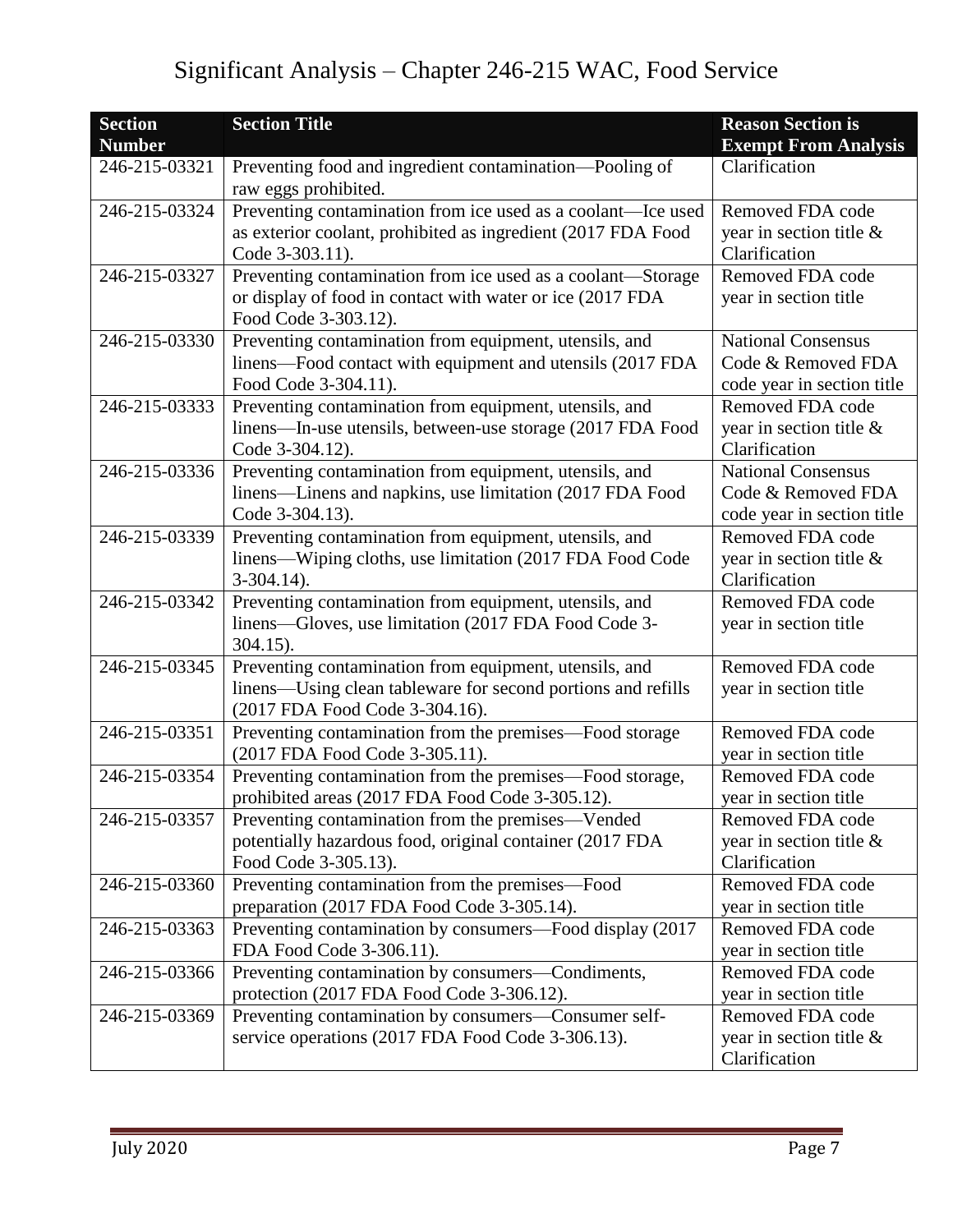| Section Number | Section Title | Reason Section is Exempt From Analysis |
|---|---|---|
| 246-215-03321 | Preventing food and ingredient contamination—Pooling of raw eggs prohibited. | Clarification |
| 246-215-03324 | Preventing contamination from ice used as a coolant—Ice used as exterior coolant, prohibited as ingredient (2017 FDA Food Code 3-303.11). | Removed FDA code year in section title & Clarification |
| 246-215-03327 | Preventing contamination from ice used as a coolant—Storage or display of food in contact with water or ice (2017 FDA Food Code 3-303.12). | Removed FDA code year in section title |
| 246-215-03330 | Preventing contamination from equipment, utensils, and linens—Food contact with equipment and utensils (2017 FDA Food Code 3-304.11). | National Consensus Code & Removed FDA code year in section title |
| 246-215-03333 | Preventing contamination from equipment, utensils, and linens—In-use utensils, between-use storage (2017 FDA Food Code 3-304.12). | Removed FDA code year in section title & Clarification |
| 246-215-03336 | Preventing contamination from equipment, utensils, and linens—Linens and napkins, use limitation (2017 FDA Food Code 3-304.13). | National Consensus Code & Removed FDA code year in section title |
| 246-215-03339 | Preventing contamination from equipment, utensils, and linens—Wiping cloths, use limitation (2017 FDA Food Code 3-304.14). | Removed FDA code year in section title & Clarification |
| 246-215-03342 | Preventing contamination from equipment, utensils, and linens—Gloves, use limitation (2017 FDA Food Code 3-304.15). | Removed FDA code year in section title |
| 246-215-03345 | Preventing contamination from equipment, utensils, and linens—Using clean tableware for second portions and refills (2017 FDA Food Code 3-304.16). | Removed FDA code year in section title |
| 246-215-03351 | Preventing contamination from the premises—Food storage (2017 FDA Food Code 3-305.11). | Removed FDA code year in section title |
| 246-215-03354 | Preventing contamination from the premises—Food storage, prohibited areas (2017 FDA Food Code 3-305.12). | Removed FDA code year in section title |
| 246-215-03357 | Preventing contamination from the premises—Vended potentially hazardous food, original container (2017 FDA Food Code 3-305.13). | Removed FDA code year in section title & Clarification |
| 246-215-03360 | Preventing contamination from the premises—Food preparation (2017 FDA Food Code 3-305.14). | Removed FDA code year in section title |
| 246-215-03363 | Preventing contamination by consumers—Food display (2017 FDA Food Code 3-306.11). | Removed FDA code year in section title |
| 246-215-03366 | Preventing contamination by consumers—Condiments, protection (2017 FDA Food Code 3-306.12). | Removed FDA code year in section title |
| 246-215-03369 | Preventing contamination by consumers—Consumer self-service operations (2017 FDA Food Code 3-306.13). | Removed FDA code year in section title & Clarification |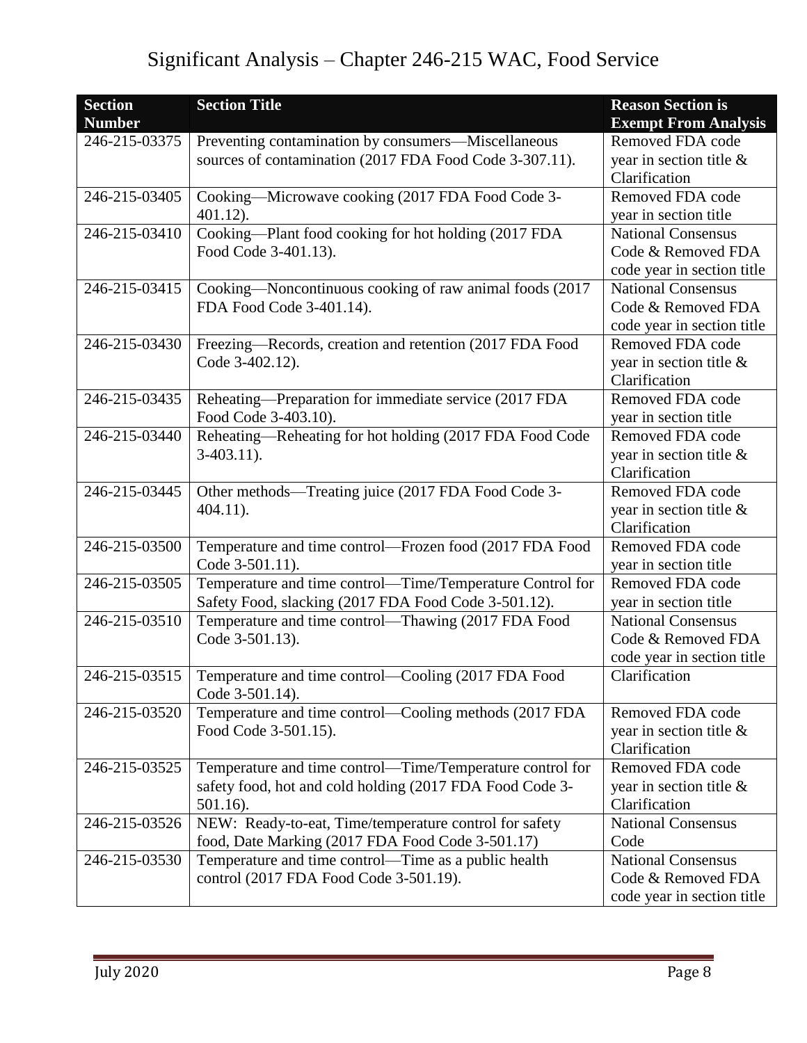# Significant Analysis – Chapter 246-215 WAC, Food Service

| Section Number | Section Title | Reason Section is Exempt From Analysis |
|---|---|---|
| 246-215-03375 | Preventing contamination by consumers—Miscellaneous sources of contamination (2017 FDA Food Code 3-307.11). | Removed FDA code year in section title & Clarification |
| 246-215-03405 | Cooking—Microwave cooking (2017 FDA Food Code 3-401.12). | Removed FDA code year in section title |
| 246-215-03410 | Cooking—Plant food cooking for hot holding (2017 FDA Food Code 3-401.13). | National Consensus Code & Removed FDA code year in section title |
| 246-215-03415 | Cooking—Noncontinuous cooking of raw animal foods (2017 FDA Food Code 3-401.14). | National Consensus Code & Removed FDA code year in section title |
| 246-215-03430 | Freezing—Records, creation and retention (2017 FDA Food Code 3-402.12). | Removed FDA code year in section title & Clarification |
| 246-215-03435 | Reheating—Preparation for immediate service (2017 FDA Food Code 3-403.10). | Removed FDA code year in section title |
| 246-215-03440 | Reheating—Reheating for hot holding (2017 FDA Food Code 3-403.11). | Removed FDA code year in section title & Clarification |
| 246-215-03445 | Other methods—Treating juice (2017 FDA Food Code 3-404.11). | Removed FDA code year in section title & Clarification |
| 246-215-03500 | Temperature and time control—Frozen food (2017 FDA Food Code 3-501.11). | Removed FDA code year in section title |
| 246-215-03505 | Temperature and time control—Time/Temperature Control for Safety Food, slacking (2017 FDA Food Code 3-501.12). | Removed FDA code year in section title |
| 246-215-03510 | Temperature and time control—Thawing (2017 FDA Food Code 3-501.13). | National Consensus Code & Removed FDA code year in section title |
| 246-215-03515 | Temperature and time control—Cooling (2017 FDA Food Code 3-501.14). | Clarification |
| 246-215-03520 | Temperature and time control—Cooling methods (2017 FDA Food Code 3-501.15). | Removed FDA code year in section title & Clarification |
| 246-215-03525 | Temperature and time control—Time/Temperature control for safety food, hot and cold holding (2017 FDA Food Code 3-501.16). | Removed FDA code year in section title & Clarification |
| 246-215-03526 | NEW: Ready-to-eat, Time/temperature control for safety food, Date Marking (2017 FDA Food Code 3-501.17) | National Consensus Code |
| 246-215-03530 | Temperature and time control—Time as a public health control (2017 FDA Food Code 3-501.19). | National Consensus Code & Removed FDA code year in section title |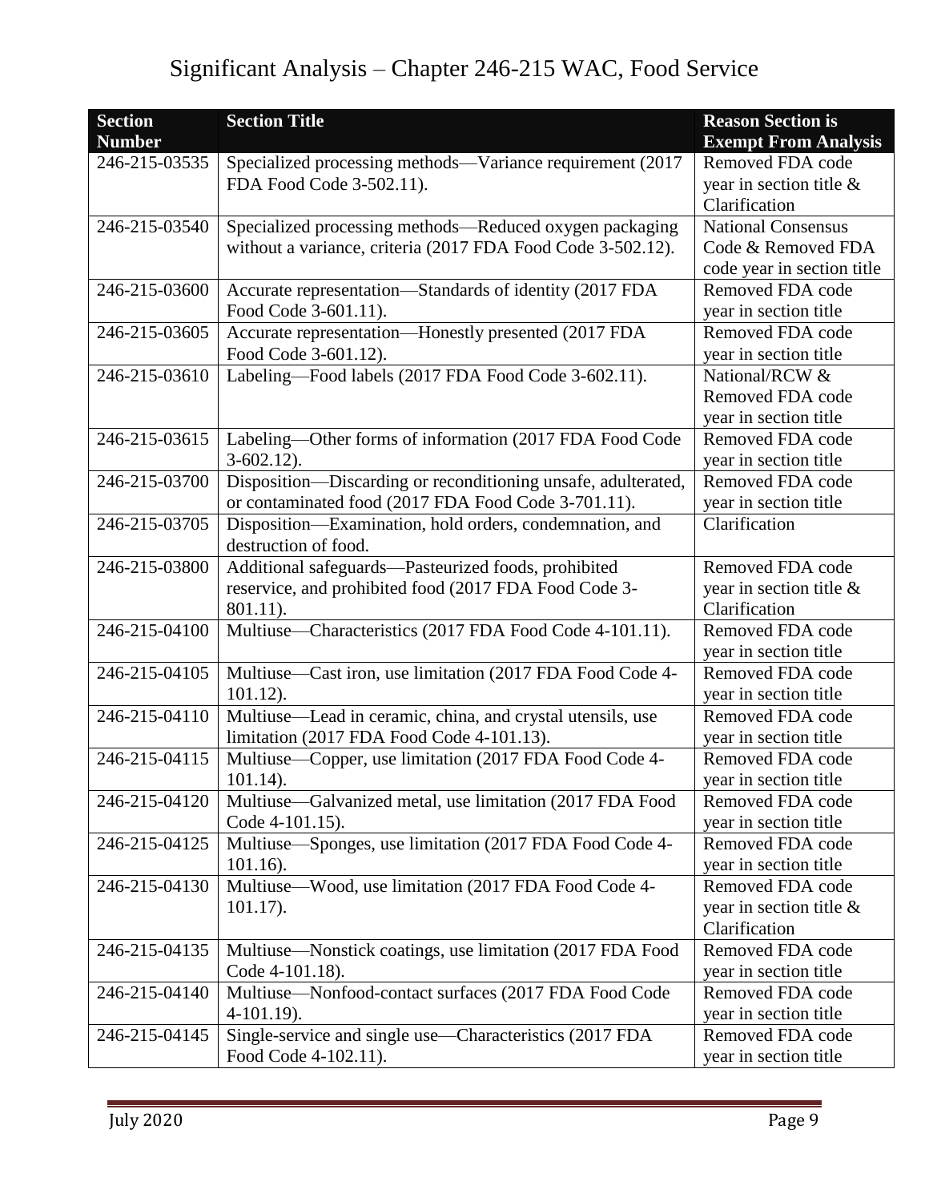| Section Number | Section Title | Reason Section is Exempt From Analysis |
|---|---|---|
| 246-215-03535 | Specialized processing methods—Variance requirement (2017 FDA Food Code 3-502.11). | Removed FDA code year in section title & Clarification |
| 246-215-03540 | Specialized processing methods—Reduced oxygen packaging without a variance, criteria (2017 FDA Food Code 3-502.12). | National Consensus Code & Removed FDA code year in section title |
| 246-215-03600 | Accurate representation—Standards of identity (2017 FDA Food Code 3-601.11). | Removed FDA code year in section title |
| 246-215-03605 | Accurate representation—Honestly presented (2017 FDA Food Code 3-601.12). | Removed FDA code year in section title |
| 246-215-03610 | Labeling—Food labels (2017 FDA Food Code 3-602.11). | National/RCW & Removed FDA code year in section title |
| 246-215-03615 | Labeling—Other forms of information (2017 FDA Food Code 3-602.12). | Removed FDA code year in section title |
| 246-215-03700 | Disposition—Discarding or reconditioning unsafe, adulterated, or contaminated food (2017 FDA Food Code 3-701.11). | Removed FDA code year in section title |
| 246-215-03705 | Disposition—Examination, hold orders, condemnation, and destruction of food. | Clarification |
| 246-215-03800 | Additional safeguards—Pasteurized foods, prohibited reservice, and prohibited food (2017 FDA Food Code 3-801.11). | Removed FDA code year in section title & Clarification |
| 246-215-04100 | Multiuse—Characteristics (2017 FDA Food Code 4-101.11). | Removed FDA code year in section title |
| 246-215-04105 | Multiuse—Cast iron, use limitation (2017 FDA Food Code 4-101.12). | Removed FDA code year in section title |
| 246-215-04110 | Multiuse—Lead in ceramic, china, and crystal utensils, use limitation (2017 FDA Food Code 4-101.13). | Removed FDA code year in section title |
| 246-215-04115 | Multiuse—Copper, use limitation (2017 FDA Food Code 4-101.14). | Removed FDA code year in section title |
| 246-215-04120 | Multiuse—Galvanized metal, use limitation (2017 FDA Food Code 4-101.15). | Removed FDA code year in section title |
| 246-215-04125 | Multiuse—Sponges, use limitation (2017 FDA Food Code 4-101.16). | Removed FDA code year in section title |
| 246-215-04130 | Multiuse—Wood, use limitation (2017 FDA Food Code 4-101.17). | Removed FDA code year in section title & Clarification |
| 246-215-04135 | Multiuse—Nonstick coatings, use limitation (2017 FDA Food Code 4-101.18). | Removed FDA code year in section title |
| 246-215-04140 | Multiuse—Nonfood-contact surfaces (2017 FDA Food Code 4-101.19). | Removed FDA code year in section title |
| 246-215-04145 | Single-service and single use—Characteristics (2017 FDA Food Code 4-102.11). | Removed FDA code year in section title |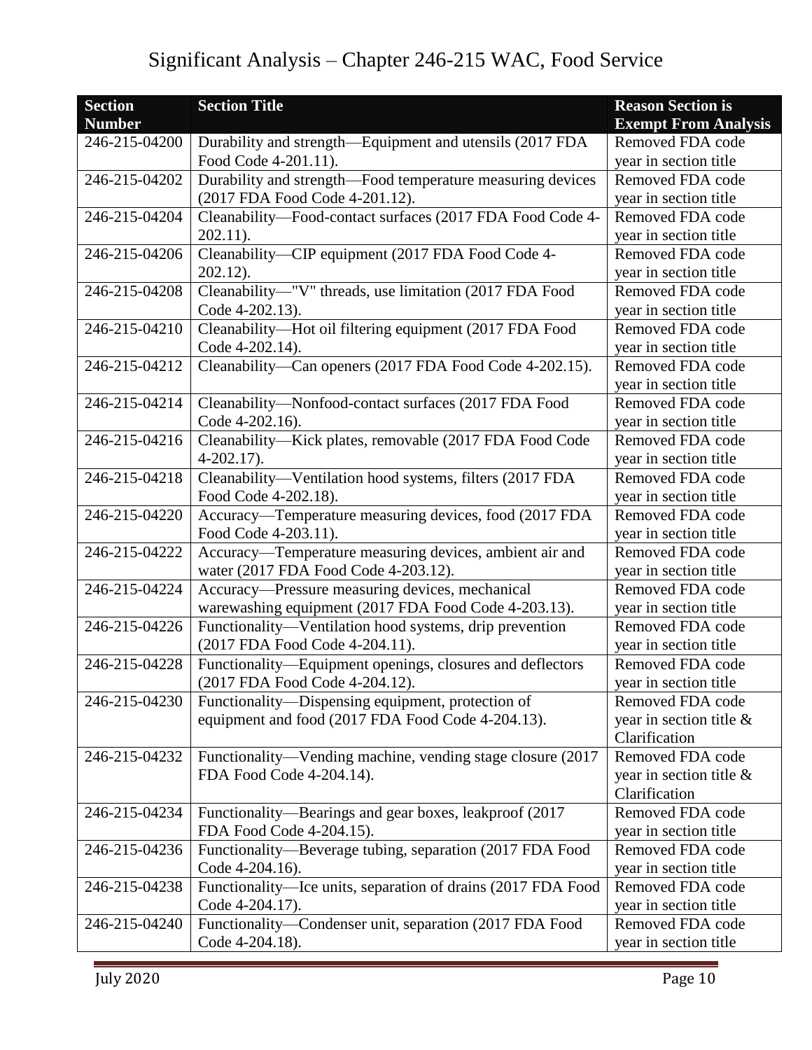| Section Number | Section Title | Reason Section is Exempt From Analysis |
|---|---|---|
| 246-215-04200 | Durability and strength—Equipment and utensils (2017 FDA Food Code 4-201.11). | Removed FDA code year in section title |
| 246-215-04202 | Durability and strength—Food temperature measuring devices (2017 FDA Food Code 4-201.12). | Removed FDA code year in section title |
| 246-215-04204 | Cleanability—Food-contact surfaces (2017 FDA Food Code 4-202.11). | Removed FDA code year in section title |
| 246-215-04206 | Cleanability—CIP equipment (2017 FDA Food Code 4-202.12). | Removed FDA code year in section title |
| 246-215-04208 | Cleanability—"V" threads, use limitation (2017 FDA Food Code 4-202.13). | Removed FDA code year in section title |
| 246-215-04210 | Cleanability—Hot oil filtering equipment (2017 FDA Food Code 4-202.14). | Removed FDA code year in section title |
| 246-215-04212 | Cleanability—Can openers (2017 FDA Food Code 4-202.15). | Removed FDA code year in section title |
| 246-215-04214 | Cleanability—Nonfood-contact surfaces (2017 FDA Food Code 4-202.16). | Removed FDA code year in section title |
| 246-215-04216 | Cleanability—Kick plates, removable (2017 FDA Food Code 4-202.17). | Removed FDA code year in section title |
| 246-215-04218 | Cleanability—Ventilation hood systems, filters (2017 FDA Food Code 4-202.18). | Removed FDA code year in section title |
| 246-215-04220 | Accuracy—Temperature measuring devices, food (2017 FDA Food Code 4-203.11). | Removed FDA code year in section title |
| 246-215-04222 | Accuracy—Temperature measuring devices, ambient air and water (2017 FDA Food Code 4-203.12). | Removed FDA code year in section title |
| 246-215-04224 | Accuracy—Pressure measuring devices, mechanical warewashing equipment (2017 FDA Food Code 4-203.13). | Removed FDA code year in section title |
| 246-215-04226 | Functionality—Ventilation hood systems, drip prevention (2017 FDA Food Code 4-204.11). | Removed FDA code year in section title |
| 246-215-04228 | Functionality—Equipment openings, closures and deflectors (2017 FDA Food Code 4-204.12). | Removed FDA code year in section title |
| 246-215-04230 | Functionality—Dispensing equipment, protection of equipment and food (2017 FDA Food Code 4-204.13). | Removed FDA code year in section title & Clarification |
| 246-215-04232 | Functionality—Vending machine, vending stage closure (2017 FDA Food Code 4-204.14). | Removed FDA code year in section title & Clarification |
| 246-215-04234 | Functionality—Bearings and gear boxes, leakproof (2017 FDA Food Code 4-204.15). | Removed FDA code year in section title |
| 246-215-04236 | Functionality—Beverage tubing, separation (2017 FDA Food Code 4-204.16). | Removed FDA code year in section title |
| 246-215-04238 | Functionality—Ice units, separation of drains (2017 FDA Food Code 4-204.17). | Removed FDA code year in section title |
| 246-215-04240 | Functionality—Condenser unit, separation (2017 FDA Food Code 4-204.18). | Removed FDA code year in section title |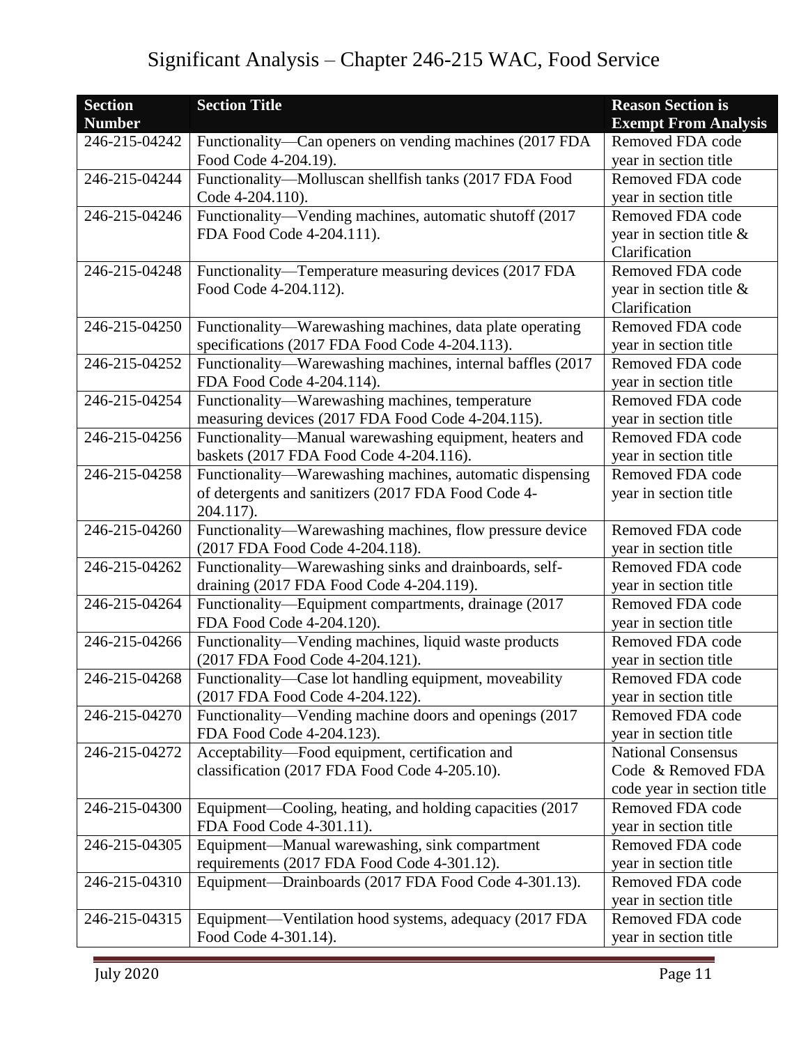| Section Number | Section Title | Reason Section is Exempt From Analysis |
|---|---|---|
| 246-215-04242 | Functionality—Can openers on vending machines (2017 FDA Food Code 4-204.19). | Removed FDA code year in section title |
| 246-215-04244 | Functionality—Molluscan shellfish tanks (2017 FDA Food Code 4-204.110). | Removed FDA code year in section title |
| 246-215-04246 | Functionality—Vending machines, automatic shutoff (2017 FDA Food Code 4-204.111). | Removed FDA code year in section title & Clarification |
| 246-215-04248 | Functionality—Temperature measuring devices (2017 FDA Food Code 4-204.112). | Removed FDA code year in section title & Clarification |
| 246-215-04250 | Functionality—Warewashing machines, data plate operating specifications (2017 FDA Food Code 4-204.113). | Removed FDA code year in section title |
| 246-215-04252 | Functionality—Warewashing machines, internal baffles (2017 FDA Food Code 4-204.114). | Removed FDA code year in section title |
| 246-215-04254 | Functionality—Warewashing machines, temperature measuring devices (2017 FDA Food Code 4-204.115). | Removed FDA code year in section title |
| 246-215-04256 | Functionality—Manual warewashing equipment, heaters and baskets (2017 FDA Food Code 4-204.116). | Removed FDA code year in section title |
| 246-215-04258 | Functionality—Warewashing machines, automatic dispensing of detergents and sanitizers (2017 FDA Food Code 4-204.117). | Removed FDA code year in section title |
| 246-215-04260 | Functionality—Warewashing machines, flow pressure device (2017 FDA Food Code 4-204.118). | Removed FDA code year in section title |
| 246-215-04262 | Functionality—Warewashing sinks and drainboards, self-draining (2017 FDA Food Code 4-204.119). | Removed FDA code year in section title |
| 246-215-04264 | Functionality—Equipment compartments, drainage (2017 FDA Food Code 4-204.120). | Removed FDA code year in section title |
| 246-215-04266 | Functionality—Vending machines, liquid waste products (2017 FDA Food Code 4-204.121). | Removed FDA code year in section title |
| 246-215-04268 | Functionality—Case lot handling equipment, moveability (2017 FDA Food Code 4-204.122). | Removed FDA code year in section title |
| 246-215-04270 | Functionality—Vending machine doors and openings (2017 FDA Food Code 4-204.123). | Removed FDA code year in section title |
| 246-215-04272 | Acceptability—Food equipment, certification and classification (2017 FDA Food Code 4-205.10). | National Consensus Code & Removed FDA code year in section title |
| 246-215-04300 | Equipment—Cooling, heating, and holding capacities (2017 FDA Food Code 4-301.11). | Removed FDA code year in section title |
| 246-215-04305 | Equipment—Manual warewashing, sink compartment requirements (2017 FDA Food Code 4-301.12). | Removed FDA code year in section title |
| 246-215-04310 | Equipment—Drainboards (2017 FDA Food Code 4-301.13). | Removed FDA code year in section title |
| 246-215-04315 | Equipment—Ventilation hood systems, adequacy (2017 FDA Food Code 4-301.14). | Removed FDA code year in section title |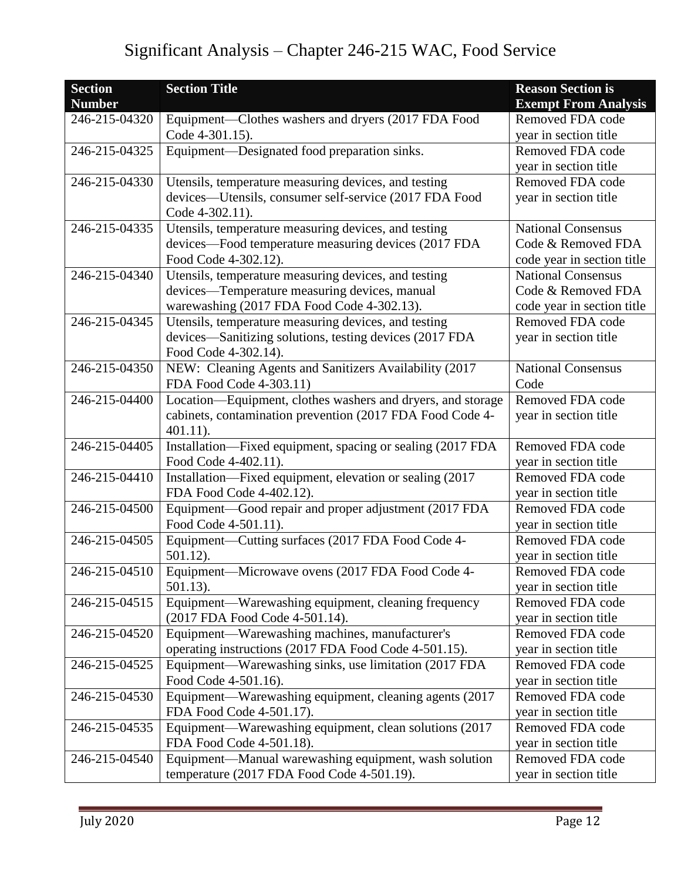| Section Number | Section Title | Reason Section is Exempt From Analysis |
|---|---|---|
| 246-215-04320 | Equipment—Clothes washers and dryers (2017 FDA Food Code 4-301.15). | Removed FDA code year in section title |
| 246-215-04325 | Equipment—Designated food preparation sinks. | Removed FDA code year in section title |
| 246-215-04330 | Utensils, temperature measuring devices, and testing devices—Utensils, consumer self-service (2017 FDA Food Code 4-302.11). | Removed FDA code year in section title |
| 246-215-04335 | Utensils, temperature measuring devices, and testing devices—Food temperature measuring devices (2017 FDA Food Code 4-302.12). | National Consensus Code & Removed FDA code year in section title |
| 246-215-04340 | Utensils, temperature measuring devices, and testing devices—Temperature measuring devices, manual warewashing (2017 FDA Food Code 4-302.13). | National Consensus Code & Removed FDA code year in section title |
| 246-215-04345 | Utensils, temperature measuring devices, and testing devices—Sanitizing solutions, testing devices (2017 FDA Food Code 4-302.14). | Removed FDA code year in section title |
| 246-215-04350 | NEW: Cleaning Agents and Sanitizers Availability (2017 FDA Food Code 4-303.11) | National Consensus Code |
| 246-215-04400 | Location—Equipment, clothes washers and dryers, and storage cabinets, contamination prevention (2017 FDA Food Code 4-401.11). | Removed FDA code year in section title |
| 246-215-04405 | Installation—Fixed equipment, spacing or sealing (2017 FDA Food Code 4-402.11). | Removed FDA code year in section title |
| 246-215-04410 | Installation—Fixed equipment, elevation or sealing (2017 FDA Food Code 4-402.12). | Removed FDA code year in section title |
| 246-215-04500 | Equipment—Good repair and proper adjustment (2017 FDA Food Code 4-501.11). | Removed FDA code year in section title |
| 246-215-04505 | Equipment—Cutting surfaces (2017 FDA Food Code 4-501.12). | Removed FDA code year in section title |
| 246-215-04510 | Equipment—Microwave ovens (2017 FDA Food Code 4-501.13). | Removed FDA code year in section title |
| 246-215-04515 | Equipment—Warewashing equipment, cleaning frequency (2017 FDA Food Code 4-501.14). | Removed FDA code year in section title |
| 246-215-04520 | Equipment—Warewashing machines, manufacturer's operating instructions (2017 FDA Food Code 4-501.15). | Removed FDA code year in section title |
| 246-215-04525 | Equipment—Warewashing sinks, use limitation (2017 FDA Food Code 4-501.16). | Removed FDA code year in section title |
| 246-215-04530 | Equipment—Warewashing equipment, cleaning agents (2017 FDA Food Code 4-501.17). | Removed FDA code year in section title |
| 246-215-04535 | Equipment—Warewashing equipment, clean solutions (2017 FDA Food Code 4-501.18). | Removed FDA code year in section title |
| 246-215-04540 | Equipment—Manual warewashing equipment, wash solution temperature (2017 FDA Food Code 4-501.19). | Removed FDA code year in section title |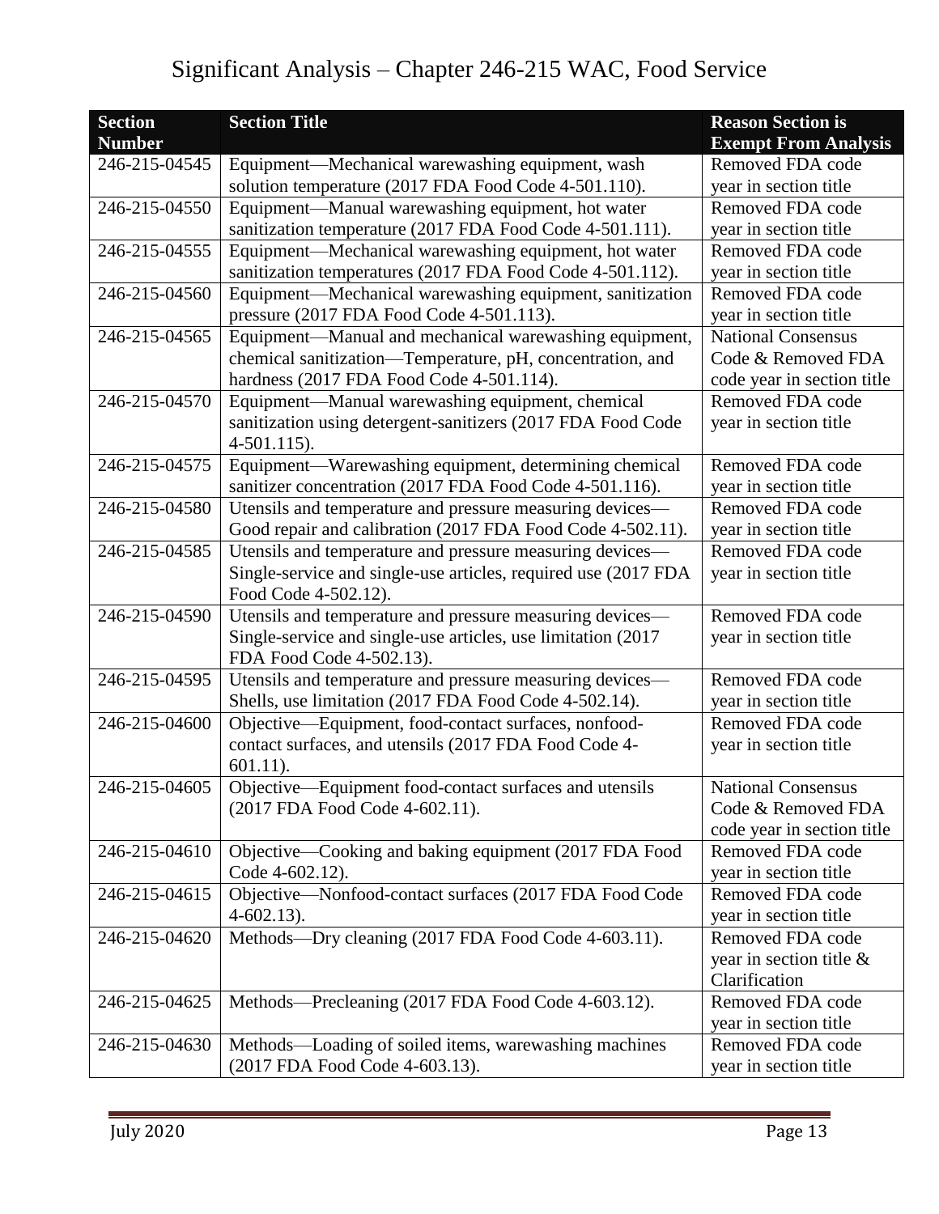# Significant Analysis – Chapter 246-215 WAC, Food Service

| Section Number | Section Title | Reason Section is Exempt From Analysis |
|---|---|---|
| 246-215-04545 | Equipment—Mechanical warewashing equipment, wash solution temperature (2017 FDA Food Code 4-501.110). | Removed FDA code year in section title |
| 246-215-04550 | Equipment—Manual warewashing equipment, hot water sanitization temperature (2017 FDA Food Code 4-501.111). | Removed FDA code year in section title |
| 246-215-04555 | Equipment—Mechanical warewashing equipment, hot water sanitization temperatures (2017 FDA Food Code 4-501.112). | Removed FDA code year in section title |
| 246-215-04560 | Equipment—Mechanical warewashing equipment, sanitization pressure (2017 FDA Food Code 4-501.113). | Removed FDA code year in section title |
| 246-215-04565 | Equipment—Manual and mechanical warewashing equipment, chemical sanitization—Temperature, pH, concentration, and hardness (2017 FDA Food Code 4-501.114). | National Consensus Code & Removed FDA code year in section title |
| 246-215-04570 | Equipment—Manual warewashing equipment, chemical sanitization using detergent-sanitizers (2017 FDA Food Code 4-501.115). | Removed FDA code year in section title |
| 246-215-04575 | Equipment—Warewashing equipment, determining chemical sanitizer concentration (2017 FDA Food Code 4-501.116). | Removed FDA code year in section title |
| 246-215-04580 | Utensils and temperature and pressure measuring devices—Good repair and calibration (2017 FDA Food Code 4-502.11). | Removed FDA code year in section title |
| 246-215-04585 | Utensils and temperature and pressure measuring devices—Single-service and single-use articles, required use (2017 FDA Food Code 4-502.12). | Removed FDA code year in section title |
| 246-215-04590 | Utensils and temperature and pressure measuring devices—Single-service and single-use articles, use limitation (2017 FDA Food Code 4-502.13). | Removed FDA code year in section title |
| 246-215-04595 | Utensils and temperature and pressure measuring devices—Shells, use limitation (2017 FDA Food Code 4-502.14). | Removed FDA code year in section title |
| 246-215-04600 | Objective—Equipment, food-contact surfaces, nonfood-contact surfaces, and utensils (2017 FDA Food Code 4-601.11). | Removed FDA code year in section title |
| 246-215-04605 | Objective—Equipment food-contact surfaces and utensils (2017 FDA Food Code 4-602.11). | National Consensus Code & Removed FDA code year in section title |
| 246-215-04610 | Objective—Cooking and baking equipment (2017 FDA Food Code 4-602.12). | Removed FDA code year in section title |
| 246-215-04615 | Objective—Nonfood-contact surfaces (2017 FDA Food Code 4-602.13). | Removed FDA code year in section title |
| 246-215-04620 | Methods—Dry cleaning (2017 FDA Food Code 4-603.11). | Removed FDA code year in section title & Clarification |
| 246-215-04625 | Methods—Precleaning (2017 FDA Food Code 4-603.12). | Removed FDA code year in section title |
| 246-215-04630 | Methods—Loading of soiled items, warewashing machines (2017 FDA Food Code 4-603.13). | Removed FDA code year in section title |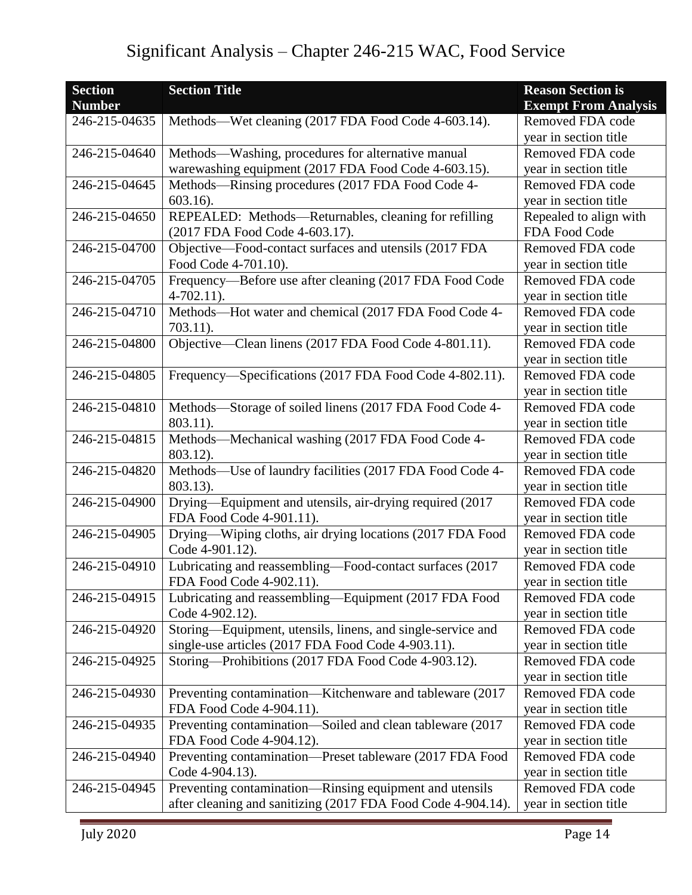# Significant Analysis – Chapter 246-215 WAC, Food Service

| Section Number | Section Title | Reason Section is Exempt From Analysis |
|---|---|---|
| 246-215-04635 | Methods—Wet cleaning (2017 FDA Food Code 4-603.14). | Removed FDA code year in section title |
| 246-215-04640 | Methods—Washing, procedures for alternative manual warewashing equipment (2017 FDA Food Code 4-603.15). | Removed FDA code year in section title |
| 246-215-04645 | Methods—Rinsing procedures (2017 FDA Food Code 4-603.16). | Removed FDA code year in section title |
| 246-215-04650 | REPEALED: Methods—Returnables, cleaning for refilling (2017 FDA Food Code 4-603.17). | Repealed to align with FDA Food Code |
| 246-215-04700 | Objective—Food-contact surfaces and utensils (2017 FDA Food Code 4-701.10). | Removed FDA code year in section title |
| 246-215-04705 | Frequency—Before use after cleaning (2017 FDA Food Code 4-702.11). | Removed FDA code year in section title |
| 246-215-04710 | Methods—Hot water and chemical (2017 FDA Food Code 4-703.11). | Removed FDA code year in section title |
| 246-215-04800 | Objective—Clean linens (2017 FDA Food Code 4-801.11). | Removed FDA code year in section title |
| 246-215-04805 | Frequency—Specifications (2017 FDA Food Code 4-802.11). | Removed FDA code year in section title |
| 246-215-04810 | Methods—Storage of soiled linens (2017 FDA Food Code 4-803.11). | Removed FDA code year in section title |
| 246-215-04815 | Methods—Mechanical washing (2017 FDA Food Code 4-803.12). | Removed FDA code year in section title |
| 246-215-04820 | Methods—Use of laundry facilities (2017 FDA Food Code 4-803.13). | Removed FDA code year in section title |
| 246-215-04900 | Drying—Equipment and utensils, air-drying required (2017 FDA Food Code 4-901.11). | Removed FDA code year in section title |
| 246-215-04905 | Drying—Wiping cloths, air drying locations (2017 FDA Food Code 4-901.12). | Removed FDA code year in section title |
| 246-215-04910 | Lubricating and reassembling—Food-contact surfaces (2017 FDA Food Code 4-902.11). | Removed FDA code year in section title |
| 246-215-04915 | Lubricating and reassembling—Equipment (2017 FDA Food Code 4-902.12). | Removed FDA code year in section title |
| 246-215-04920 | Storing—Equipment, utensils, linens, and single-service and single-use articles (2017 FDA Food Code 4-903.11). | Removed FDA code year in section title |
| 246-215-04925 | Storing—Prohibitions (2017 FDA Food Code 4-903.12). | Removed FDA code year in section title |
| 246-215-04930 | Preventing contamination—Kitchenware and tableware (2017 FDA Food Code 4-904.11). | Removed FDA code year in section title |
| 246-215-04935 | Preventing contamination—Soiled and clean tableware (2017 FDA Food Code 4-904.12). | Removed FDA code year in section title |
| 246-215-04940 | Preventing contamination—Preset tableware (2017 FDA Food Code 4-904.13). | Removed FDA code year in section title |
| 246-215-04945 | Preventing contamination—Rinsing equipment and utensils after cleaning and sanitizing (2017 FDA Food Code 4-904.14). | Removed FDA code year in section title |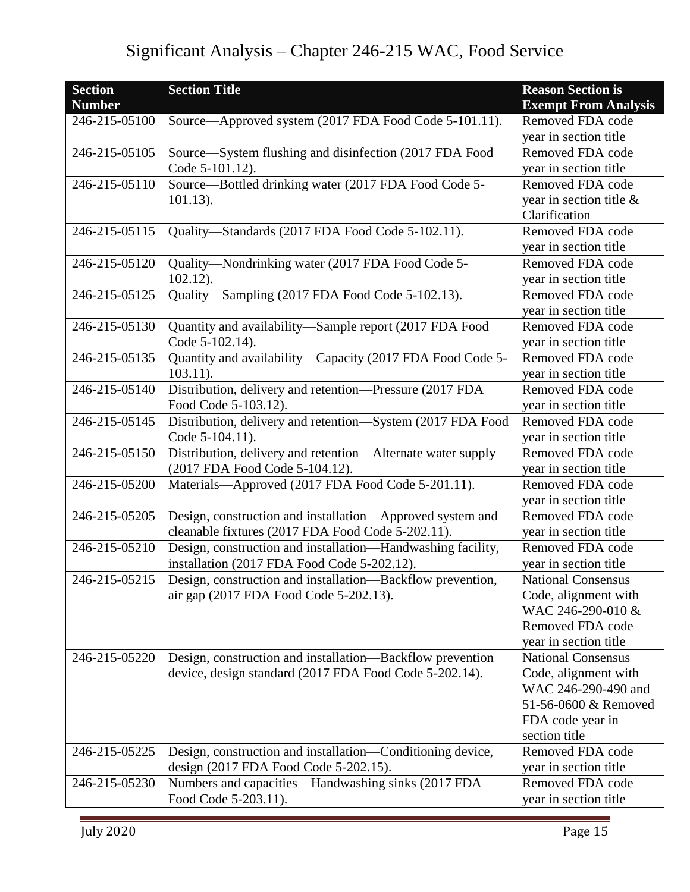# Significant Analysis – Chapter 246-215 WAC, Food Service

| Section Number | Section Title | Reason Section is Exempt From Analysis |
|---|---|---|
| 246-215-05100 | Source—Approved system (2017 FDA Food Code 5-101.11). | Removed FDA code year in section title |
| 246-215-05105 | Source—System flushing and disinfection (2017 FDA Food Code 5-101.12). | Removed FDA code year in section title |
| 246-215-05110 | Source—Bottled drinking water (2017 FDA Food Code 5-101.13). | Removed FDA code year in section title & Clarification |
| 246-215-05115 | Quality—Standards (2017 FDA Food Code 5-102.11). | Removed FDA code year in section title |
| 246-215-05120 | Quality—Nondrinking water (2017 FDA Food Code 5-102.12). | Removed FDA code year in section title |
| 246-215-05125 | Quality—Sampling (2017 FDA Food Code 5-102.13). | Removed FDA code year in section title |
| 246-215-05130 | Quantity and availability—Sample report (2017 FDA Food Code 5-102.14). | Removed FDA code year in section title |
| 246-215-05135 | Quantity and availability—Capacity (2017 FDA Food Code 5-103.11). | Removed FDA code year in section title |
| 246-215-05140 | Distribution, delivery and retention—Pressure (2017 FDA Food Code 5-103.12). | Removed FDA code year in section title |
| 246-215-05145 | Distribution, delivery and retention—System (2017 FDA Food Code 5-104.11). | Removed FDA code year in section title |
| 246-215-05150 | Distribution, delivery and retention—Alternate water supply (2017 FDA Food Code 5-104.12). | Removed FDA code year in section title |
| 246-215-05200 | Materials—Approved (2017 FDA Food Code 5-201.11). | Removed FDA code year in section title |
| 246-215-05205 | Design, construction and installation—Approved system and cleanable fixtures (2017 FDA Food Code 5-202.11). | Removed FDA code year in section title |
| 246-215-05210 | Design, construction and installation—Handwashing facility, installation (2017 FDA Food Code 5-202.12). | Removed FDA code year in section title |
| 246-215-05215 | Design, construction and installation—Backflow prevention, air gap (2017 FDA Food Code 5-202.13). | National Consensus Code, alignment with WAC 246-290-010 & Removed FDA code year in section title |
| 246-215-05220 | Design, construction and installation—Backflow prevention device, design standard (2017 FDA Food Code 5-202.14). | National Consensus Code, alignment with WAC 246-290-490 and 51-56-0600 & Removed FDA code year in section title |
| 246-215-05225 | Design, construction and installation—Conditioning device, design (2017 FDA Food Code 5-202.15). | Removed FDA code year in section title |
| 246-215-05230 | Numbers and capacities—Handwashing sinks (2017 FDA Food Code 5-203.11). | Removed FDA code year in section title |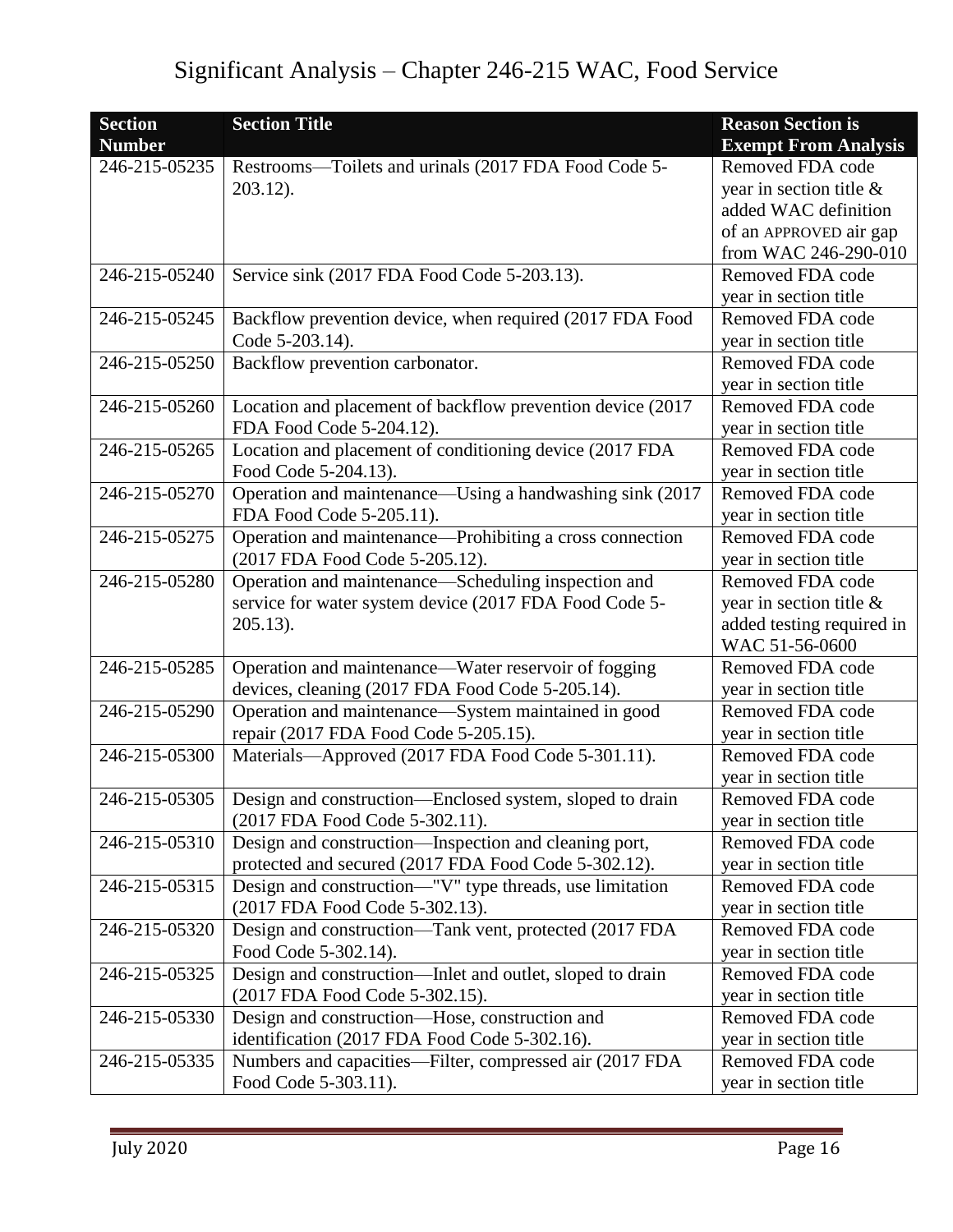# Significant Analysis – Chapter 246-215 WAC, Food Service

| Section Number | Section Title | Reason Section is Exempt From Analysis |
|---|---|---|
| 246-215-05235 | Restrooms—Toilets and urinals (2017 FDA Food Code 5-203.12). | Removed FDA code year in section title & added WAC definition of an APPROVED air gap from WAC 246-290-010 |
| 246-215-05240 | Service sink (2017 FDA Food Code 5-203.13). | Removed FDA code year in section title |
| 246-215-05245 | Backflow prevention device, when required (2017 FDA Food Code 5-203.14). | Removed FDA code year in section title |
| 246-215-05250 | Backflow prevention carbonator. | Removed FDA code year in section title |
| 246-215-05260 | Location and placement of backflow prevention device (2017 FDA Food Code 5-204.12). | Removed FDA code year in section title |
| 246-215-05265 | Location and placement of conditioning device (2017 FDA Food Code 5-204.13). | Removed FDA code year in section title |
| 246-215-05270 | Operation and maintenance—Using a handwashing sink (2017 FDA Food Code 5-205.11). | Removed FDA code year in section title |
| 246-215-05275 | Operation and maintenance—Prohibiting a cross connection (2017 FDA Food Code 5-205.12). | Removed FDA code year in section title |
| 246-215-05280 | Operation and maintenance—Scheduling inspection and service for water system device (2017 FDA Food Code 5-205.13). | Removed FDA code year in section title & added testing required in WAC 51-56-0600 |
| 246-215-05285 | Operation and maintenance—Water reservoir of fogging devices, cleaning (2017 FDA Food Code 5-205.14). | Removed FDA code year in section title |
| 246-215-05290 | Operation and maintenance—System maintained in good repair (2017 FDA Food Code 5-205.15). | Removed FDA code year in section title |
| 246-215-05300 | Materials—Approved (2017 FDA Food Code 5-301.11). | Removed FDA code year in section title |
| 246-215-05305 | Design and construction—Enclosed system, sloped to drain (2017 FDA Food Code 5-302.11). | Removed FDA code year in section title |
| 246-215-05310 | Design and construction—Inspection and cleaning port, protected and secured (2017 FDA Food Code 5-302.12). | Removed FDA code year in section title |
| 246-215-05315 | Design and construction—"V" type threads, use limitation (2017 FDA Food Code 5-302.13). | Removed FDA code year in section title |
| 246-215-05320 | Design and construction—Tank vent, protected (2017 FDA Food Code 5-302.14). | Removed FDA code year in section title |
| 246-215-05325 | Design and construction—Inlet and outlet, sloped to drain (2017 FDA Food Code 5-302.15). | Removed FDA code year in section title |
| 246-215-05330 | Design and construction—Hose, construction and identification (2017 FDA Food Code 5-302.16). | Removed FDA code year in section title |
| 246-215-05335 | Numbers and capacities—Filter, compressed air (2017 FDA Food Code 5-303.11). | Removed FDA code year in section title |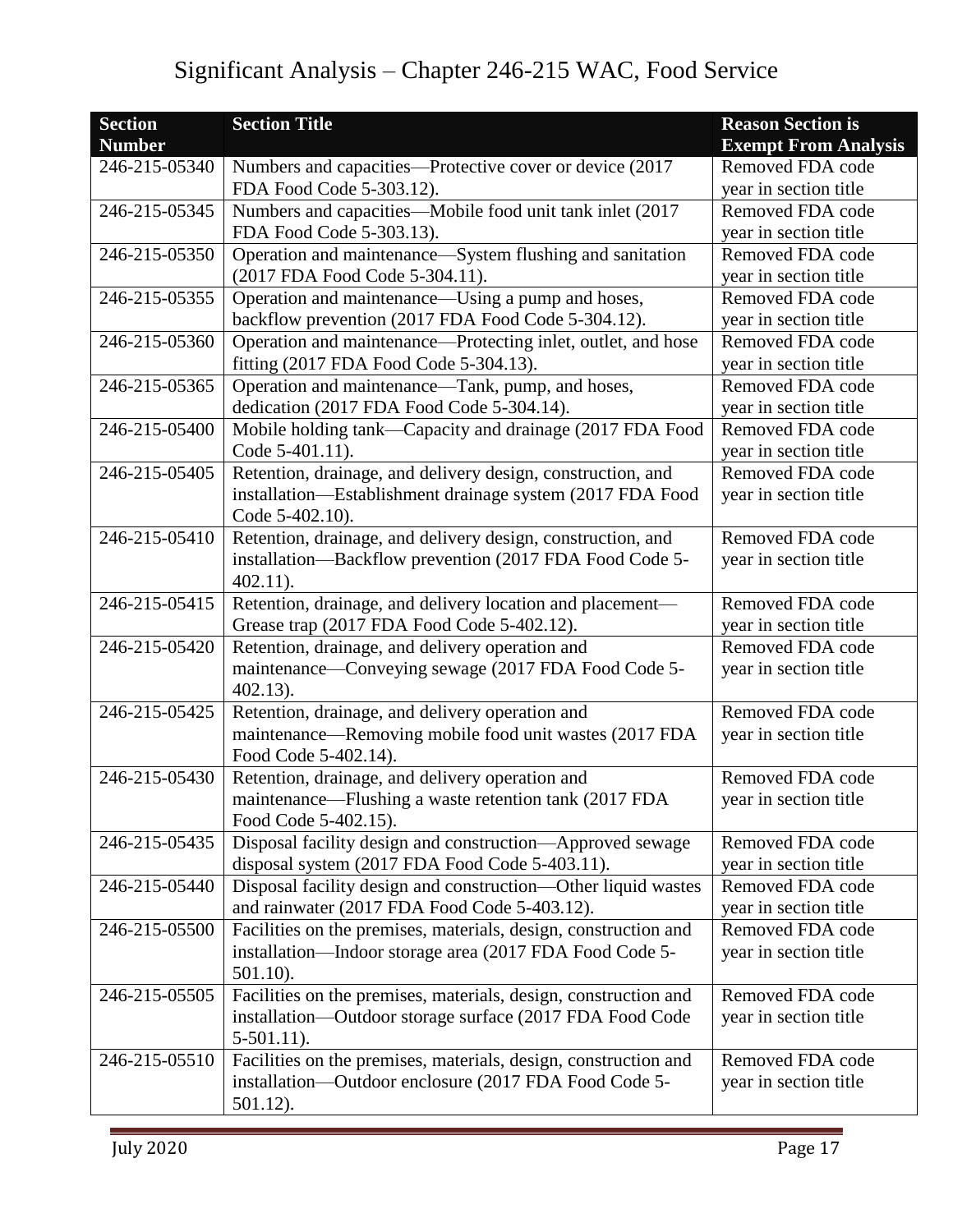| Section Number | Section Title | Reason Section is Exempt From Analysis |
|---|---|---|
| 246-215-05340 | Numbers and capacities—Protective cover or device (2017 FDA Food Code 5-303.12). | Removed FDA code year in section title |
| 246-215-05345 | Numbers and capacities—Mobile food unit tank inlet (2017 FDA Food Code 5-303.13). | Removed FDA code year in section title |
| 246-215-05350 | Operation and maintenance—System flushing and sanitation (2017 FDA Food Code 5-304.11). | Removed FDA code year in section title |
| 246-215-05355 | Operation and maintenance—Using a pump and hoses, backflow prevention (2017 FDA Food Code 5-304.12). | Removed FDA code year in section title |
| 246-215-05360 | Operation and maintenance—Protecting inlet, outlet, and hose fitting (2017 FDA Food Code 5-304.13). | Removed FDA code year in section title |
| 246-215-05365 | Operation and maintenance—Tank, pump, and hoses, dedication (2017 FDA Food Code 5-304.14). | Removed FDA code year in section title |
| 246-215-05400 | Mobile holding tank—Capacity and drainage (2017 FDA Food Code 5-401.11). | Removed FDA code year in section title |
| 246-215-05405 | Retention, drainage, and delivery design, construction, and installation—Establishment drainage system (2017 FDA Food Code 5-402.10). | Removed FDA code year in section title |
| 246-215-05410 | Retention, drainage, and delivery design, construction, and installation—Backflow prevention (2017 FDA Food Code 5-402.11). | Removed FDA code year in section title |
| 246-215-05415 | Retention, drainage, and delivery location and placement—Grease trap (2017 FDA Food Code 5-402.12). | Removed FDA code year in section title |
| 246-215-05420 | Retention, drainage, and delivery operation and maintenance—Conveying sewage (2017 FDA Food Code 5-402.13). | Removed FDA code year in section title |
| 246-215-05425 | Retention, drainage, and delivery operation and maintenance—Removing mobile food unit wastes (2017 FDA Food Code 5-402.14). | Removed FDA code year in section title |
| 246-215-05430 | Retention, drainage, and delivery operation and maintenance—Flushing a waste retention tank (2017 FDA Food Code 5-402.15). | Removed FDA code year in section title |
| 246-215-05435 | Disposal facility design and construction—Approved sewage disposal system (2017 FDA Food Code 5-403.11). | Removed FDA code year in section title |
| 246-215-05440 | Disposal facility design and construction—Other liquid wastes and rainwater (2017 FDA Food Code 5-403.12). | Removed FDA code year in section title |
| 246-215-05500 | Facilities on the premises, materials, design, construction and installation—Indoor storage area (2017 FDA Food Code 5-501.10). | Removed FDA code year in section title |
| 246-215-05505 | Facilities on the premises, materials, design, construction and installation—Outdoor storage surface (2017 FDA Food Code 5-501.11). | Removed FDA code year in section title |
| 246-215-05510 | Facilities on the premises, materials, design, construction and installation—Outdoor enclosure (2017 FDA Food Code 5-501.12). | Removed FDA code year in section title |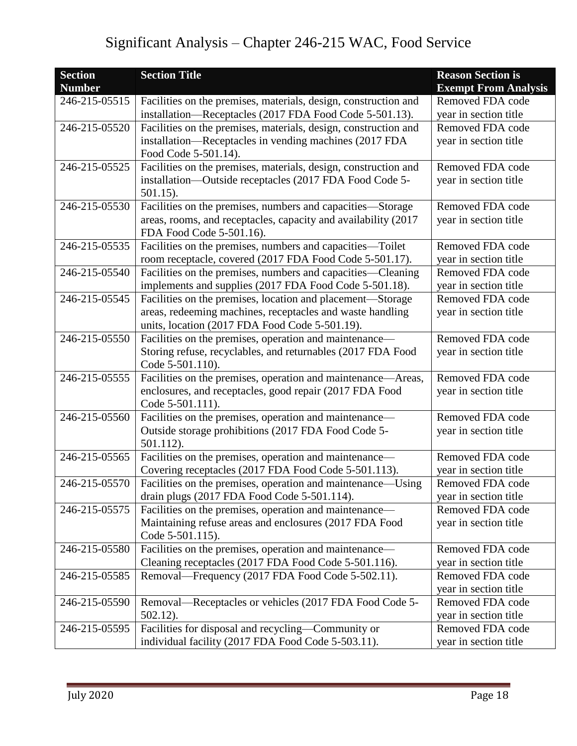# Significant Analysis – Chapter 246-215 WAC, Food Service

| Section Number | Section Title | Reason Section is Exempt From Analysis |
|---|---|---|
| 246-215-05515 | Facilities on the premises, materials, design, construction and installation—Receptacles (2017 FDA Food Code 5-501.13). | Removed FDA code year in section title |
| 246-215-05520 | Facilities on the premises, materials, design, construction and installation—Receptacles in vending machines (2017 FDA Food Code 5-501.14). | Removed FDA code year in section title |
| 246-215-05525 | Facilities on the premises, materials, design, construction and installation—Outside receptacles (2017 FDA Food Code 5-501.15). | Removed FDA code year in section title |
| 246-215-05530 | Facilities on the premises, numbers and capacities—Storage areas, rooms, and receptacles, capacity and availability (2017 FDA Food Code 5-501.16). | Removed FDA code year in section title |
| 246-215-05535 | Facilities on the premises, numbers and capacities—Toilet room receptacle, covered (2017 FDA Food Code 5-501.17). | Removed FDA code year in section title |
| 246-215-05540 | Facilities on the premises, numbers and capacities—Cleaning implements and supplies (2017 FDA Food Code 5-501.18). | Removed FDA code year in section title |
| 246-215-05545 | Facilities on the premises, location and placement—Storage areas, redeeming machines, receptacles and waste handling units, location (2017 FDA Food Code 5-501.19). | Removed FDA code year in section title |
| 246-215-05550 | Facilities on the premises, operation and maintenance—Storing refuse, recyclables, and returnables (2017 FDA Food Code 5-501.110). | Removed FDA code year in section title |
| 246-215-05555 | Facilities on the premises, operation and maintenance—Areas, enclosures, and receptacles, good repair (2017 FDA Food Code 5-501.111). | Removed FDA code year in section title |
| 246-215-05560 | Facilities on the premises, operation and maintenance—Outside storage prohibitions (2017 FDA Food Code 5-501.112). | Removed FDA code year in section title |
| 246-215-05565 | Facilities on the premises, operation and maintenance—Covering receptacles (2017 FDA Food Code 5-501.113). | Removed FDA code year in section title |
| 246-215-05570 | Facilities on the premises, operation and maintenance—Using drain plugs (2017 FDA Food Code 5-501.114). | Removed FDA code year in section title |
| 246-215-05575 | Facilities on the premises, operation and maintenance—Maintaining refuse areas and enclosures (2017 FDA Food Code 5-501.115). | Removed FDA code year in section title |
| 246-215-05580 | Facilities on the premises, operation and maintenance—Cleaning receptacles (2017 FDA Food Code 5-501.116). | Removed FDA code year in section title |
| 246-215-05585 | Removal—Frequency (2017 FDA Food Code 5-502.11). | Removed FDA code year in section title |
| 246-215-05590 | Removal—Receptacles or vehicles (2017 FDA Food Code 5-502.12). | Removed FDA code year in section title |
| 246-215-05595 | Facilities for disposal and recycling—Community or individual facility (2017 FDA Food Code 5-503.11). | Removed FDA code year in section title |

July 2020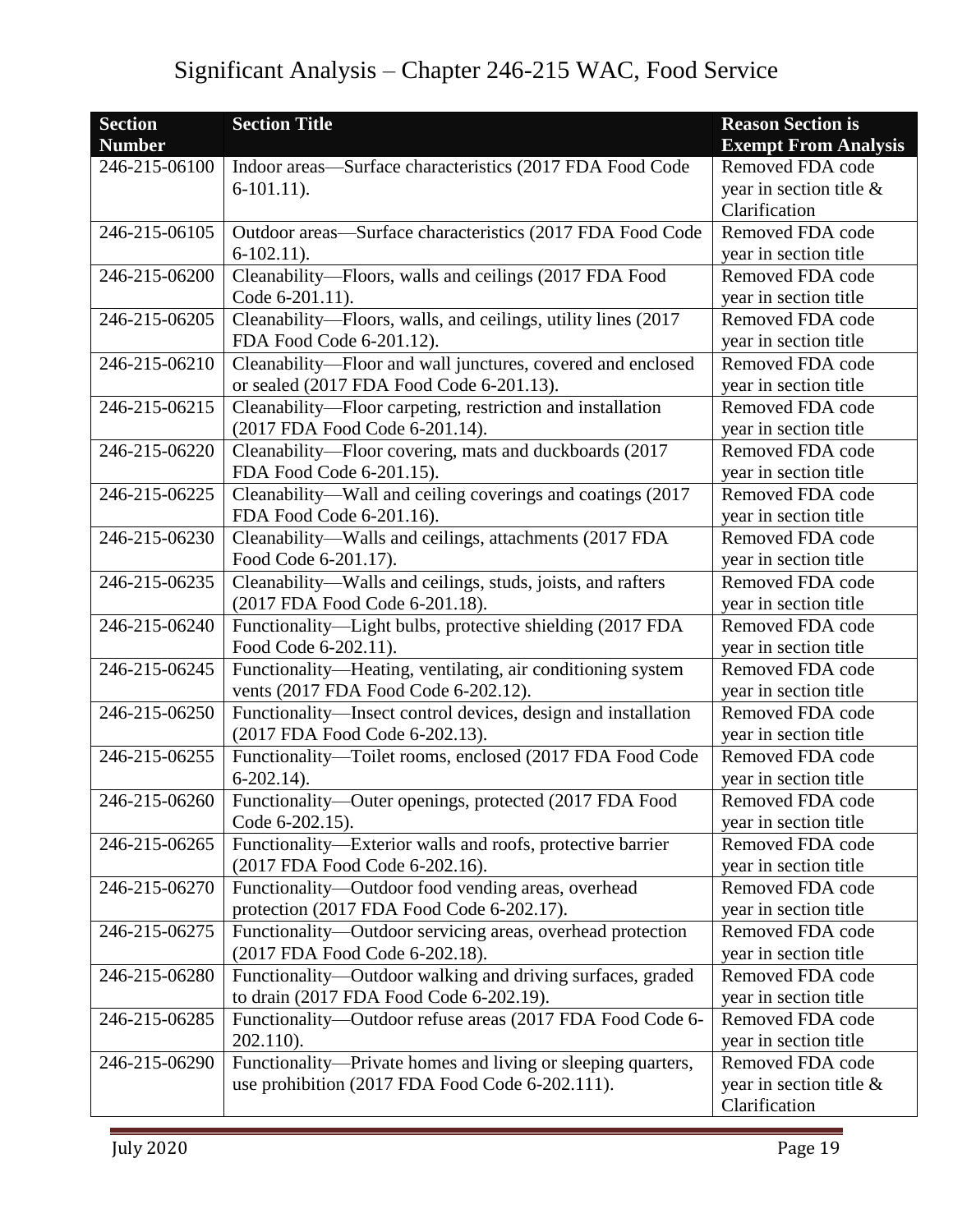| Section Number | Section Title | Reason Section is Exempt From Analysis |
|---|---|---|
| 246-215-06100 | Indoor areas—Surface characteristics (2017 FDA Food Code 6-101.11). | Removed FDA code year in section title & Clarification |
| 246-215-06105 | Outdoor areas—Surface characteristics (2017 FDA Food Code 6-102.11). | Removed FDA code year in section title |
| 246-215-06200 | Cleanability—Floors, walls and ceilings (2017 FDA Food Code 6-201.11). | Removed FDA code year in section title |
| 246-215-06205 | Cleanability—Floors, walls, and ceilings, utility lines (2017 FDA Food Code 6-201.12). | Removed FDA code year in section title |
| 246-215-06210 | Cleanability—Floor and wall junctures, covered and enclosed or sealed (2017 FDA Food Code 6-201.13). | Removed FDA code year in section title |
| 246-215-06215 | Cleanability—Floor carpeting, restriction and installation (2017 FDA Food Code 6-201.14). | Removed FDA code year in section title |
| 246-215-06220 | Cleanability—Floor covering, mats and duckboards (2017 FDA Food Code 6-201.15). | Removed FDA code year in section title |
| 246-215-06225 | Cleanability—Wall and ceiling coverings and coatings (2017 FDA Food Code 6-201.16). | Removed FDA code year in section title |
| 246-215-06230 | Cleanability—Walls and ceilings, attachments (2017 FDA Food Code 6-201.17). | Removed FDA code year in section title |
| 246-215-06235 | Cleanability—Walls and ceilings, studs, joists, and rafters (2017 FDA Food Code 6-201.18). | Removed FDA code year in section title |
| 246-215-06240 | Functionality—Light bulbs, protective shielding (2017 FDA Food Code 6-202.11). | Removed FDA code year in section title |
| 246-215-06245 | Functionality—Heating, ventilating, air conditioning system vents (2017 FDA Food Code 6-202.12). | Removed FDA code year in section title |
| 246-215-06250 | Functionality—Insect control devices, design and installation (2017 FDA Food Code 6-202.13). | Removed FDA code year in section title |
| 246-215-06255 | Functionality—Toilet rooms, enclosed (2017 FDA Food Code 6-202.14). | Removed FDA code year in section title |
| 246-215-06260 | Functionality—Outer openings, protected (2017 FDA Food Code 6-202.15). | Removed FDA code year in section title |
| 246-215-06265 | Functionality—Exterior walls and roofs, protective barrier (2017 FDA Food Code 6-202.16). | Removed FDA code year in section title |
| 246-215-06270 | Functionality—Outdoor food vending areas, overhead protection (2017 FDA Food Code 6-202.17). | Removed FDA code year in section title |
| 246-215-06275 | Functionality—Outdoor servicing areas, overhead protection (2017 FDA Food Code 6-202.18). | Removed FDA code year in section title |
| 246-215-06280 | Functionality—Outdoor walking and driving surfaces, graded to drain (2017 FDA Food Code 6-202.19). | Removed FDA code year in section title |
| 246-215-06285 | Functionality—Outdoor refuse areas (2017 FDA Food Code 6-202.110). | Removed FDA code year in section title |
| 246-215-06290 | Functionality—Private homes and living or sleeping quarters, use prohibition (2017 FDA Food Code 6-202.111). | Removed FDA code year in section title & Clarification |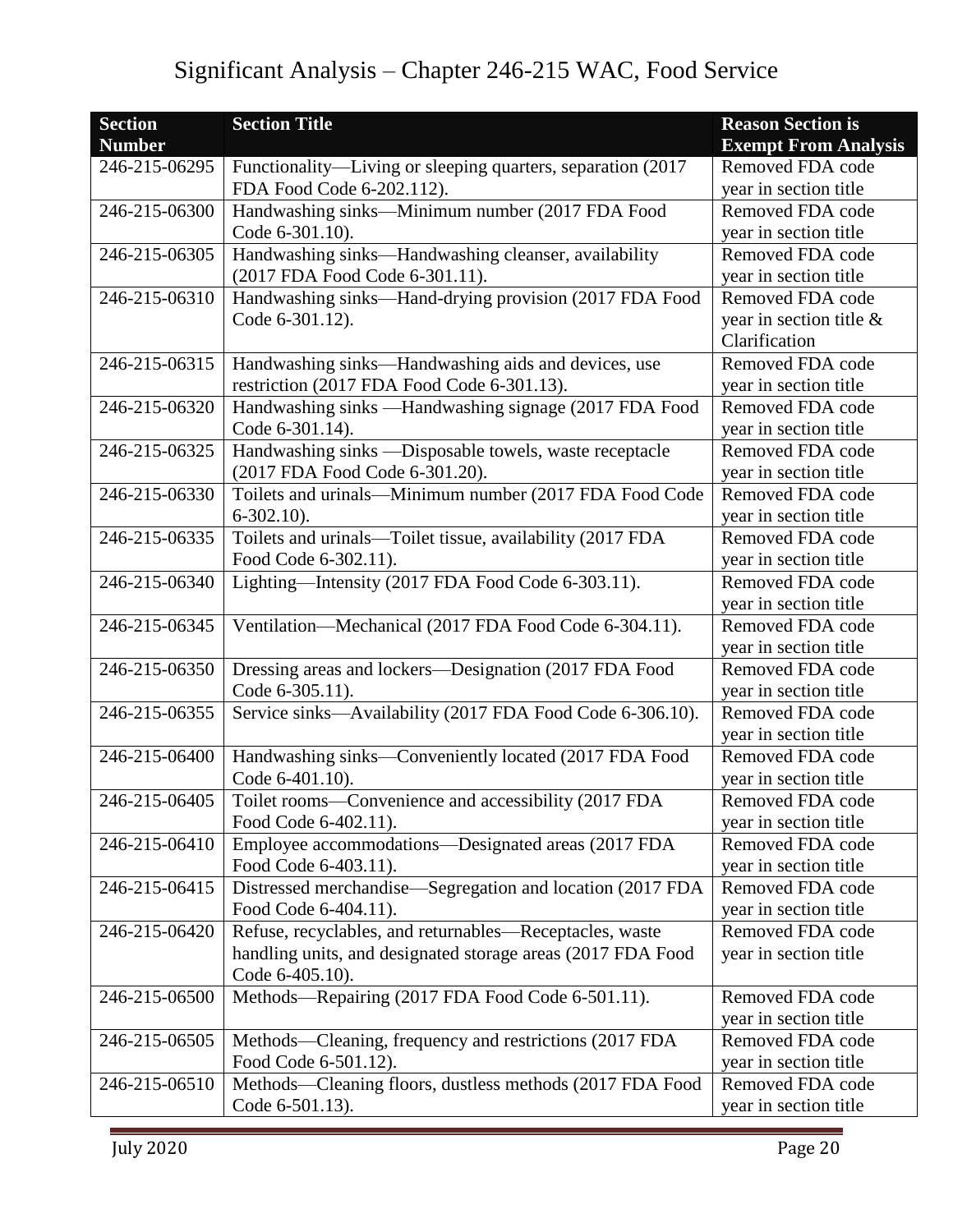| Section Number | Section Title | Reason Section is Exempt From Analysis |
|---|---|---|
| 246-215-06295 | Functionality—Living or sleeping quarters, separation (2017 FDA Food Code 6-202.112). | Removed FDA code year in section title |
| 246-215-06300 | Handwashing sinks—Minimum number (2017 FDA Food Code 6-301.10). | Removed FDA code year in section title |
| 246-215-06305 | Handwashing sinks—Handwashing cleanser, availability (2017 FDA Food Code 6-301.11). | Removed FDA code year in section title |
| 246-215-06310 | Handwashing sinks—Hand-drying provision (2017 FDA Food Code 6-301.12). | Removed FDA code year in section title & Clarification |
| 246-215-06315 | Handwashing sinks—Handwashing aids and devices, use restriction (2017 FDA Food Code 6-301.13). | Removed FDA code year in section title |
| 246-215-06320 | Handwashing sinks —Handwashing signage (2017 FDA Food Code 6-301.14). | Removed FDA code year in section title |
| 246-215-06325 | Handwashing sinks —Disposable towels, waste receptacle (2017 FDA Food Code 6-301.20). | Removed FDA code year in section title |
| 246-215-06330 | Toilets and urinals—Minimum number (2017 FDA Food Code 6-302.10). | Removed FDA code year in section title |
| 246-215-06335 | Toilets and urinals—Toilet tissue, availability (2017 FDA Food Code 6-302.11). | Removed FDA code year in section title |
| 246-215-06340 | Lighting—Intensity (2017 FDA Food Code 6-303.11). | Removed FDA code year in section title |
| 246-215-06345 | Ventilation—Mechanical (2017 FDA Food Code 6-304.11). | Removed FDA code year in section title |
| 246-215-06350 | Dressing areas and lockers—Designation (2017 FDA Food Code 6-305.11). | Removed FDA code year in section title |
| 246-215-06355 | Service sinks—Availability (2017 FDA Food Code 6-306.10). | Removed FDA code year in section title |
| 246-215-06400 | Handwashing sinks—Conveniently located (2017 FDA Food Code 6-401.10). | Removed FDA code year in section title |
| 246-215-06405 | Toilet rooms—Convenience and accessibility (2017 FDA Food Code 6-402.11). | Removed FDA code year in section title |
| 246-215-06410 | Employee accommodations—Designated areas (2017 FDA Food Code 6-403.11). | Removed FDA code year in section title |
| 246-215-06415 | Distressed merchandise—Segregation and location (2017 FDA Food Code 6-404.11). | Removed FDA code year in section title |
| 246-215-06420 | Refuse, recyclables, and returnables—Receptacles, waste handling units, and designated storage areas (2017 FDA Food Code 6-405.10). | Removed FDA code year in section title |
| 246-215-06500 | Methods—Repairing (2017 FDA Food Code 6-501.11). | Removed FDA code year in section title |
| 246-215-06505 | Methods—Cleaning, frequency and restrictions (2017 FDA Food Code 6-501.12). | Removed FDA code year in section title |
| 246-215-06510 | Methods—Cleaning floors, dustless methods (2017 FDA Food Code 6-501.13). | Removed FDA code year in section title |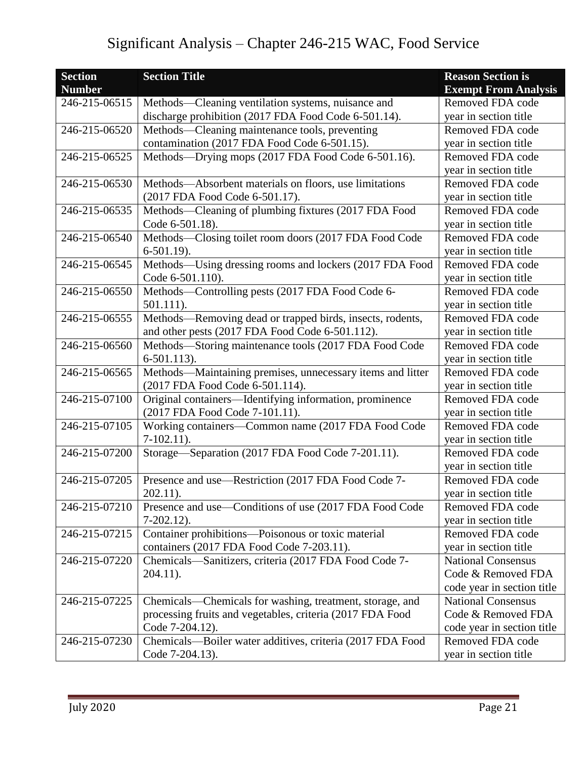# Significant Analysis – Chapter 246-215 WAC, Food Service

| Section Number | Section Title | Reason Section is Exempt From Analysis |
|---|---|---|
| 246-215-06515 | Methods—Cleaning ventilation systems, nuisance and discharge prohibition (2017 FDA Food Code 6-501.14). | Removed FDA code year in section title |
| 246-215-06520 | Methods—Cleaning maintenance tools, preventing contamination (2017 FDA Food Code 6-501.15). | Removed FDA code year in section title |
| 246-215-06525 | Methods—Drying mops (2017 FDA Food Code 6-501.16). | Removed FDA code year in section title |
| 246-215-06530 | Methods—Absorbent materials on floors, use limitations (2017 FDA Food Code 6-501.17). | Removed FDA code year in section title |
| 246-215-06535 | Methods—Cleaning of plumbing fixtures (2017 FDA Food Code 6-501.18). | Removed FDA code year in section title |
| 246-215-06540 | Methods—Closing toilet room doors (2017 FDA Food Code 6-501.19). | Removed FDA code year in section title |
| 246-215-06545 | Methods—Using dressing rooms and lockers (2017 FDA Food Code 6-501.110). | Removed FDA code year in section title |
| 246-215-06550 | Methods—Controlling pests (2017 FDA Food Code 6-501.111). | Removed FDA code year in section title |
| 246-215-06555 | Methods—Removing dead or trapped birds, insects, rodents, and other pests (2017 FDA Food Code 6-501.112). | Removed FDA code year in section title |
| 246-215-06560 | Methods—Storing maintenance tools (2017 FDA Food Code 6-501.113). | Removed FDA code year in section title |
| 246-215-06565 | Methods—Maintaining premises, unnecessary items and litter (2017 FDA Food Code 6-501.114). | Removed FDA code year in section title |
| 246-215-07100 | Original containers—Identifying information, prominence (2017 FDA Food Code 7-101.11). | Removed FDA code year in section title |
| 246-215-07105 | Working containers—Common name (2017 FDA Food Code 7-102.11). | Removed FDA code year in section title |
| 246-215-07200 | Storage—Separation (2017 FDA Food Code 7-201.11). | Removed FDA code year in section title |
| 246-215-07205 | Presence and use—Restriction (2017 FDA Food Code 7-202.11). | Removed FDA code year in section title |
| 246-215-07210 | Presence and use—Conditions of use (2017 FDA Food Code 7-202.12). | Removed FDA code year in section title |
| 246-215-07215 | Container prohibitions—Poisonous or toxic material containers (2017 FDA Food Code 7-203.11). | Removed FDA code year in section title |
| 246-215-07220 | Chemicals—Sanitizers, criteria (2017 FDA Food Code 7-204.11). | National Consensus Code & Removed FDA code year in section title |
| 246-215-07225 | Chemicals—Chemicals for washing, treatment, storage, and processing fruits and vegetables, criteria (2017 FDA Food Code 7-204.12). | National Consensus Code & Removed FDA code year in section title |
| 246-215-07230 | Chemicals—Boiler water additives, criteria (2017 FDA Food Code 7-204.13). | Removed FDA code year in section title |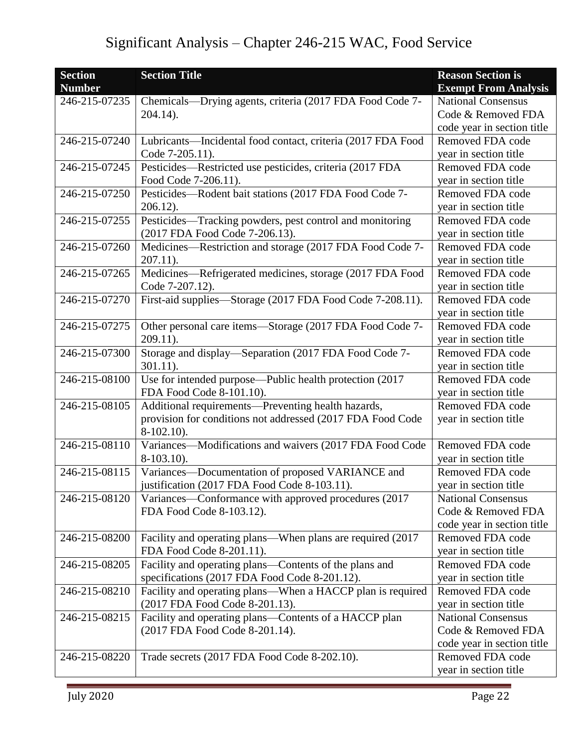# Significant Analysis – Chapter 246-215 WAC, Food Service

| Section Number | Section Title | Reason Section is Exempt From Analysis |
| --- | --- | --- |
| 246-215-07235 | Chemicals—Drying agents, criteria (2017 FDA Food Code 7-204.14). | National Consensus Code & Removed FDA code year in section title |
| 246-215-07240 | Lubricants—Incidental food contact, criteria (2017 FDA Food Code 7-205.11). | Removed FDA code year in section title |
| 246-215-07245 | Pesticides—Restricted use pesticides, criteria (2017 FDA Food Code 7-206.11). | Removed FDA code year in section title |
| 246-215-07250 | Pesticides—Rodent bait stations (2017 FDA Food Code 7-206.12). | Removed FDA code year in section title |
| 246-215-07255 | Pesticides—Tracking powders, pest control and monitoring (2017 FDA Food Code 7-206.13). | Removed FDA code year in section title |
| 246-215-07260 | Medicines—Restriction and storage (2017 FDA Food Code 7-207.11). | Removed FDA code year in section title |
| 246-215-07265 | Medicines—Refrigerated medicines, storage (2017 FDA Food Code 7-207.12). | Removed FDA code year in section title |
| 246-215-07270 | First-aid supplies—Storage (2017 FDA Food Code 7-208.11). | Removed FDA code year in section title |
| 246-215-07275 | Other personal care items—Storage (2017 FDA Food Code 7-209.11). | Removed FDA code year in section title |
| 246-215-07300 | Storage and display—Separation (2017 FDA Food Code 7-301.11). | Removed FDA code year in section title |
| 246-215-08100 | Use for intended purpose—Public health protection (2017 FDA Food Code 8-101.10). | Removed FDA code year in section title |
| 246-215-08105 | Additional requirements—Preventing health hazards, provision for conditions not addressed (2017 FDA Food Code 8-102.10). | Removed FDA code year in section title |
| 246-215-08110 | Variances—Modifications and waivers (2017 FDA Food Code 8-103.10). | Removed FDA code year in section title |
| 246-215-08115 | Variances—Documentation of proposed VARIANCE and justification (2017 FDA Food Code 8-103.11). | Removed FDA code year in section title |
| 246-215-08120 | Variances—Conformance with approved procedures (2017 FDA Food Code 8-103.12). | National Consensus Code & Removed FDA code year in section title |
| 246-215-08200 | Facility and operating plans—When plans are required (2017 FDA Food Code 8-201.11). | Removed FDA code year in section title |
| 246-215-08205 | Facility and operating plans—Contents of the plans and specifications (2017 FDA Food Code 8-201.12). | Removed FDA code year in section title |
| 246-215-08210 | Facility and operating plans—When a HACCP plan is required (2017 FDA Food Code 8-201.13). | Removed FDA code year in section title |
| 246-215-08215 | Facility and operating plans—Contents of a HACCP plan (2017 FDA Food Code 8-201.14). | National Consensus Code & Removed FDA code year in section title |
| 246-215-08220 | Trade secrets (2017 FDA Food Code 8-202.10). | Removed FDA code year in section title |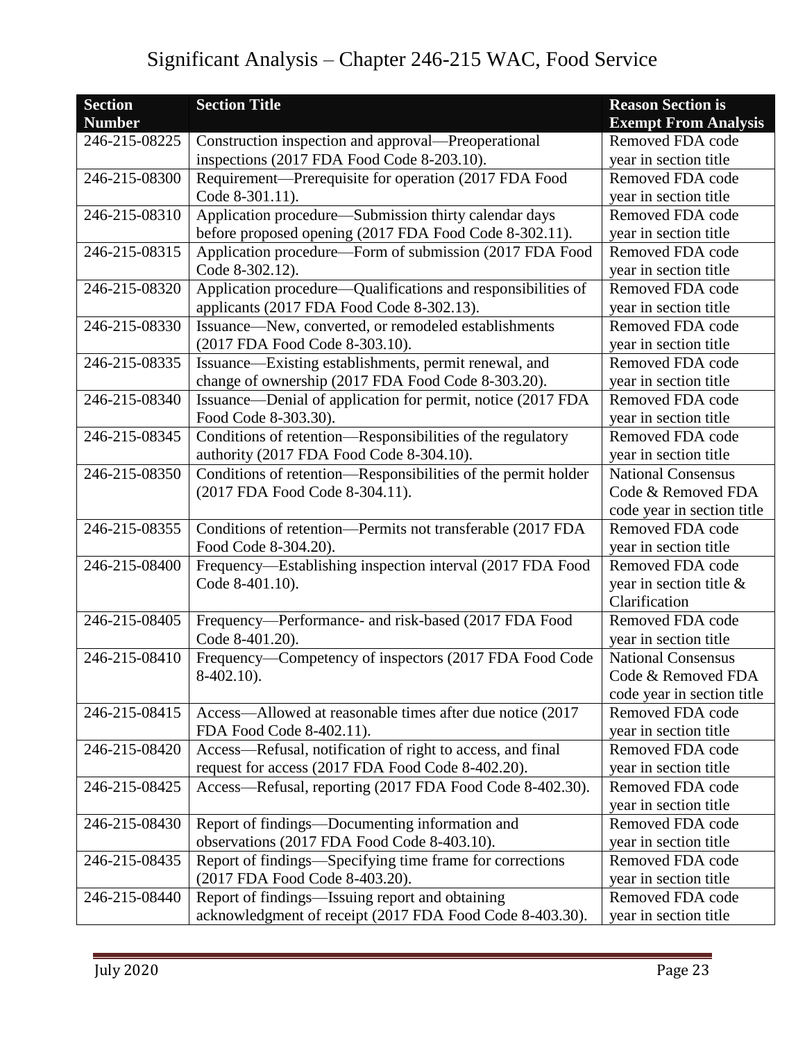# Significant Analysis – Chapter 246-215 WAC, Food Service

| Section Number | Section Title | Reason Section is Exempt From Analysis |
|---|---|---|
| 246-215-08225 | Construction inspection and approval—Preoperational inspections (2017 FDA Food Code 8-203.10). | Removed FDA code year in section title |
| 246-215-08300 | Requirement—Prerequisite for operation (2017 FDA Food Code 8-301.11). | Removed FDA code year in section title |
| 246-215-08310 | Application procedure—Submission thirty calendar days before proposed opening (2017 FDA Food Code 8-302.11). | Removed FDA code year in section title |
| 246-215-08315 | Application procedure—Form of submission (2017 FDA Food Code 8-302.12). | Removed FDA code year in section title |
| 246-215-08320 | Application procedure—Qualifications and responsibilities of applicants (2017 FDA Food Code 8-302.13). | Removed FDA code year in section title |
| 246-215-08330 | Issuance—New, converted, or remodeled establishments (2017 FDA Food Code 8-303.10). | Removed FDA code year in section title |
| 246-215-08335 | Issuance—Existing establishments, permit renewal, and change of ownership (2017 FDA Food Code 8-303.20). | Removed FDA code year in section title |
| 246-215-08340 | Issuance—Denial of application for permit, notice (2017 FDA Food Code 8-303.30). | Removed FDA code year in section title |
| 246-215-08345 | Conditions of retention—Responsibilities of the regulatory authority (2017 FDA Food Code 8-304.10). | Removed FDA code year in section title |
| 246-215-08350 | Conditions of retention—Responsibilities of the permit holder (2017 FDA Food Code 8-304.11). | National Consensus Code & Removed FDA code year in section title |
| 246-215-08355 | Conditions of retention—Permits not transferable (2017 FDA Food Code 8-304.20). | Removed FDA code year in section title |
| 246-215-08400 | Frequency—Establishing inspection interval (2017 FDA Food Code 8-401.10). | Removed FDA code year in section title & Clarification |
| 246-215-08405 | Frequency—Performance- and risk-based (2017 FDA Food Code 8-401.20). | Removed FDA code year in section title |
| 246-215-08410 | Frequency—Competency of inspectors (2017 FDA Food Code 8-402.10). | National Consensus Code & Removed FDA code year in section title |
| 246-215-08415 | Access—Allowed at reasonable times after due notice (2017 FDA Food Code 8-402.11). | Removed FDA code year in section title |
| 246-215-08420 | Access—Refusal, notification of right to access, and final request for access (2017 FDA Food Code 8-402.20). | Removed FDA code year in section title |
| 246-215-08425 | Access—Refusal, reporting (2017 FDA Food Code 8-402.30). | Removed FDA code year in section title |
| 246-215-08430 | Report of findings—Documenting information and observations (2017 FDA Food Code 8-403.10). | Removed FDA code year in section title |
| 246-215-08435 | Report of findings—Specifying time frame for corrections (2017 FDA Food Code 8-403.20). | Removed FDA code year in section title |
| 246-215-08440 | Report of findings—Issuing report and obtaining acknowledgment of receipt (2017 FDA Food Code 8-403.30). | Removed FDA code year in section title |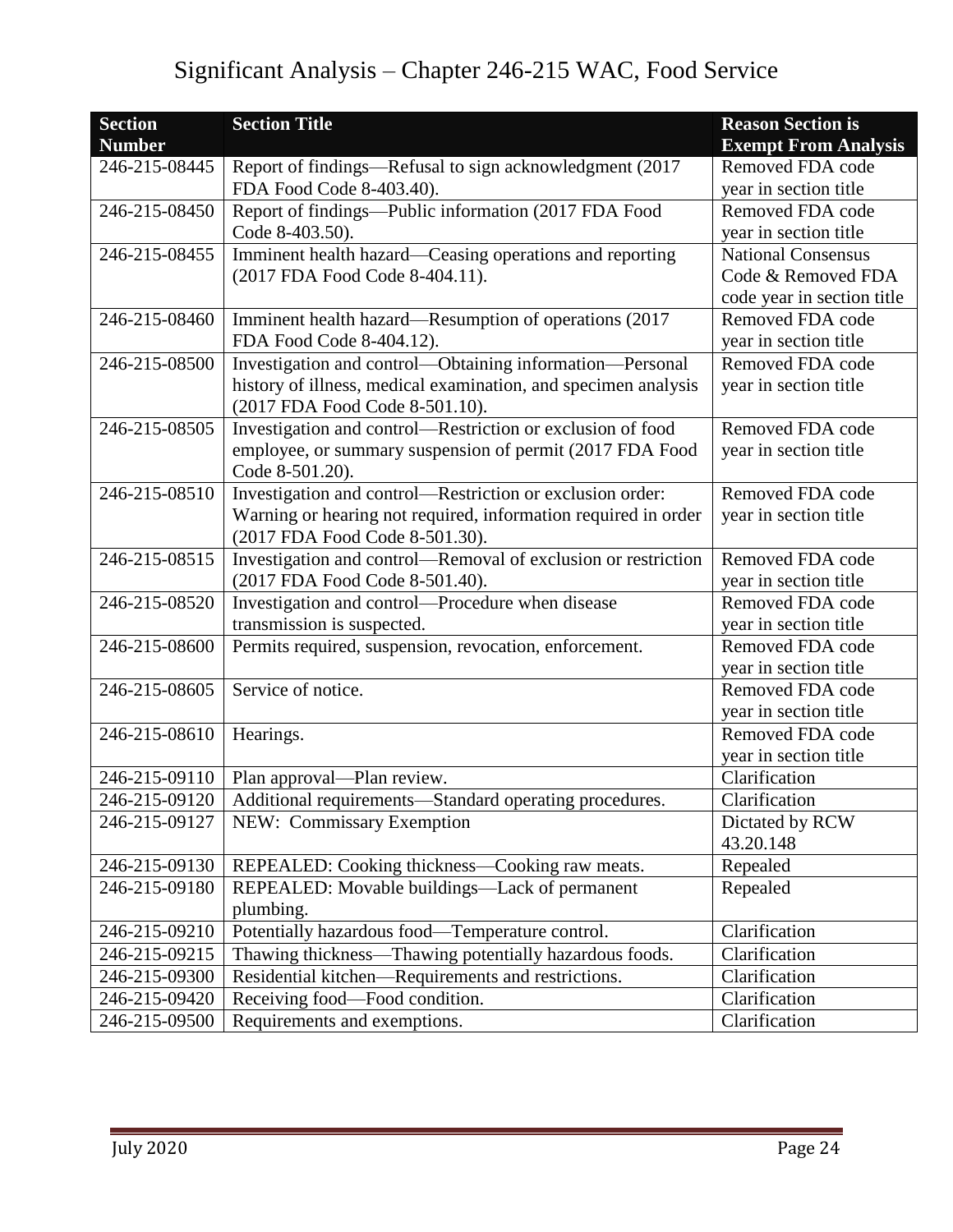# Significant Analysis – Chapter 246-215 WAC, Food Service

| Section Number | Section Title | Reason Section is Exempt From Analysis |
|---|---|---|
| 246-215-08445 | Report of findings—Refusal to sign acknowledgment (2017 FDA Food Code 8-403.40). | Removed FDA code year in section title |
| 246-215-08450 | Report of findings—Public information (2017 FDA Food Code 8-403.50). | Removed FDA code year in section title |
| 246-215-08455 | Imminent health hazard—Ceasing operations and reporting (2017 FDA Food Code 8-404.11). | National Consensus Code & Removed FDA code year in section title |
| 246-215-08460 | Imminent health hazard—Resumption of operations (2017 FDA Food Code 8-404.12). | Removed FDA code year in section title |
| 246-215-08500 | Investigation and control—Obtaining information—Personal history of illness, medical examination, and specimen analysis (2017 FDA Food Code 8-501.10). | Removed FDA code year in section title |
| 246-215-08505 | Investigation and control—Restriction or exclusion of food employee, or summary suspension of permit (2017 FDA Food Code 8-501.20). | Removed FDA code year in section title |
| 246-215-08510 | Investigation and control—Restriction or exclusion order: Warning or hearing not required, information required in order (2017 FDA Food Code 8-501.30). | Removed FDA code year in section title |
| 246-215-08515 | Investigation and control—Removal of exclusion or restriction (2017 FDA Food Code 8-501.40). | Removed FDA code year in section title |
| 246-215-08520 | Investigation and control—Procedure when disease transmission is suspected. | Removed FDA code year in section title |
| 246-215-08600 | Permits required, suspension, revocation, enforcement. | Removed FDA code year in section title |
| 246-215-08605 | Service of notice. | Removed FDA code year in section title |
| 246-215-08610 | Hearings. | Removed FDA code year in section title |
| 246-215-09110 | Plan approval—Plan review. | Clarification |
| 246-215-09120 | Additional requirements—Standard operating procedures. | Clarification |
| 246-215-09127 | NEW: Commissary Exemption | Dictated by RCW 43.20.148 |
| 246-215-09130 | REPEALED: Cooking thickness—Cooking raw meats. | Repealed |
| 246-215-09180 | REPEALED: Movable buildings—Lack of permanent plumbing. | Repealed |
| 246-215-09210 | Potentially hazardous food—Temperature control. | Clarification |
| 246-215-09215 | Thawing thickness—Thawing potentially hazardous foods. | Clarification |
| 246-215-09300 | Residential kitchen—Requirements and restrictions. | Clarification |
| 246-215-09420 | Receiving food—Food condition. | Clarification |
| 246-215-09500 | Requirements and exemptions. | Clarification |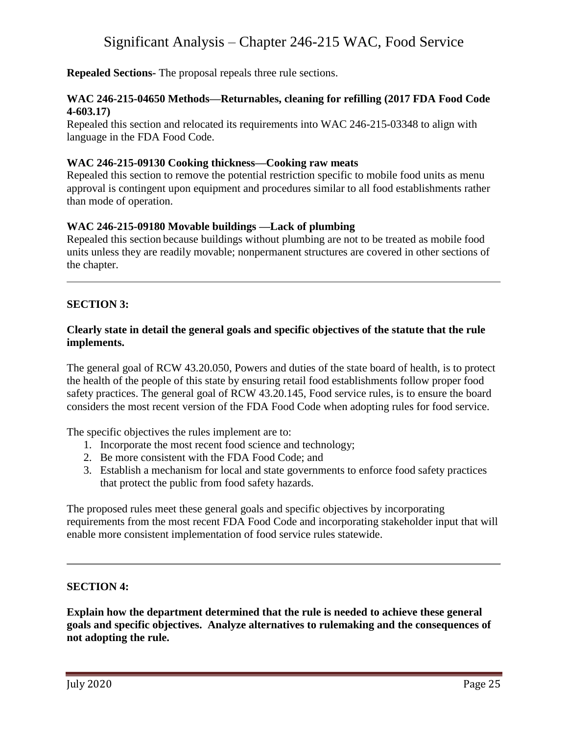**Repealed Sections-** The proposal repeals three rule sections.

**WAC 246-215-04650 Methods—Returnables, cleaning for refilling (2017 FDA Food Code 4-603.17)**

Repealed this section and relocated its requirements into WAC 246-215-03348 to align with language in the FDA Food Code.

**WAC 246-215-09130 Cooking thickness—Cooking raw meats**

Repealed this section to remove the potential restriction specific to mobile food units as menu approval is contingent upon equipment and procedures similar to all food establishments rather than mode of operation.

**WAC 246-215-09180 Movable buildings —Lack of plumbing**

Repealed this section because buildings without plumbing are not to be treated as mobile food units unless they are readily movable; nonpermanent structures are covered in other sections of the chapter.

---

**SECTION 3:**

**Clearly state in detail the general goals and specific objectives of the statute that the rule implements.**

The general goal of RCW 43.20.050, Powers and duties of the state board of health, is to protect the health of the people of this state by ensuring retail food establishments follow proper food safety practices. The general goal of RCW 43.20.145, Food service rules, is to ensure the board considers the most recent version of the FDA Food Code when adopting rules for food service.

The specific objectives the rules implement are to:

1. Incorporate the most recent food science and technology;
2. Be more consistent with the FDA Food Code; and
3. Establish a mechanism for local and state governments to enforce food safety practices that protect the public from food safety hazards.

The proposed rules meet these general goals and specific objectives by incorporating requirements from the most recent FDA Food Code and incorporating stakeholder input that will enable more consistent implementation of food service rules statewide.

---

**SECTION 4:**

**Explain how the department determined that the rule is needed to achieve these general goals and specific objectives. Analyze alternatives to rulemaking and the consequences of not adopting the rule.**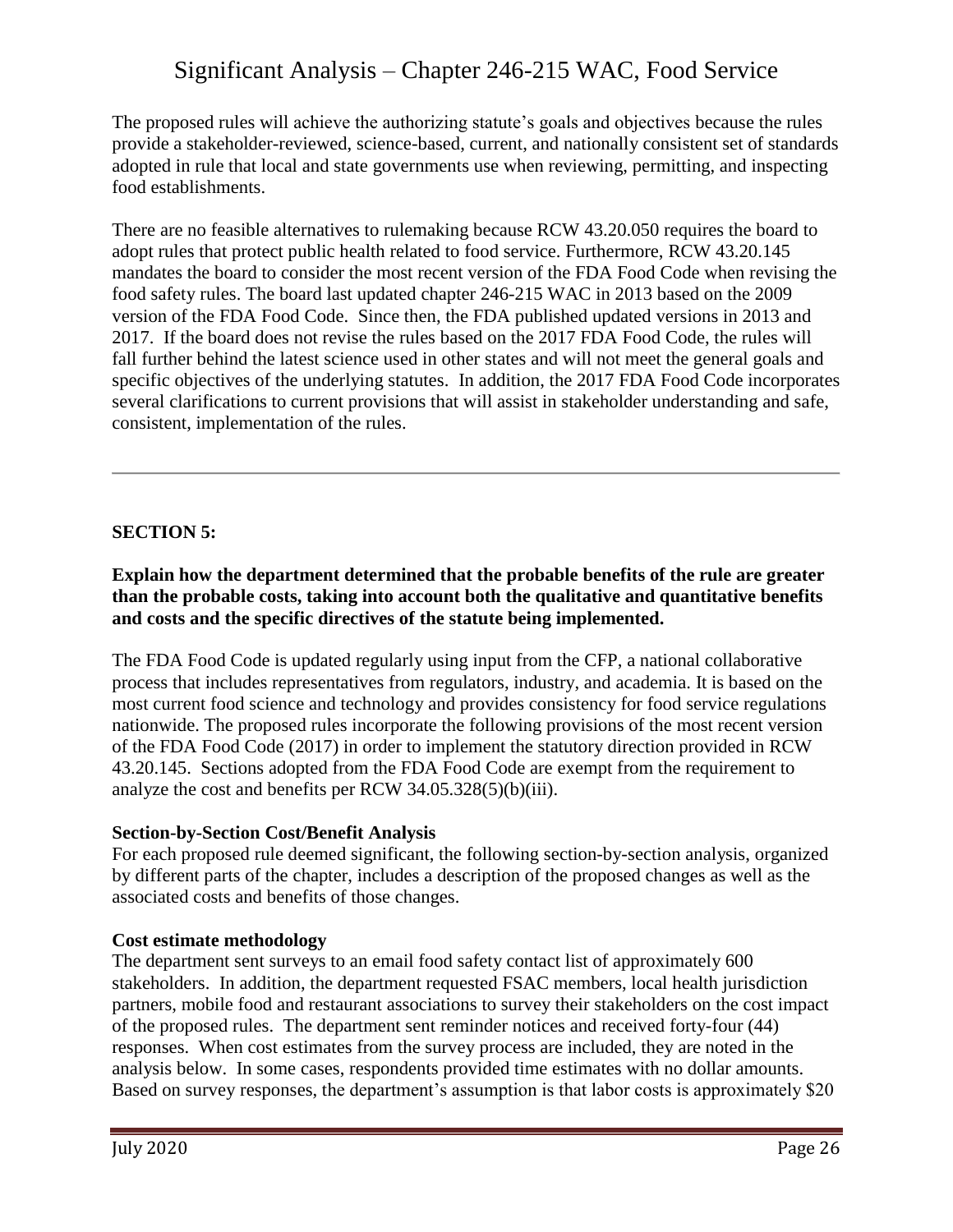The proposed rules will achieve the authorizing statute's goals and objectives because the rules provide a stakeholder-reviewed, science-based, current, and nationally consistent set of standards adopted in rule that local and state governments use when reviewing, permitting, and inspecting food establishments.

There are no feasible alternatives to rulemaking because RCW 43.20.050 requires the board to adopt rules that protect public health related to food service. Furthermore, RCW 43.20.145 mandates the board to consider the most recent version of the FDA Food Code when revising the food safety rules. The board last updated chapter 246-215 WAC in 2013 based on the 2009 version of the FDA Food Code. Since then, the FDA published updated versions in 2013 and 2017. If the board does not revise the rules based on the 2017 FDA Food Code, the rules will fall further behind the latest science used in other states and will not meet the general goals and specific objectives of the underlying statutes. In addition, the 2017 FDA Food Code incorporates several clarifications to current provisions that will assist in stakeholder understanding and safe, consistent, implementation of the rules.

---

**SECTION 5:**

**Explain how the department determined that the probable benefits of the rule are greater than the probable costs, taking into account both the qualitative and quantitative benefits and costs and the specific directives of the statute being implemented.**

The FDA Food Code is updated regularly using input from the CFP, a national collaborative process that includes representatives from regulators, industry, and academia. It is based on the most current food science and technology and provides consistency for food service regulations nationwide. The proposed rules incorporate the following provisions of the most recent version of the FDA Food Code (2017) in order to implement the statutory direction provided in RCW 43.20.145. Sections adopted from the FDA Food Code are exempt from the requirement to analyze the cost and benefits per RCW 34.05.328(5)(b)(iii).

**Section-by-Section Cost/Benefit Analysis**

For each proposed rule deemed significant, the following section-by-section analysis, organized by different parts of the chapter, includes a description of the proposed changes as well as the associated costs and benefits of those changes.

**Cost estimate methodology**

The department sent surveys to an email food safety contact list of approximately 600 stakeholders. In addition, the department requested FSAC members, local health jurisdiction partners, mobile food and restaurant associations to survey their stakeholders on the cost impact of the proposed rules. The department sent reminder notices and received forty-four (44) responses. When cost estimates from the survey process are included, they are noted in the analysis below. In some cases, respondents provided time estimates with no dollar amounts. Based on survey responses, the department's assumption is that labor costs is approximately $20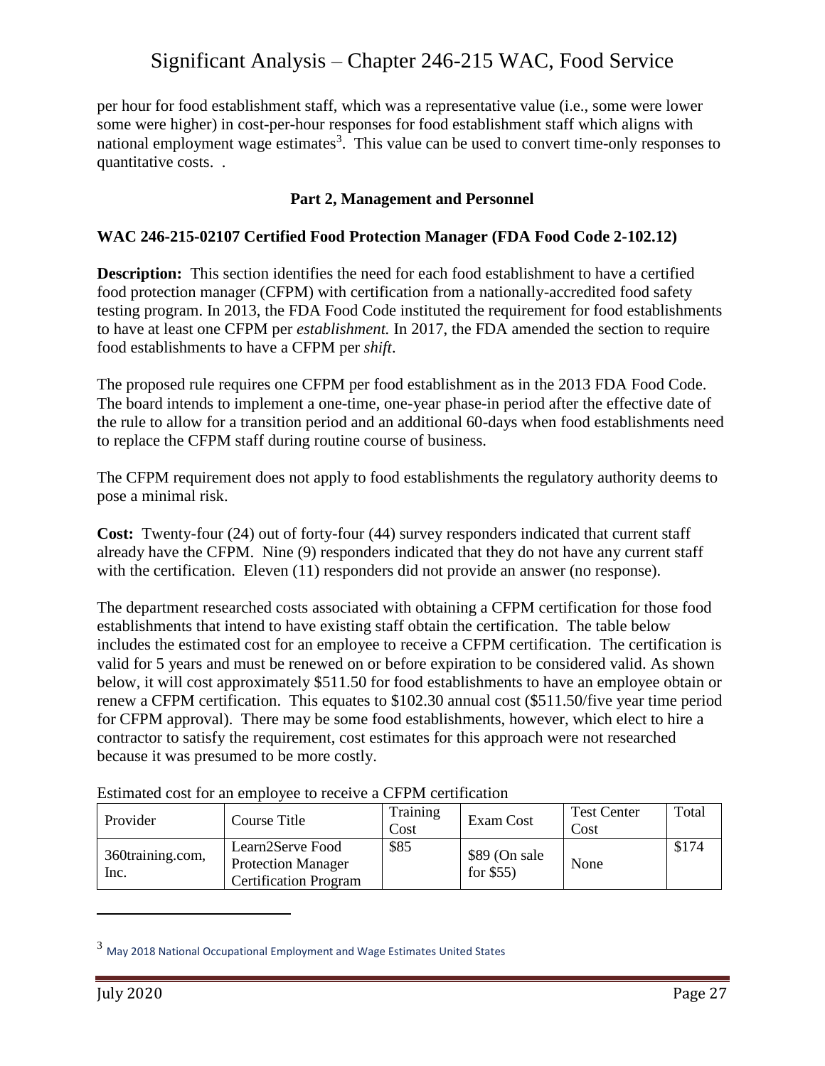per hour for food establishment staff, which was a representative value (i.e., some were lower some were higher) in cost-per-hour responses for food establishment staff which aligns with national employment wage estimates[3]. This value can be used to convert time-only responses to quantitative costs. .

**Part 2, Management and Personnel**

**WAC 246-215-02107 Certified Food Protection Manager (FDA Food Code 2-102.12)**

**Description:** This section identifies the need for each food establishment to have a certified food protection manager (CFPM) with certification from a nationally-accredited food safety testing program. In 2013, the FDA Food Code instituted the requirement for food establishments to have at least one CFPM per *establishment.* In 2017, the FDA amended the section to require food establishments to have a CFPM per *shift*.

The proposed rule requires one CFPM per food establishment as in the 2013 FDA Food Code. The board intends to implement a one-time, one-year phase-in period after the effective date of the rule to allow for a transition period and an additional 60-days when food establishments need to replace the CFPM staff during routine course of business.

The CFPM requirement does not apply to food establishments the regulatory authority deems to pose a minimal risk.

**Cost:** Twenty-four (24) out of forty-four (44) survey responders indicated that current staff already have the CFPM. Nine (9) responders indicated that they do not have any current staff with the certification. Eleven (11) responders did not provide an answer (no response).

The department researched costs associated with obtaining a CFPM certification for those food establishments that intend to have existing staff obtain the certification. The table below includes the estimated cost for an employee to receive a CFPM certification. The certification is valid for 5 years and must be renewed on or before expiration to be considered valid. As shown below, it will cost approximately $511.50 for food establishments to have an employee obtain or renew a CFPM certification. This equates to $102.30 annual cost ($511.50/five year time period for CFPM approval). There may be some food establishments, however, which elect to hire a contractor to satisfy the requirement, cost estimates for this approach were not researched because it was presumed to be more costly.

Estimated cost for an employee to receive a CFPM certification

| Provider | Course Title | Training Cost | Exam Cost | Test Center Cost | Total |
|---|---|---|---|---|---|
| 360training.com, Inc. | Learn2Serve Food Protection Manager Certification Program | $85 | $89 (On sale for $55) | None | $174 |

[3] May 2018 National Occupational Employment and Wage Estimates United States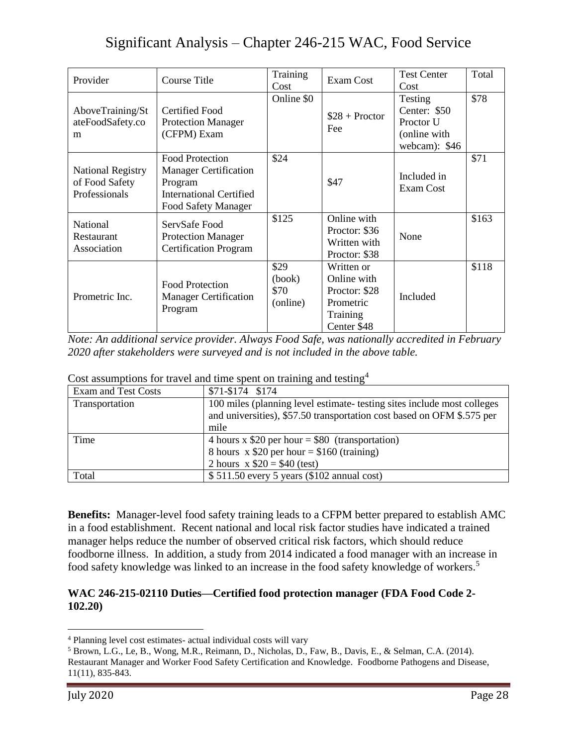| Provider | Course Title | Training Cost | Exam Cost | Test Center Cost | Total |
|---|---|---|---|---|---|
| AboveTraining/StateFoodSafety.com | Certified Food Protection Manager (CFPM) Exam | Online $0 | $28 + Proctor Fee | Testing Center: $50 Proctor U (online with webcam): $46 | $78 |
| National Registry of Food Safety Professionals | Food Protection Manager Certification Program International Certified Food Safety Manager | $24 | $47 | Included in Exam Cost | $71 |
| National Restaurant Association | ServSafe Food Protection Manager Certification Program | $125 | Online with Proctor: $36 Written with Proctor: $38 | None | $163 |
| Prometric Inc. | Food Protection Manager Certification Program | $29 (book) $70 (online) | Written or Online with Proctor: $28 Prometric Training Center $48 | Included | $118 |

*Note: An additional service provider. Always Food Safe, was nationally accredited in February 2020 after stakeholders were surveyed and is not included in the above table.*

Cost assumptions for travel and time spent on training and testing[4]

| Exam and Test Costs | $71-$174 $174 |
|---|---|
| Transportation | 100 miles (planning level estimate- testing sites include most colleges and universities), $57.50 transportation cost based on OFM $.575 per mile |
| Time | 4 hours x $20 per hour = $80 (transportation)<br>8 hours x $20 per hour = $160 (training)<br>2 hours x $20 = $40 (test) |
| Total | $ 511.50 every 5 years ($102 annual cost) |

**Benefits:** Manager-level food safety training leads to a CFPM better prepared to establish AMC in a food establishment. Recent national and local risk factor studies have indicated a trained manager helps reduce the number of observed critical risk factors, which should reduce foodborne illness. In addition, a study from 2014 indicated a food manager with an increase in food safety knowledge was linked to an increase in the food safety knowledge of workers.[5]

**WAC 246-215-02110 Duties—Certified food protection manager (FDA Food Code 2-102.20)**

[4] Planning level cost estimates- actual individual costs will vary

[5] Brown, L.G., Le, B., Wong, M.R., Reimann, D., Nicholas, D., Faw, B., Davis, E., & Selman, C.A. (2014). Restaurant Manager and Worker Food Safety Certification and Knowledge. Foodborne Pathogens and Disease, 11(11), 835-843.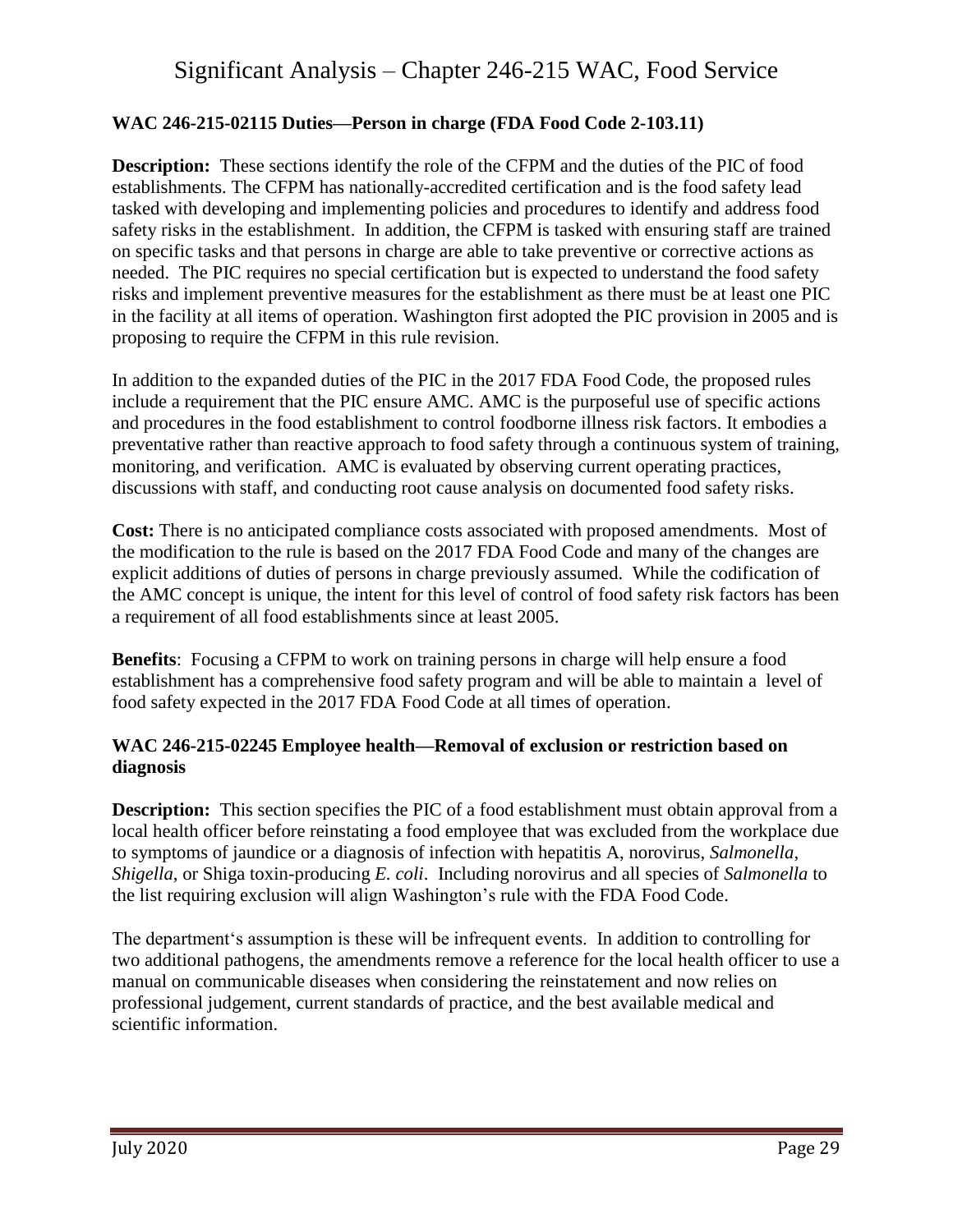**WAC 246-215-02115 Duties—Person in charge (FDA Food Code 2-103.11)**

**Description:** These sections identify the role of the CFPM and the duties of the PIC of food establishments. The CFPM has nationally-accredited certification and is the food safety lead tasked with developing and implementing policies and procedures to identify and address food safety risks in the establishment. In addition, the CFPM is tasked with ensuring staff are trained on specific tasks and that persons in charge are able to take preventive or corrective actions as needed. The PIC requires no special certification but is expected to understand the food safety risks and implement preventive measures for the establishment as there must be at least one PIC in the facility at all items of operation. Washington first adopted the PIC provision in 2005 and is proposing to require the CFPM in this rule revision.

In addition to the expanded duties of the PIC in the 2017 FDA Food Code, the proposed rules include a requirement that the PIC ensure AMC. AMC is the purposeful use of specific actions and procedures in the food establishment to control foodborne illness risk factors. It embodies a preventative rather than reactive approach to food safety through a continuous system of training, monitoring, and verification. AMC is evaluated by observing current operating practices, discussions with staff, and conducting root cause analysis on documented food safety risks.

**Cost:** There is no anticipated compliance costs associated with proposed amendments. Most of the modification to the rule is based on the 2017 FDA Food Code and many of the changes are explicit additions of duties of persons in charge previously assumed. While the codification of the AMC concept is unique, the intent for this level of control of food safety risk factors has been a requirement of all food establishments since at least 2005.

**Benefits**: Focusing a CFPM to work on training persons in charge will help ensure a food establishment has a comprehensive food safety program and will be able to maintain a level of food safety expected in the 2017 FDA Food Code at all times of operation.

**WAC 246-215-02245 Employee health—Removal of exclusion or restriction based on diagnosis**

**Description:** This section specifies the PIC of a food establishment must obtain approval from a local health officer before reinstating a food employee that was excluded from the workplace due to symptoms of jaundice or a diagnosis of infection with hepatitis A, norovirus, *Salmonella*, *Shigella*, or Shiga toxin-producing *E. coli*. Including norovirus and all species of *Salmonella* to the list requiring exclusion will align Washington's rule with the FDA Food Code.

The department's assumption is these will be infrequent events. In addition to controlling for two additional pathogens, the amendments remove a reference for the local health officer to use a manual on communicable diseases when considering the reinstatement and now relies on professional judgement, current standards of practice, and the best available medical and scientific information.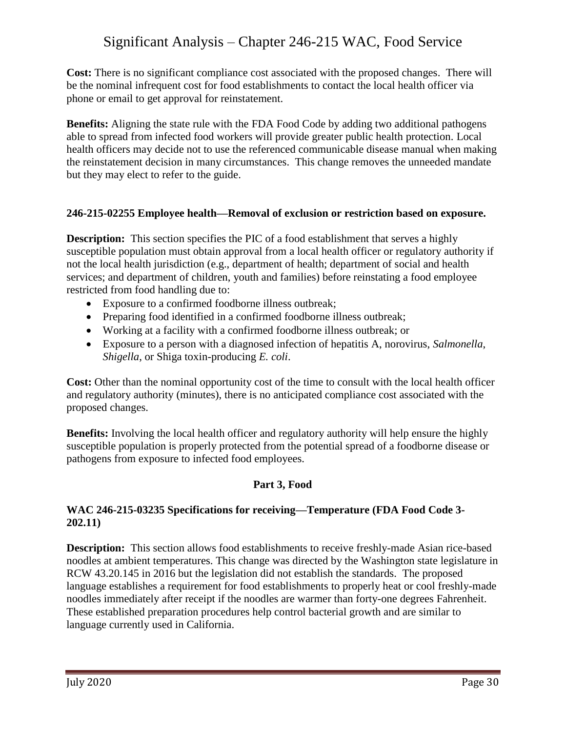**Cost:** There is no significant compliance cost associated with the proposed changes. There will be the nominal infrequent cost for food establishments to contact the local health officer via phone or email to get approval for reinstatement.

**Benefits:** Aligning the state rule with the FDA Food Code by adding two additional pathogens able to spread from infected food workers will provide greater public health protection. Local health officers may decide not to use the referenced communicable disease manual when making the reinstatement decision in many circumstances. This change removes the unneeded mandate but they may elect to refer to the guide.

### 246-215-02255 Employee health—Removal of exclusion or restriction based on exposure.

**Description:** This section specifies the PIC of a food establishment that serves a highly susceptible population must obtain approval from a local health officer or regulatory authority if not the local health jurisdiction (e.g., department of health; department of social and health services; and department of children, youth and families) before reinstating a food employee restricted from food handling due to:

- Exposure to a confirmed foodborne illness outbreak;
- Preparing food identified in a confirmed foodborne illness outbreak;
- Working at a facility with a confirmed foodborne illness outbreak; or
- Exposure to a person with a diagnosed infection of hepatitis A, norovirus, *Salmonella*, *Shigella*, or Shiga toxin-producing *E. coli*.

**Cost:** Other than the nominal opportunity cost of the time to consult with the local health officer and regulatory authority (minutes), there is no anticipated compliance cost associated with the proposed changes.

**Benefits:** Involving the local health officer and regulatory authority will help ensure the highly susceptible population is properly protected from the potential spread of a foodborne disease or pathogens from exposure to infected food employees.

## Part 3, Food

### WAC 246-215-03235 Specifications for receiving—Temperature (FDA Food Code 3-202.11)

**Description:** This section allows food establishments to receive freshly-made Asian rice-based noodles at ambient temperatures. This change was directed by the Washington state legislature in RCW 43.20.145 in 2016 but the legislation did not establish the standards. The proposed language establishes a requirement for food establishments to properly heat or cool freshly-made noodles immediately after receipt if the noodles are warmer than forty-one degrees Fahrenheit. These established preparation procedures help control bacterial growth and are similar to language currently used in California.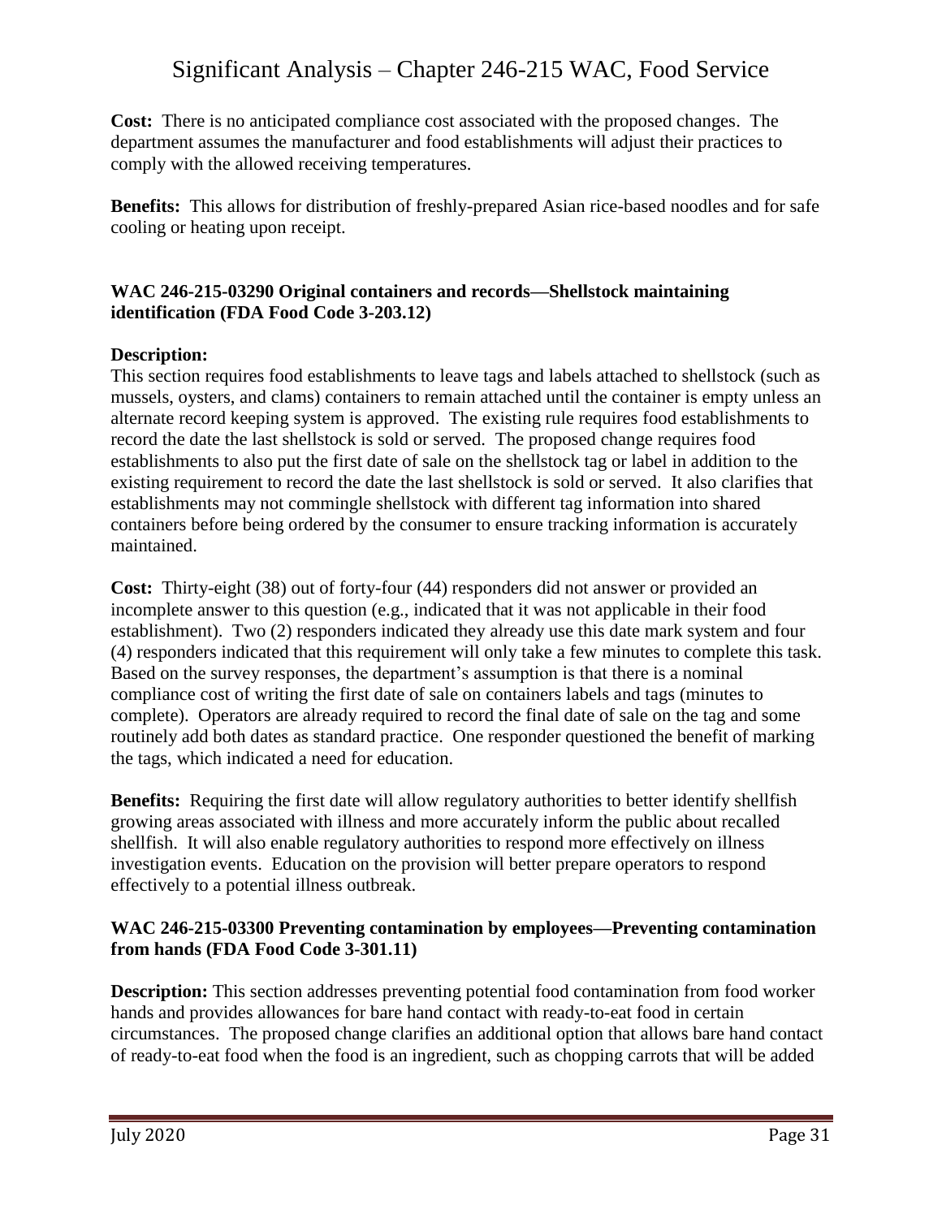**Cost:** There is no anticipated compliance cost associated with the proposed changes. The department assumes the manufacturer and food establishments will adjust their practices to comply with the allowed receiving temperatures.

**Benefits:** This allows for distribution of freshly-prepared Asian rice-based noodles and for safe cooling or heating upon receipt.

### WAC 246-215-03290 Original containers and records—Shellstock maintaining identification (FDA Food Code 3-203.12)

**Description:**
This section requires food establishments to leave tags and labels attached to shellstock (such as mussels, oysters, and clams) containers to remain attached until the container is empty unless an alternate record keeping system is approved. The existing rule requires food establishments to record the date the last shellstock is sold or served. The proposed change requires food establishments to also put the first date of sale on the shellstock tag or label in addition to the existing requirement to record the date the last shellstock is sold or served. It also clarifies that establishments may not commingle shellstock with different tag information into shared containers before being ordered by the consumer to ensure tracking information is accurately maintained.

**Cost:** Thirty-eight (38) out of forty-four (44) responders did not answer or provided an incomplete answer to this question (e.g., indicated that it was not applicable in their food establishment). Two (2) responders indicated they already use this date mark system and four (4) responders indicated that this requirement will only take a few minutes to complete this task. Based on the survey responses, the department's assumption is that there is a nominal compliance cost of writing the first date of sale on containers labels and tags (minutes to complete). Operators are already required to record the final date of sale on the tag and some routinely add both dates as standard practice. One responder questioned the benefit of marking the tags, which indicated a need for education.

**Benefits:** Requiring the first date will allow regulatory authorities to better identify shellfish growing areas associated with illness and more accurately inform the public about recalled shellfish. It will also enable regulatory authorities to respond more effectively on illness investigation events. Education on the provision will better prepare operators to respond effectively to a potential illness outbreak.

### WAC 246-215-03300 Preventing contamination by employees—Preventing contamination from hands (FDA Food Code 3-301.11)

**Description:** This section addresses preventing potential food contamination from food worker hands and provides allowances for bare hand contact with ready-to-eat food in certain circumstances. The proposed change clarifies an additional option that allows bare hand contact of ready-to-eat food when the food is an ingredient, such as chopping carrots that will be added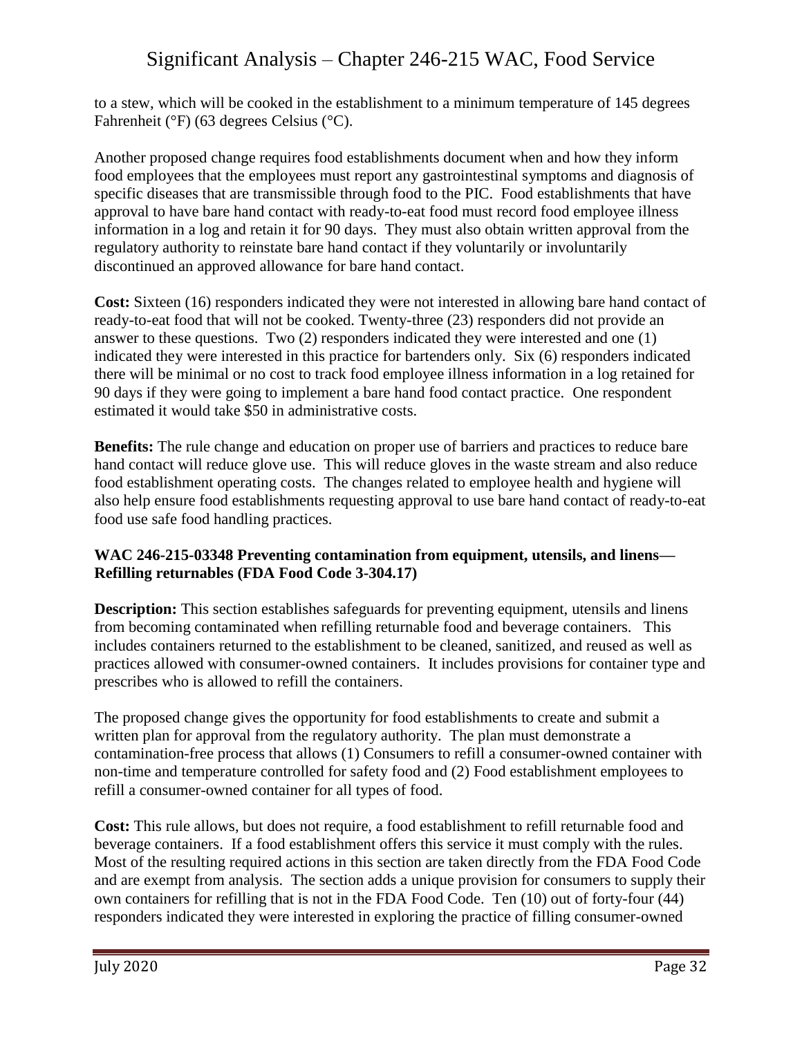to a stew, which will be cooked in the establishment to a minimum temperature of 145 degrees Fahrenheit (°F) (63 degrees Celsius (°C).

Another proposed change requires food establishments document when and how they inform food employees that the employees must report any gastrointestinal symptoms and diagnosis of specific diseases that are transmissible through food to the PIC. Food establishments that have approval to have bare hand contact with ready-to-eat food must record food employee illness information in a log and retain it for 90 days. They must also obtain written approval from the regulatory authority to reinstate bare hand contact if they voluntarily or involuntarily discontinued an approved allowance for bare hand contact.

**Cost:** Sixteen (16) responders indicated they were not interested in allowing bare hand contact of ready-to-eat food that will not be cooked. Twenty-three (23) responders did not provide an answer to these questions. Two (2) responders indicated they were interested and one (1) indicated they were interested in this practice for bartenders only. Six (6) responders indicated there will be minimal or no cost to track food employee illness information in a log retained for 90 days if they were going to implement a bare hand food contact practice. One respondent estimated it would take $50 in administrative costs.

**Benefits:** The rule change and education on proper use of barriers and practices to reduce bare hand contact will reduce glove use. This will reduce gloves in the waste stream and also reduce food establishment operating costs. The changes related to employee health and hygiene will also help ensure food establishments requesting approval to use bare hand contact of ready-to-eat food use safe food handling practices.

### WAC 246-215-03348 Preventing contamination from equipment, utensils, and linens—Refilling returnables (FDA Food Code 3-304.17)

**Description:** This section establishes safeguards for preventing equipment, utensils and linens from becoming contaminated when refilling returnable food and beverage containers. This includes containers returned to the establishment to be cleaned, sanitized, and reused as well as practices allowed with consumer-owned containers. It includes provisions for container type and prescribes who is allowed to refill the containers.

The proposed change gives the opportunity for food establishments to create and submit a written plan for approval from the regulatory authority. The plan must demonstrate a contamination-free process that allows (1) Consumers to refill a consumer-owned container with non-time and temperature controlled for safety food and (2) Food establishment employees to refill a consumer-owned container for all types of food.

**Cost:** This rule allows, but does not require, a food establishment to refill returnable food and beverage containers. If a food establishment offers this service it must comply with the rules. Most of the resulting required actions in this section are taken directly from the FDA Food Code and are exempt from analysis. The section adds a unique provision for consumers to supply their own containers for refilling that is not in the FDA Food Code. Ten (10) out of forty-four (44) responders indicated they were interested in exploring the practice of filling consumer-owned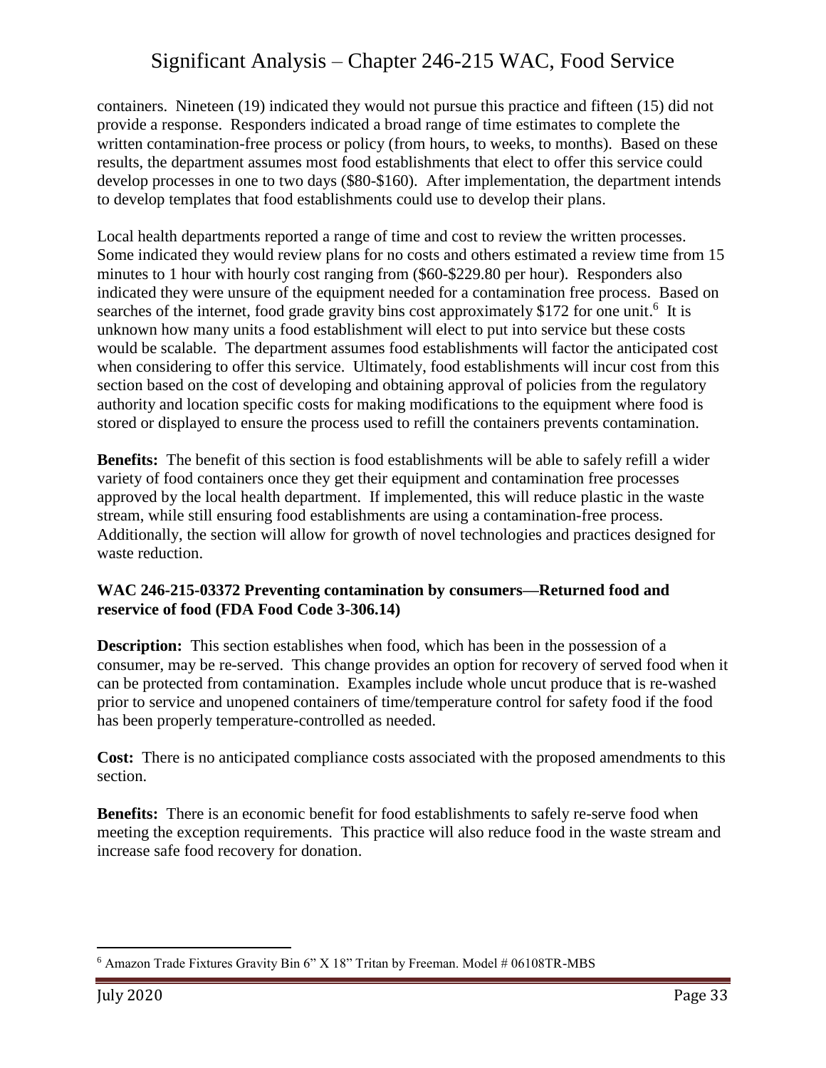containers. Nineteen (19) indicated they would not pursue this practice and fifteen (15) did not provide a response. Responders indicated a broad range of time estimates to complete the written contamination-free process or policy (from hours, to weeks, to months). Based on these results, the department assumes most food establishments that elect to offer this service could develop processes in one to two days ($80-$160). After implementation, the department intends to develop templates that food establishments could use to develop their plans.

Local health departments reported a range of time and cost to review the written processes. Some indicated they would review plans for no costs and others estimated a review time from 15 minutes to 1 hour with hourly cost ranging from ($60-$229.80 per hour). Responders also indicated they were unsure of the equipment needed for a contamination free process. Based on searches of the internet, food grade gravity bins cost approximately $172 for one unit.[6] It is unknown how many units a food establishment will elect to put into service but these costs would be scalable. The department assumes food establishments will factor the anticipated cost when considering to offer this service. Ultimately, food establishments will incur cost from this section based on the cost of developing and obtaining approval of policies from the regulatory authority and location specific costs for making modifications to the equipment where food is stored or displayed to ensure the process used to refill the containers prevents contamination.

**Benefits:** The benefit of this section is food establishments will be able to safely refill a wider variety of food containers once they get their equipment and contamination free processes approved by the local health department. If implemented, this will reduce plastic in the waste stream, while still ensuring food establishments are using a contamination-free process. Additionally, the section will allow for growth of novel technologies and practices designed for waste reduction.

### WAC 246-215-03372 Preventing contamination by consumers—Returned food and reservice of food (FDA Food Code 3-306.14)

**Description:** This section establishes when food, which has been in the possession of a consumer, may be re-served. This change provides an option for recovery of served food when it can be protected from contamination. Examples include whole uncut produce that is re-washed prior to service and unopened containers of time/temperature control for safety food if the food has been properly temperature-controlled as needed.

**Cost:** There is no anticipated compliance costs associated with the proposed amendments to this section.

**Benefits:** There is an economic benefit for food establishments to safely re-serve food when meeting the exception requirements. This practice will also reduce food in the waste stream and increase safe food recovery for donation.

---

[6] Amazon Trade Fixtures Gravity Bin 6" X 18" Tritan by Freeman. Model # 06108TR-MBS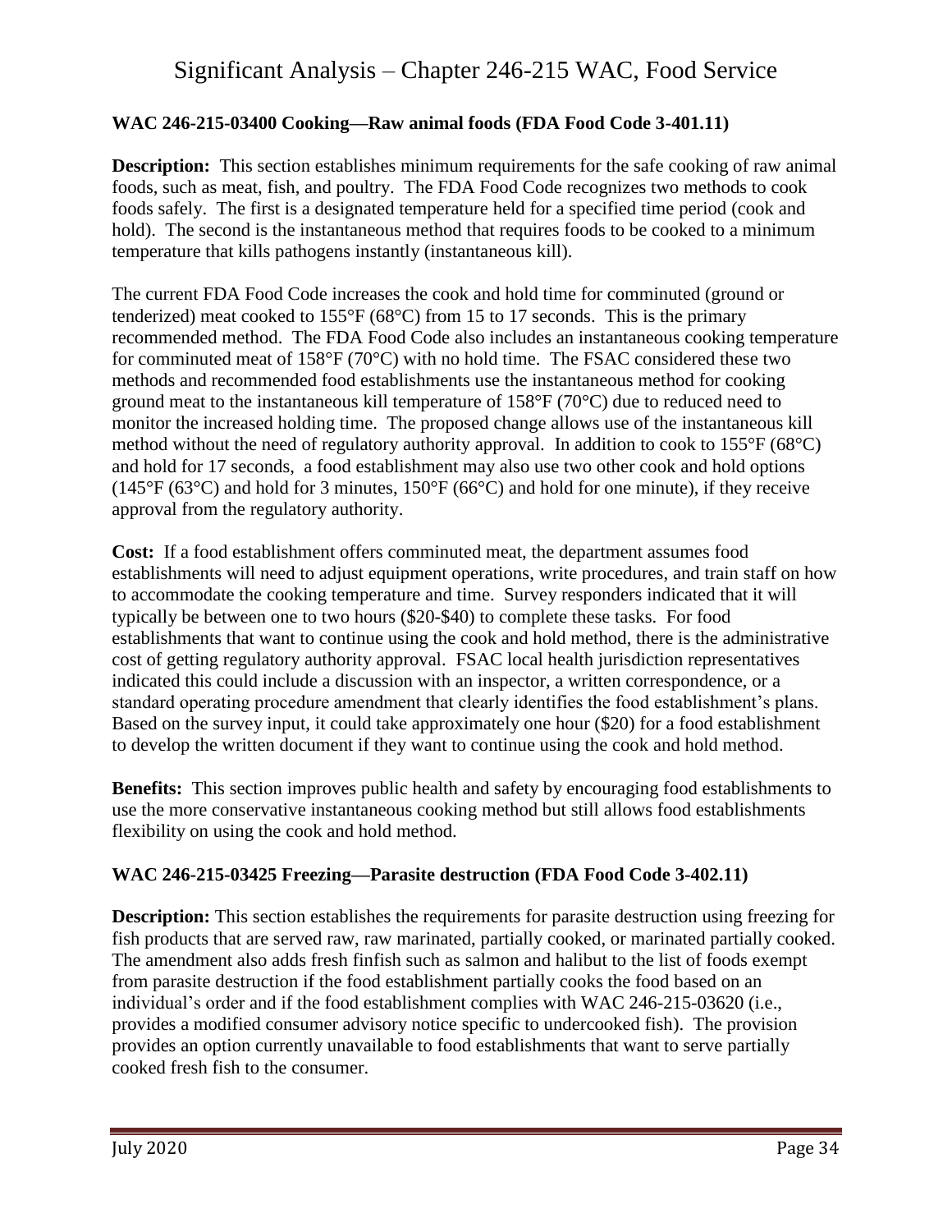### WAC 246-215-03400 Cooking—Raw animal foods (FDA Food Code 3-401.11)

**Description:** This section establishes minimum requirements for the safe cooking of raw animal foods, such as meat, fish, and poultry. The FDA Food Code recognizes two methods to cook foods safely. The first is a designated temperature held for a specified time period (cook and hold). The second is the instantaneous method that requires foods to be cooked to a minimum temperature that kills pathogens instantly (instantaneous kill).

The current FDA Food Code increases the cook and hold time for comminuted (ground or tenderized) meat cooked to 155°F (68°C) from 15 to 17 seconds. This is the primary recommended method. The FDA Food Code also includes an instantaneous cooking temperature for comminuted meat of 158°F (70°C) with no hold time. The FSAC considered these two methods and recommended food establishments use the instantaneous method for cooking ground meat to the instantaneous kill temperature of 158°F (70°C) due to reduced need to monitor the increased holding time. The proposed change allows use of the instantaneous kill method without the need of regulatory authority approval. In addition to cook to 155°F (68°C) and hold for 17 seconds, a food establishment may also use two other cook and hold options (145°F (63°C) and hold for 3 minutes, 150°F (66°C) and hold for one minute), if they receive approval from the regulatory authority.

**Cost:** If a food establishment offers comminuted meat, the department assumes food establishments will need to adjust equipment operations, write procedures, and train staff on how to accommodate the cooking temperature and time. Survey responders indicated that it will typically be between one to two hours ($20-$40) to complete these tasks. For food establishments that want to continue using the cook and hold method, there is the administrative cost of getting regulatory authority approval. FSAC local health jurisdiction representatives indicated this could include a discussion with an inspector, a written correspondence, or a standard operating procedure amendment that clearly identifies the food establishment's plans. Based on the survey input, it could take approximately one hour ($20) for a food establishment to develop the written document if they want to continue using the cook and hold method.

**Benefits:** This section improves public health and safety by encouraging food establishments to use the more conservative instantaneous cooking method but still allows food establishments flexibility on using the cook and hold method.

### WAC 246-215-03425 Freezing—Parasite destruction (FDA Food Code 3-402.11)

**Description:** This section establishes the requirements for parasite destruction using freezing for fish products that are served raw, raw marinated, partially cooked, or marinated partially cooked. The amendment also adds fresh finfish such as salmon and halibut to the list of foods exempt from parasite destruction if the food establishment partially cooks the food based on an individual's order and if the food establishment complies with WAC 246-215-03620 (i.e., provides a modified consumer advisory notice specific to undercooked fish). The provision provides an option currently unavailable to food establishments that want to serve partially cooked fresh fish to the consumer.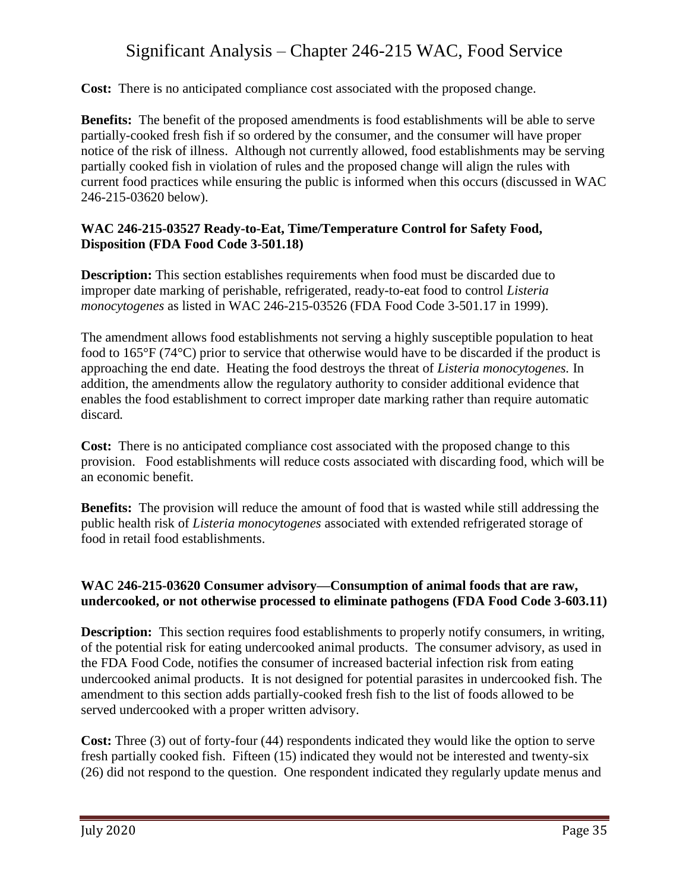**Cost:** There is no anticipated compliance cost associated with the proposed change.

**Benefits:** The benefit of the proposed amendments is food establishments will be able to serve partially-cooked fresh fish if so ordered by the consumer, and the consumer will have proper notice of the risk of illness. Although not currently allowed, food establishments may be serving partially cooked fish in violation of rules and the proposed change will align the rules with current food practices while ensuring the public is informed when this occurs (discussed in WAC 246-215-03620 below).

**WAC 246-215-03527 Ready-to-Eat, Time/Temperature Control for Safety Food, Disposition (FDA Food Code 3-501.18)**

**Description:** This section establishes requirements when food must be discarded due to improper date marking of perishable, refrigerated, ready-to-eat food to control *Listeria monocytogenes* as listed in WAC 246-215-03526 (FDA Food Code 3-501.17 in 1999).

The amendment allows food establishments not serving a highly susceptible population to heat food to 165°F (74°C) prior to service that otherwise would have to be discarded if the product is approaching the end date. Heating the food destroys the threat of *Listeria monocytogenes.* In addition, the amendments allow the regulatory authority to consider additional evidence that enables the food establishment to correct improper date marking rather than require automatic discard*.*

**Cost:** There is no anticipated compliance cost associated with the proposed change to this provision. Food establishments will reduce costs associated with discarding food, which will be an economic benefit.

**Benefits:** The provision will reduce the amount of food that is wasted while still addressing the public health risk of *Listeria monocytogenes* associated with extended refrigerated storage of food in retail food establishments.

**WAC 246-215-03620 Consumer advisory—Consumption of animal foods that are raw, undercooked, or not otherwise processed to eliminate pathogens (FDA Food Code 3-603.11)**

**Description:** This section requires food establishments to properly notify consumers, in writing, of the potential risk for eating undercooked animal products. The consumer advisory, as used in the FDA Food Code, notifies the consumer of increased bacterial infection risk from eating undercooked animal products. It is not designed for potential parasites in undercooked fish. The amendment to this section adds partially-cooked fresh fish to the list of foods allowed to be served undercooked with a proper written advisory.

**Cost:** Three (3) out of forty-four (44) respondents indicated they would like the option to serve fresh partially cooked fish. Fifteen (15) indicated they would not be interested and twenty-six (26) did not respond to the question. One respondent indicated they regularly update menus and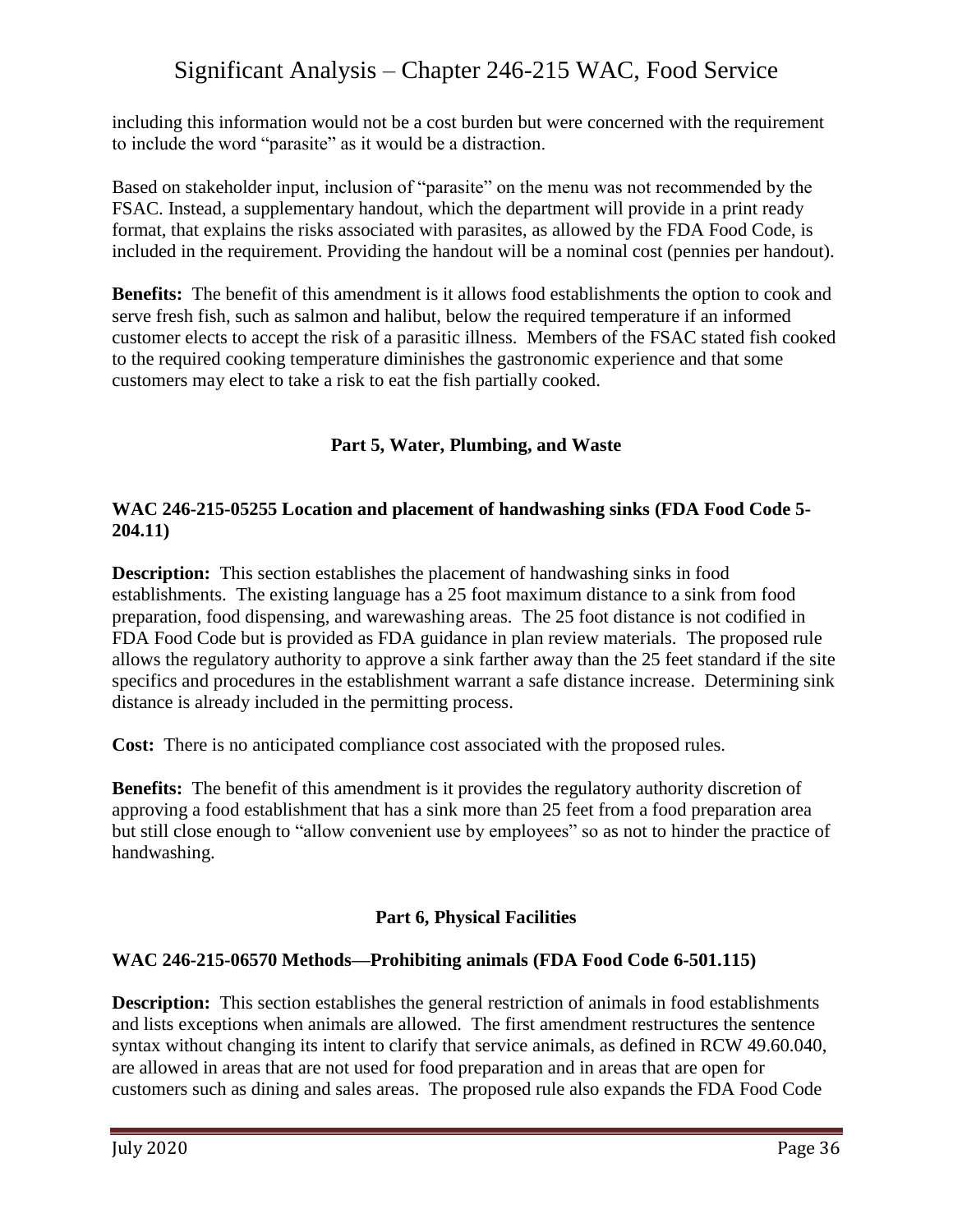including this information would not be a cost burden but were concerned with the requirement to include the word "parasite" as it would be a distraction.

Based on stakeholder input, inclusion of "parasite" on the menu was not recommended by the FSAC. Instead, a supplementary handout, which the department will provide in a print ready format, that explains the risks associated with parasites, as allowed by the FDA Food Code, is included in the requirement. Providing the handout will be a nominal cost (pennies per handout).

**Benefits:** The benefit of this amendment is it allows food establishments the option to cook and serve fresh fish, such as salmon and halibut, below the required temperature if an informed customer elects to accept the risk of a parasitic illness. Members of the FSAC stated fish cooked to the required cooking temperature diminishes the gastronomic experience and that some customers may elect to take a risk to eat the fish partially cooked.

## Part 5, Water, Plumbing, and Waste

### WAC 246-215-05255 Location and placement of handwashing sinks (FDA Food Code 5-204.11)

**Description:** This section establishes the placement of handwashing sinks in food establishments. The existing language has a 25 foot maximum distance to a sink from food preparation, food dispensing, and warewashing areas. The 25 foot distance is not codified in FDA Food Code but is provided as FDA guidance in plan review materials. The proposed rule allows the regulatory authority to approve a sink farther away than the 25 feet standard if the site specifics and procedures in the establishment warrant a safe distance increase. Determining sink distance is already included in the permitting process.

**Cost:** There is no anticipated compliance cost associated with the proposed rules.

**Benefits:** The benefit of this amendment is it provides the regulatory authority discretion of approving a food establishment that has a sink more than 25 feet from a food preparation area but still close enough to "allow convenient use by employees" so as not to hinder the practice of handwashing.

## Part 6, Physical Facilities

### WAC 246-215-06570 Methods—Prohibiting animals (FDA Food Code 6-501.115)

**Description:** This section establishes the general restriction of animals in food establishments and lists exceptions when animals are allowed. The first amendment restructures the sentence syntax without changing its intent to clarify that service animals, as defined in RCW 49.60.040, are allowed in areas that are not used for food preparation and in areas that are open for customers such as dining and sales areas. The proposed rule also expands the FDA Food Code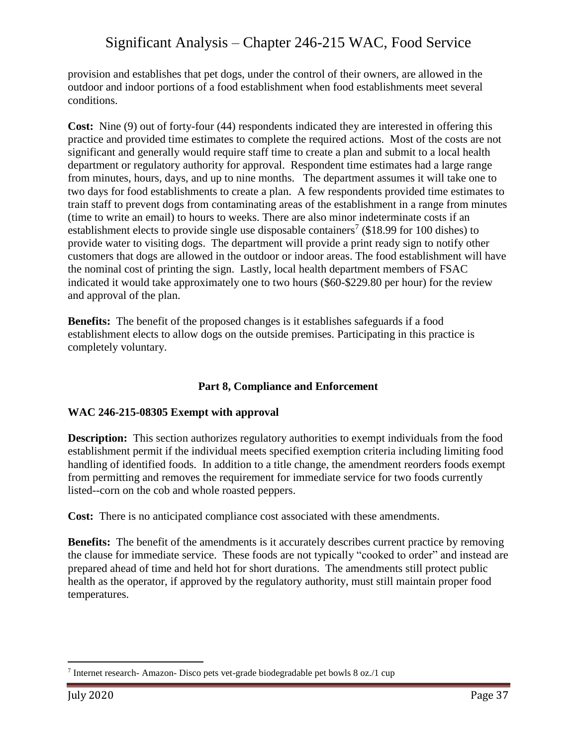provision and establishes that pet dogs, under the control of their owners, are allowed in the outdoor and indoor portions of a food establishment when food establishments meet several conditions.

**Cost:** Nine (9) out of forty-four (44) respondents indicated they are interested in offering this practice and provided time estimates to complete the required actions. Most of the costs are not significant and generally would require staff time to create a plan and submit to a local health department or regulatory authority for approval. Respondent time estimates had a large range from minutes, hours, days, and up to nine months. The department assumes it will take one to two days for food establishments to create a plan. A few respondents provided time estimates to train staff to prevent dogs from contaminating areas of the establishment in a range from minutes (time to write an email) to hours to weeks. There are also minor indeterminate costs if an establishment elects to provide single use disposable containers[7] ($18.99 for 100 dishes) to provide water to visiting dogs. The department will provide a print ready sign to notify other customers that dogs are allowed in the outdoor or indoor areas. The food establishment will have the nominal cost of printing the sign. Lastly, local health department members of FSAC indicated it would take approximately one to two hours ($60-$229.80 per hour) for the review and approval of the plan.

**Benefits:** The benefit of the proposed changes is it establishes safeguards if a food establishment elects to allow dogs on the outside premises. Participating in this practice is completely voluntary.

### Part 8, Compliance and Enforcement

#### WAC 246-215-08305 Exempt with approval

**Description:** This section authorizes regulatory authorities to exempt individuals from the food establishment permit if the individual meets specified exemption criteria including limiting food handling of identified foods. In addition to a title change, the amendment reorders foods exempt from permitting and removes the requirement for immediate service for two foods currently listed--corn on the cob and whole roasted peppers.

**Cost:** There is no anticipated compliance cost associated with these amendments.

**Benefits:** The benefit of the amendments is it accurately describes current practice by removing the clause for immediate service. These foods are not typically "cooked to order" and instead are prepared ahead of time and held hot for short durations. The amendments still protect public health as the operator, if approved by the regulatory authority, must still maintain proper food temperatures.

[7] Internet research- Amazon- Disco pets vet-grade biodegradable pet bowls 8 oz./1 cup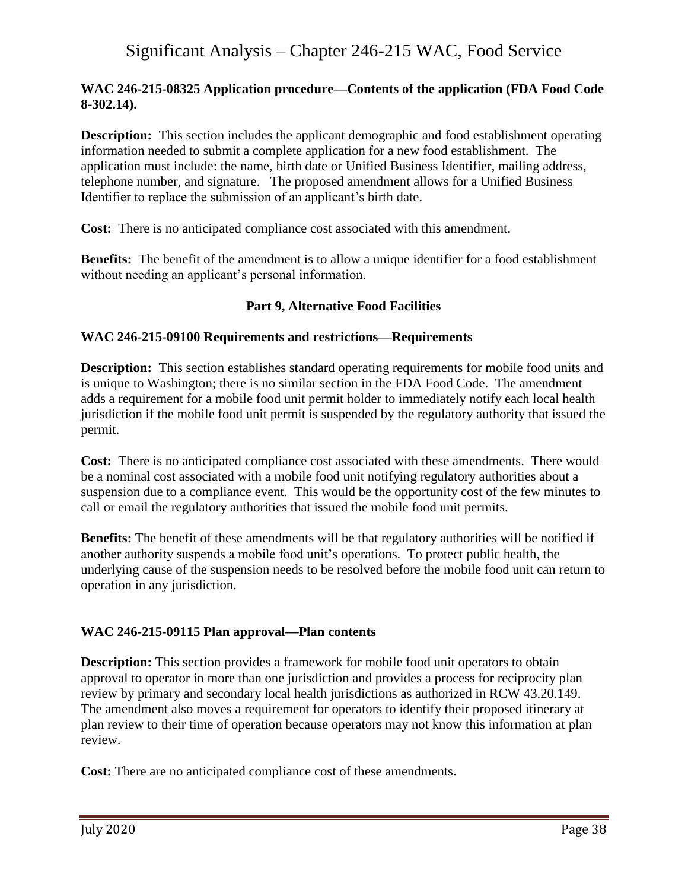**WAC 246-215-08325 Application procedure—Contents of the application (FDA Food Code 8-302.14).**

**Description:** This section includes the applicant demographic and food establishment operating information needed to submit a complete application for a new food establishment. The application must include: the name, birth date or Unified Business Identifier, mailing address, telephone number, and signature. The proposed amendment allows for a Unified Business Identifier to replace the submission of an applicant's birth date.

**Cost:** There is no anticipated compliance cost associated with this amendment.

**Benefits:** The benefit of the amendment is to allow a unique identifier for a food establishment without needing an applicant's personal information.

## Part 9, Alternative Food Facilities

**WAC 246-215-09100 Requirements and restrictions—Requirements**

**Description:** This section establishes standard operating requirements for mobile food units and is unique to Washington; there is no similar section in the FDA Food Code. The amendment adds a requirement for a mobile food unit permit holder to immediately notify each local health jurisdiction if the mobile food unit permit is suspended by the regulatory authority that issued the permit.

**Cost:** There is no anticipated compliance cost associated with these amendments. There would be a nominal cost associated with a mobile food unit notifying regulatory authorities about a suspension due to a compliance event. This would be the opportunity cost of the few minutes to call or email the regulatory authorities that issued the mobile food unit permits.

**Benefits:** The benefit of these amendments will be that regulatory authorities will be notified if another authority suspends a mobile food unit's operations. To protect public health, the underlying cause of the suspension needs to be resolved before the mobile food unit can return to operation in any jurisdiction.

**WAC 246-215-09115 Plan approval—Plan contents**

**Description:** This section provides a framework for mobile food unit operators to obtain approval to operator in more than one jurisdiction and provides a process for reciprocity plan review by primary and secondary local health jurisdictions as authorized in RCW 43.20.149. The amendment also moves a requirement for operators to identify their proposed itinerary at plan review to their time of operation because operators may not know this information at plan review.

**Cost:** There are no anticipated compliance cost of these amendments.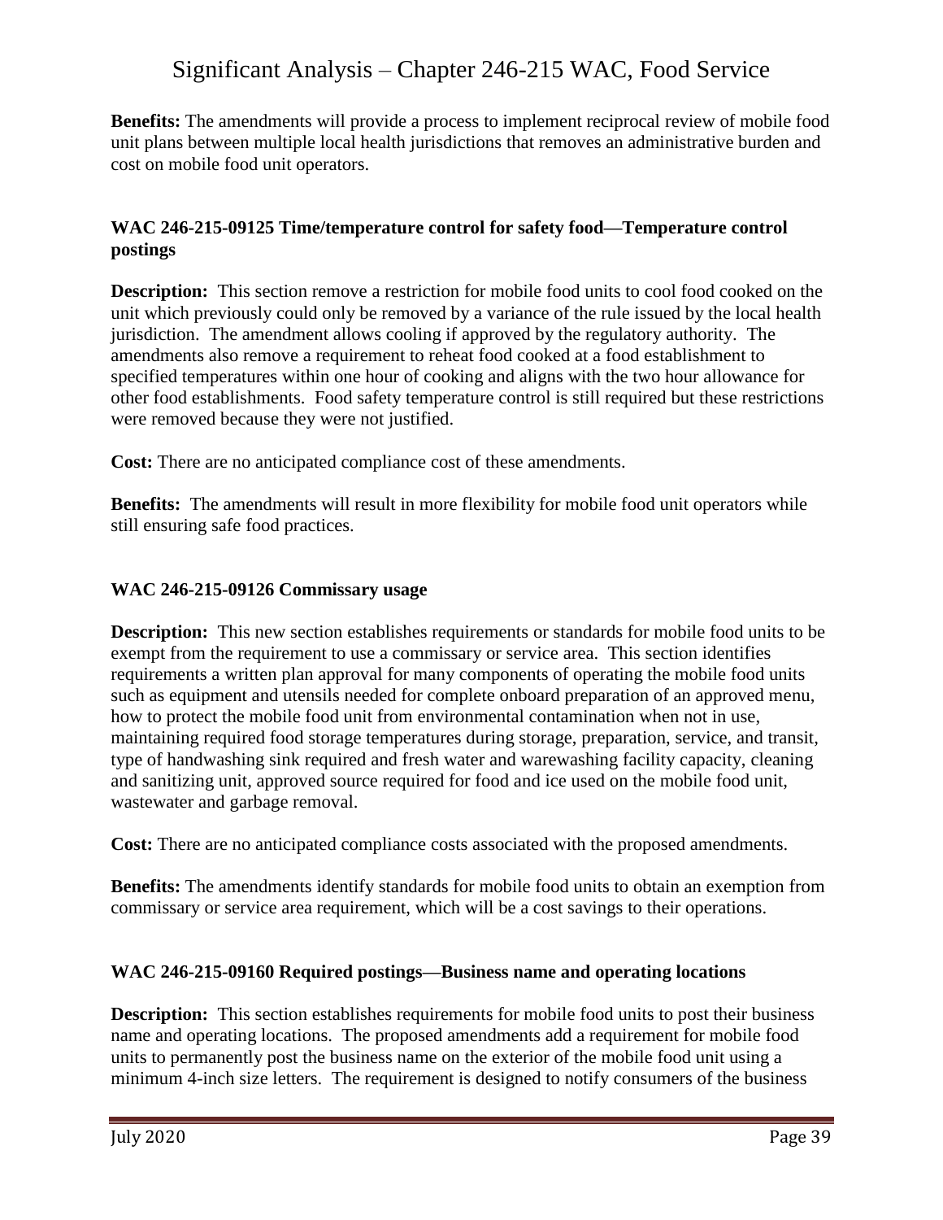**Benefits:** The amendments will provide a process to implement reciprocal review of mobile food unit plans between multiple local health jurisdictions that removes an administrative burden and cost on mobile food unit operators.

### WAC 246-215-09125 Time/temperature control for safety food—Temperature control postings

**Description:** This section remove a restriction for mobile food units to cool food cooked on the unit which previously could only be removed by a variance of the rule issued by the local health jurisdiction. The amendment allows cooling if approved by the regulatory authority. The amendments also remove a requirement to reheat food cooked at a food establishment to specified temperatures within one hour of cooking and aligns with the two hour allowance for other food establishments. Food safety temperature control is still required but these restrictions were removed because they were not justified.

**Cost:** There are no anticipated compliance cost of these amendments.

**Benefits:** The amendments will result in more flexibility for mobile food unit operators while still ensuring safe food practices.

### WAC 246-215-09126 Commissary usage

**Description:** This new section establishes requirements or standards for mobile food units to be exempt from the requirement to use a commissary or service area. This section identifies requirements a written plan approval for many components of operating the mobile food units such as equipment and utensils needed for complete onboard preparation of an approved menu, how to protect the mobile food unit from environmental contamination when not in use, maintaining required food storage temperatures during storage, preparation, service, and transit, type of handwashing sink required and fresh water and warewashing facility capacity, cleaning and sanitizing unit, approved source required for food and ice used on the mobile food unit, wastewater and garbage removal.

**Cost:** There are no anticipated compliance costs associated with the proposed amendments.

**Benefits:** The amendments identify standards for mobile food units to obtain an exemption from commissary or service area requirement, which will be a cost savings to their operations.

### WAC 246-215-09160 Required postings—Business name and operating locations

**Description:** This section establishes requirements for mobile food units to post their business name and operating locations. The proposed amendments add a requirement for mobile food units to permanently post the business name on the exterior of the mobile food unit using a minimum 4-inch size letters. The requirement is designed to notify consumers of the business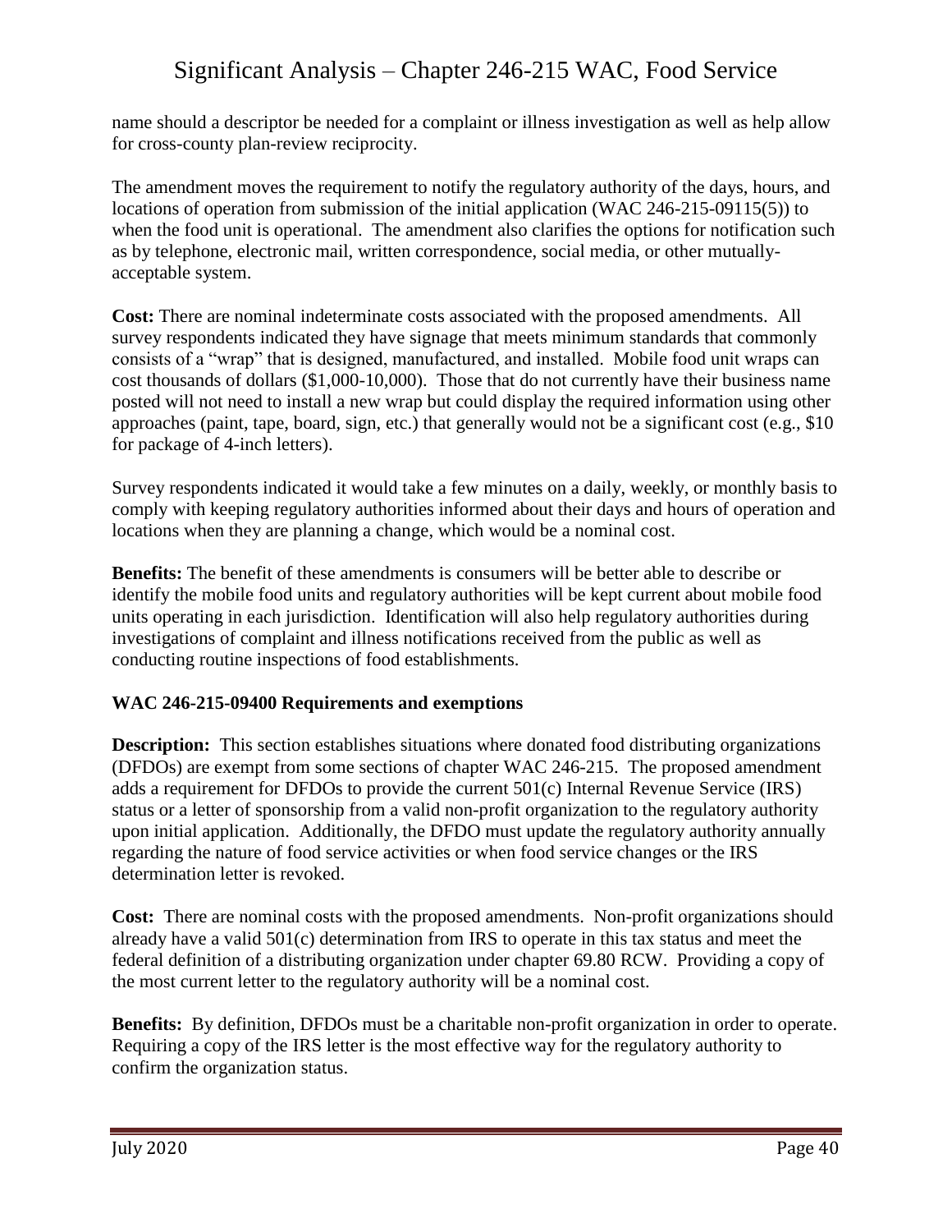name should a descriptor be needed for a complaint or illness investigation as well as help allow for cross-county plan-review reciprocity.

The amendment moves the requirement to notify the regulatory authority of the days, hours, and locations of operation from submission of the initial application (WAC 246-215-09115(5)) to when the food unit is operational. The amendment also clarifies the options for notification such as by telephone, electronic mail, written correspondence, social media, or other mutually-acceptable system.

**Cost:** There are nominal indeterminate costs associated with the proposed amendments. All survey respondents indicated they have signage that meets minimum standards that commonly consists of a "wrap" that is designed, manufactured, and installed. Mobile food unit wraps can cost thousands of dollars ($1,000-10,000). Those that do not currently have their business name posted will not need to install a new wrap but could display the required information using other approaches (paint, tape, board, sign, etc.) that generally would not be a significant cost (e.g., $10 for package of 4-inch letters).

Survey respondents indicated it would take a few minutes on a daily, weekly, or monthly basis to comply with keeping regulatory authorities informed about their days and hours of operation and locations when they are planning a change, which would be a nominal cost.

**Benefits:** The benefit of these amendments is consumers will be better able to describe or identify the mobile food units and regulatory authorities will be kept current about mobile food units operating in each jurisdiction. Identification will also help regulatory authorities during investigations of complaint and illness notifications received from the public as well as conducting routine inspections of food establishments.

### WAC 246-215-09400 Requirements and exemptions

**Description:** This section establishes situations where donated food distributing organizations (DFDOs) are exempt from some sections of chapter WAC 246-215. The proposed amendment adds a requirement for DFDOs to provide the current 501(c) Internal Revenue Service (IRS) status or a letter of sponsorship from a valid non-profit organization to the regulatory authority upon initial application. Additionally, the DFDO must update the regulatory authority annually regarding the nature of food service activities or when food service changes or the IRS determination letter is revoked.

**Cost:** There are nominal costs with the proposed amendments. Non-profit organizations should already have a valid 501(c) determination from IRS to operate in this tax status and meet the federal definition of a distributing organization under chapter 69.80 RCW. Providing a copy of the most current letter to the regulatory authority will be a nominal cost.

**Benefits:** By definition, DFDOs must be a charitable non-profit organization in order to operate. Requiring a copy of the IRS letter is the most effective way for the regulatory authority to confirm the organization status.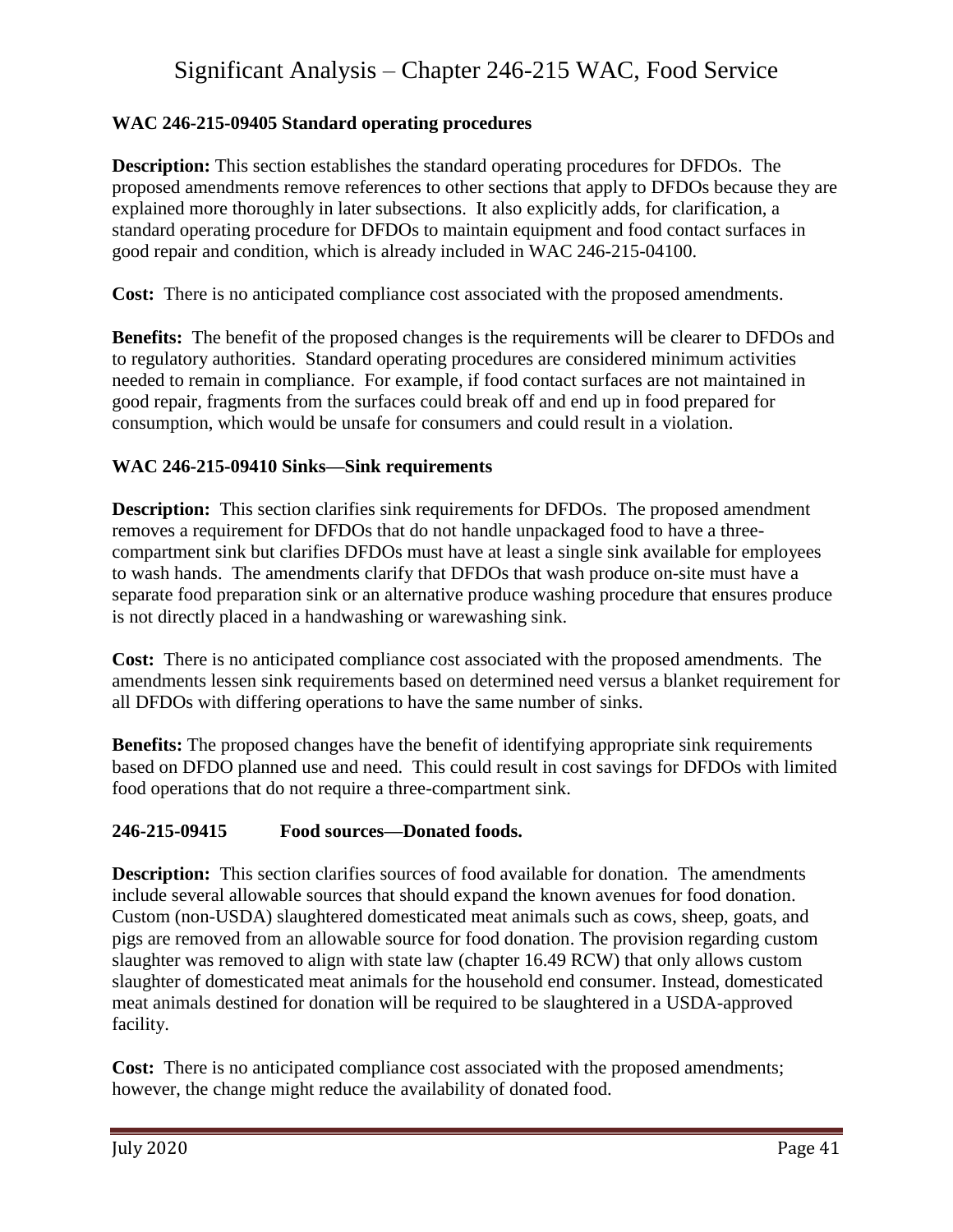### WAC 246-215-09405 Standard operating procedures

**Description:** This section establishes the standard operating procedures for DFDOs. The proposed amendments remove references to other sections that apply to DFDOs because they are explained more thoroughly in later subsections. It also explicitly adds, for clarification, a standard operating procedure for DFDOs to maintain equipment and food contact surfaces in good repair and condition, which is already included in WAC 246-215-04100.

**Cost:** There is no anticipated compliance cost associated with the proposed amendments.

**Benefits:** The benefit of the proposed changes is the requirements will be clearer to DFDOs and to regulatory authorities. Standard operating procedures are considered minimum activities needed to remain in compliance. For example, if food contact surfaces are not maintained in good repair, fragments from the surfaces could break off and end up in food prepared for consumption, which would be unsafe for consumers and could result in a violation.

### WAC 246-215-09410 Sinks—Sink requirements

**Description:** This section clarifies sink requirements for DFDOs. The proposed amendment removes a requirement for DFDOs that do not handle unpackaged food to have a three-compartment sink but clarifies DFDOs must have at least a single sink available for employees to wash hands. The amendments clarify that DFDOs that wash produce on-site must have a separate food preparation sink or an alternative produce washing procedure that ensures produce is not directly placed in a handwashing or warewashing sink.

**Cost:** There is no anticipated compliance cost associated with the proposed amendments. The amendments lessen sink requirements based on determined need versus a blanket requirement for all DFDOs with differing operations to have the same number of sinks.

**Benefits:** The proposed changes have the benefit of identifying appropriate sink requirements based on DFDO planned use and need. This could result in cost savings for DFDOs with limited food operations that do not require a three-compartment sink.

### 246-215-09415 Food sources—Donated foods.

**Description:** This section clarifies sources of food available for donation. The amendments include several allowable sources that should expand the known avenues for food donation. Custom (non-USDA) slaughtered domesticated meat animals such as cows, sheep, goats, and pigs are removed from an allowable source for food donation. The provision regarding custom slaughter was removed to align with state law (chapter 16.49 RCW) that only allows custom slaughter of domesticated meat animals for the household end consumer. Instead, domesticated meat animals destined for donation will be required to be slaughtered in a USDA-approved facility.

**Cost:** There is no anticipated compliance cost associated with the proposed amendments; however, the change might reduce the availability of donated food.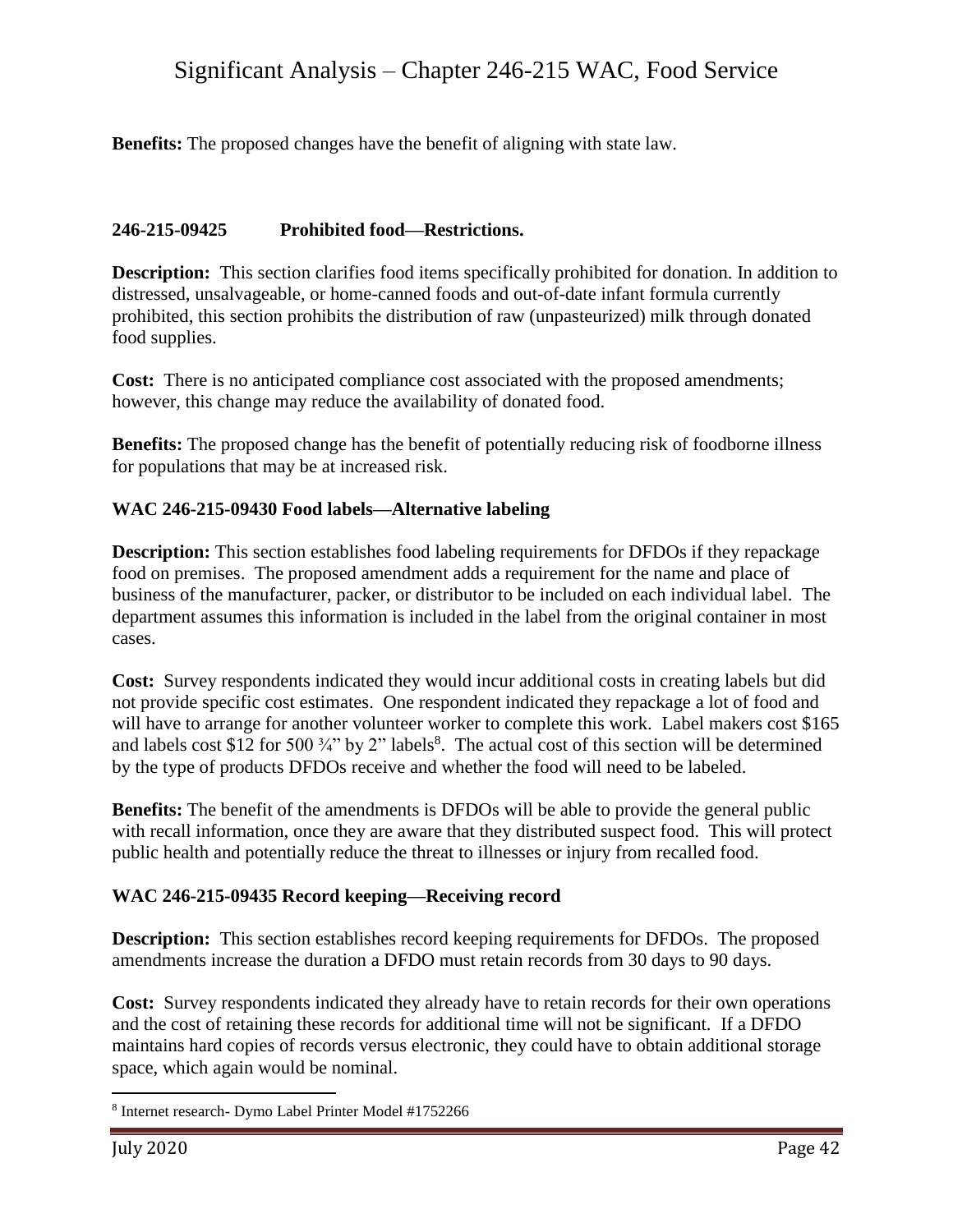**Benefits:** The proposed changes have the benefit of aligning with state law.

### 246-215-09425 Prohibited food—Restrictions.

**Description:** This section clarifies food items specifically prohibited for donation. In addition to distressed, unsalvageable, or home-canned foods and out-of-date infant formula currently prohibited, this section prohibits the distribution of raw (unpasteurized) milk through donated food supplies.

**Cost:** There is no anticipated compliance cost associated with the proposed amendments; however, this change may reduce the availability of donated food.

**Benefits:** The proposed change has the benefit of potentially reducing risk of foodborne illness for populations that may be at increased risk.

### WAC 246-215-09430 Food labels—Alternative labeling

**Description:** This section establishes food labeling requirements for DFDOs if they repackage food on premises. The proposed amendment adds a requirement for the name and place of business of the manufacturer, packer, or distributor to be included on each individual label. The department assumes this information is included in the label from the original container in most cases.

**Cost:** Survey respondents indicated they would incur additional costs in creating labels but did not provide specific cost estimates. One respondent indicated they repackage a lot of food and will have to arrange for another volunteer worker to complete this work. Label makers cost $165 and labels cost $12 for 500 ¾" by 2" labels[8]. The actual cost of this section will be determined by the type of products DFDOs receive and whether the food will need to be labeled.

**Benefits:** The benefit of the amendments is DFDOs will be able to provide the general public with recall information, once they are aware that they distributed suspect food. This will protect public health and potentially reduce the threat to illnesses or injury from recalled food.

### WAC 246-215-09435 Record keeping—Receiving record

**Description:** This section establishes record keeping requirements for DFDOs. The proposed amendments increase the duration a DFDO must retain records from 30 days to 90 days.

**Cost:** Survey respondents indicated they already have to retain records for their own operations and the cost of retaining these records for additional time will not be significant. If a DFDO maintains hard copies of records versus electronic, they could have to obtain additional storage space, which again would be nominal.

[8] Internet research- Dymo Label Printer Model #1752266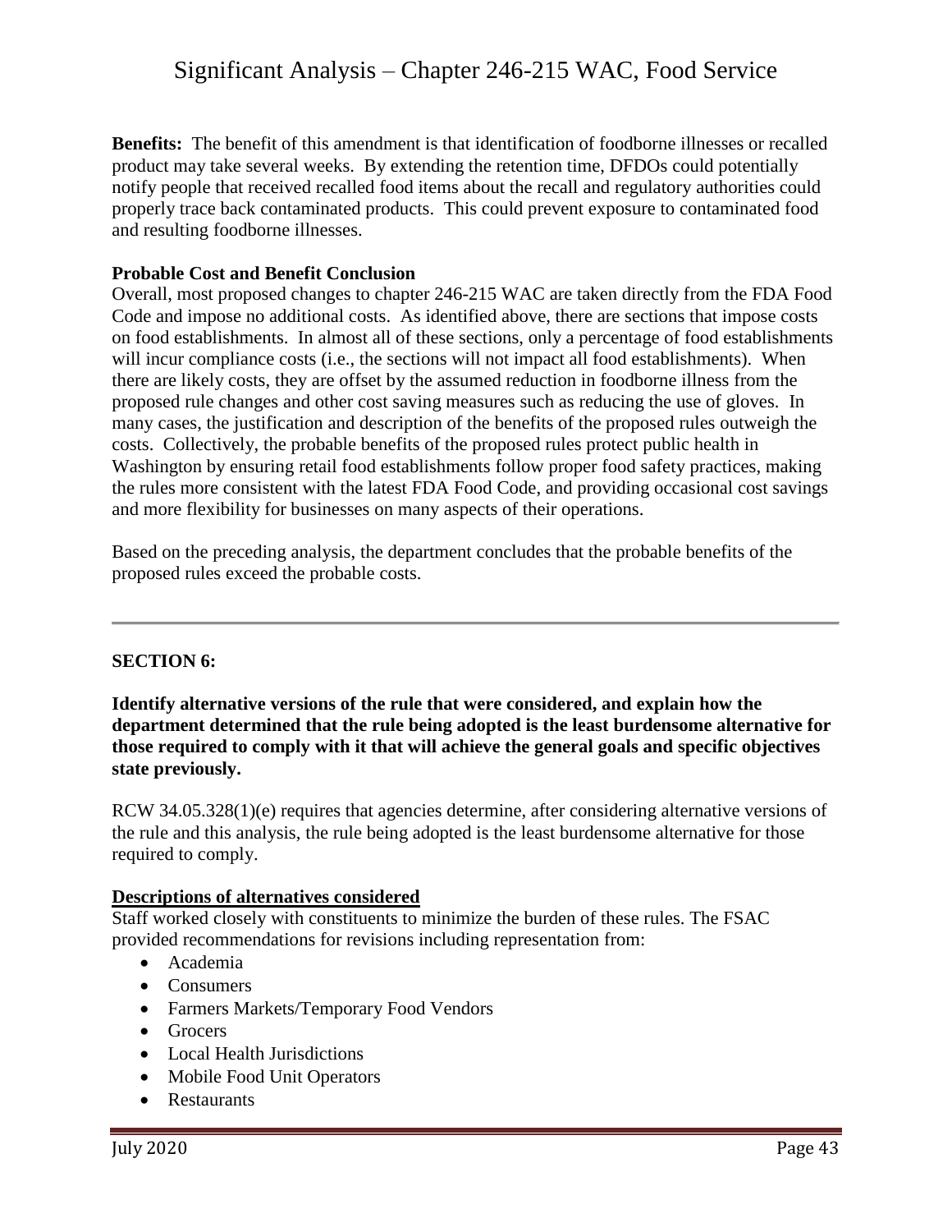**Benefits:** The benefit of this amendment is that identification of foodborne illnesses or recalled product may take several weeks. By extending the retention time, DFDOs could potentially notify people that received recalled food items about the recall and regulatory authorities could properly trace back contaminated products. This could prevent exposure to contaminated food and resulting foodborne illnesses.

**Probable Cost and Benefit Conclusion**

Overall, most proposed changes to chapter 246-215 WAC are taken directly from the FDA Food Code and impose no additional costs. As identified above, there are sections that impose costs on food establishments. In almost all of these sections, only a percentage of food establishments will incur compliance costs (i.e., the sections will not impact all food establishments). When there are likely costs, they are offset by the assumed reduction in foodborne illness from the proposed rule changes and other cost saving measures such as reducing the use of gloves. In many cases, the justification and description of the benefits of the proposed rules outweigh the costs. Collectively, the probable benefits of the proposed rules protect public health in Washington by ensuring retail food establishments follow proper food safety practices, making the rules more consistent with the latest FDA Food Code, and providing occasional cost savings and more flexibility for businesses on many aspects of their operations.

Based on the preceding analysis, the department concludes that the probable benefits of the proposed rules exceed the probable costs.

---

**SECTION 6:**

**Identify alternative versions of the rule that were considered, and explain how the department determined that the rule being adopted is the least burdensome alternative for those required to comply with it that will achieve the general goals and specific objectives state previously.**

RCW 34.05.328(1)(e) requires that agencies determine, after considering alternative versions of the rule and this analysis, the rule being adopted is the least burdensome alternative for those required to comply.

**Descriptions of alternatives considered**

Staff worked closely with constituents to minimize the burden of these rules. The FSAC provided recommendations for revisions including representation from:

- Academia
- Consumers
- Farmers Markets/Temporary Food Vendors
- Grocers
- Local Health Jurisdictions
- Mobile Food Unit Operators
- Restaurants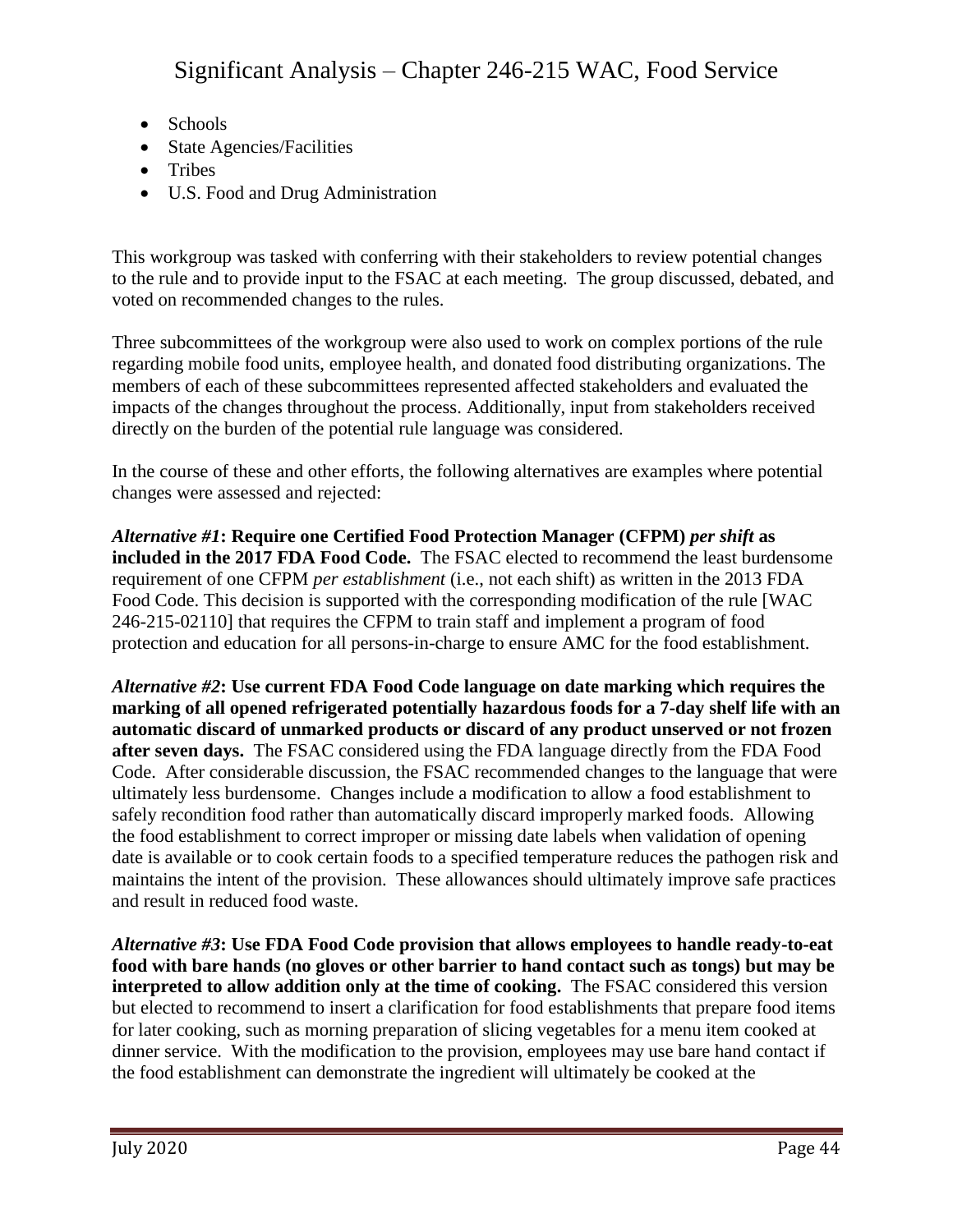- Schools
- State Agencies/Facilities
- Tribes
- U.S. Food and Drug Administration

This workgroup was tasked with conferring with their stakeholders to review potential changes to the rule and to provide input to the FSAC at each meeting. The group discussed, debated, and voted on recommended changes to the rules.

Three subcommittees of the workgroup were also used to work on complex portions of the rule regarding mobile food units, employee health, and donated food distributing organizations. The members of each of these subcommittees represented affected stakeholders and evaluated the impacts of the changes throughout the process. Additionally, input from stakeholders received directly on the burden of the potential rule language was considered.

In the course of these and other efforts, the following alternatives are examples where potential changes were assessed and rejected:

***Alternative #1*: Require one Certified Food Protection Manager (CFPM) *per shift* as included in the 2017 FDA Food Code.** The FSAC elected to recommend the least burdensome requirement of one CFPM *per establishment* (i.e., not each shift) as written in the 2013 FDA Food Code. This decision is supported with the corresponding modification of the rule [WAC 246-215-02110] that requires the CFPM to train staff and implement a program of food protection and education for all persons-in-charge to ensure AMC for the food establishment.

***Alternative #2*: Use current FDA Food Code language on date marking which requires the marking of all opened refrigerated potentially hazardous foods for a 7-day shelf life with an automatic discard of unmarked products or discard of any product unserved or not frozen after seven days.** The FSAC considered using the FDA language directly from the FDA Food Code. After considerable discussion, the FSAC recommended changes to the language that were ultimately less burdensome. Changes include a modification to allow a food establishment to safely recondition food rather than automatically discard improperly marked foods. Allowing the food establishment to correct improper or missing date labels when validation of opening date is available or to cook certain foods to a specified temperature reduces the pathogen risk and maintains the intent of the provision. These allowances should ultimately improve safe practices and result in reduced food waste.

***Alternative #3*: Use FDA Food Code provision that allows employees to handle ready-to-eat food with bare hands (no gloves or other barrier to hand contact such as tongs) but may be interpreted to allow addition only at the time of cooking.** The FSAC considered this version but elected to recommend to insert a clarification for food establishments that prepare food items for later cooking, such as morning preparation of slicing vegetables for a menu item cooked at dinner service. With the modification to the provision, employees may use bare hand contact if the food establishment can demonstrate the ingredient will ultimately be cooked at the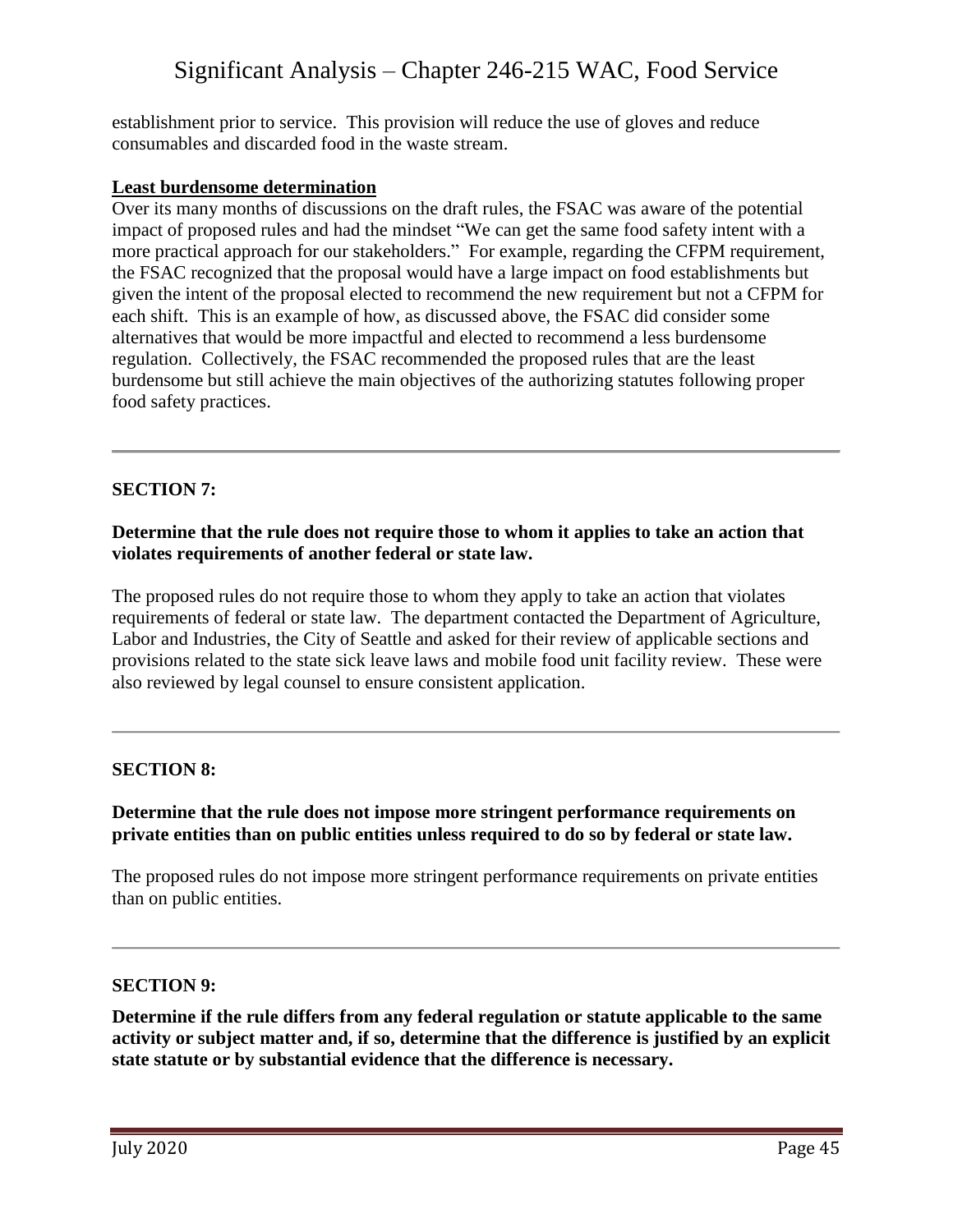establishment prior to service. This provision will reduce the use of gloves and reduce consumables and discarded food in the waste stream.

**Least burdensome determination**

Over its many months of discussions on the draft rules, the FSAC was aware of the potential impact of proposed rules and had the mindset "We can get the same food safety intent with a more practical approach for our stakeholders." For example, regarding the CFPM requirement, the FSAC recognized that the proposal would have a large impact on food establishments but given the intent of the proposal elected to recommend the new requirement but not a CFPM for each shift. This is an example of how, as discussed above, the FSAC did consider some alternatives that would be more impactful and elected to recommend a less burdensome regulation. Collectively, the FSAC recommended the proposed rules that are the least burdensome but still achieve the main objectives of the authorizing statutes following proper food safety practices.

---

**SECTION 7:**

**Determine that the rule does not require those to whom it applies to take an action that violates requirements of another federal or state law.**

The proposed rules do not require those to whom they apply to take an action that violates requirements of federal or state law. The department contacted the Department of Agriculture, Labor and Industries, the City of Seattle and asked for their review of applicable sections and provisions related to the state sick leave laws and mobile food unit facility review. These were also reviewed by legal counsel to ensure consistent application.

---

**SECTION 8:**

**Determine that the rule does not impose more stringent performance requirements on private entities than on public entities unless required to do so by federal or state law.**

The proposed rules do not impose more stringent performance requirements on private entities than on public entities.

---

**SECTION 9:**

**Determine if the rule differs from any federal regulation or statute applicable to the same activity or subject matter and, if so, determine that the difference is justified by an explicit state statute or by substantial evidence that the difference is necessary.**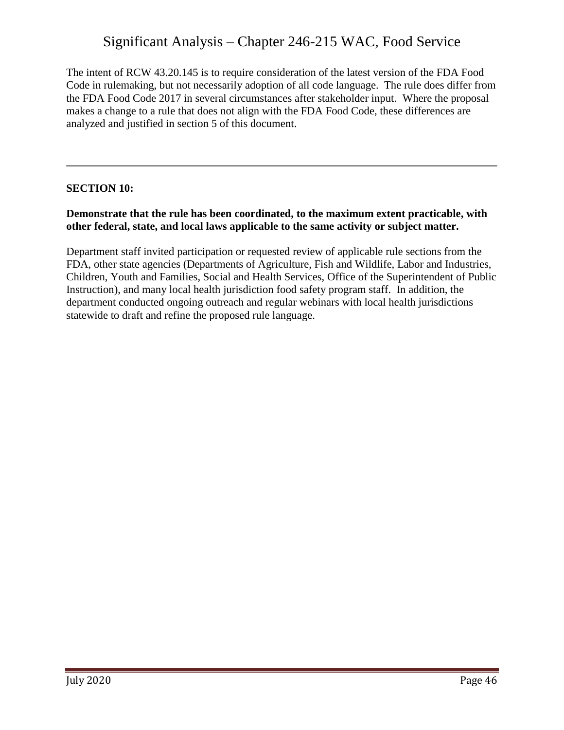The intent of RCW 43.20.145 is to require consideration of the latest version of the FDA Food Code in rulemaking, but not necessarily adoption of all code language. The rule does differ from the FDA Food Code 2017 in several circumstances after stakeholder input. Where the proposal makes a change to a rule that does not align with the FDA Food Code, these differences are analyzed and justified in section 5 of this document.

---

**SECTION 10:**

**Demonstrate that the rule has been coordinated, to the maximum extent practicable, with other federal, state, and local laws applicable to the same activity or subject matter.**

Department staff invited participation or requested review of applicable rule sections from the FDA, other state agencies (Departments of Agriculture, Fish and Wildlife, Labor and Industries, Children, Youth and Families, Social and Health Services, Office of the Superintendent of Public Instruction), and many local health jurisdiction food safety program staff. In addition, the department conducted ongoing outreach and regular webinars with local health jurisdictions statewide to draft and refine the proposed rule language.